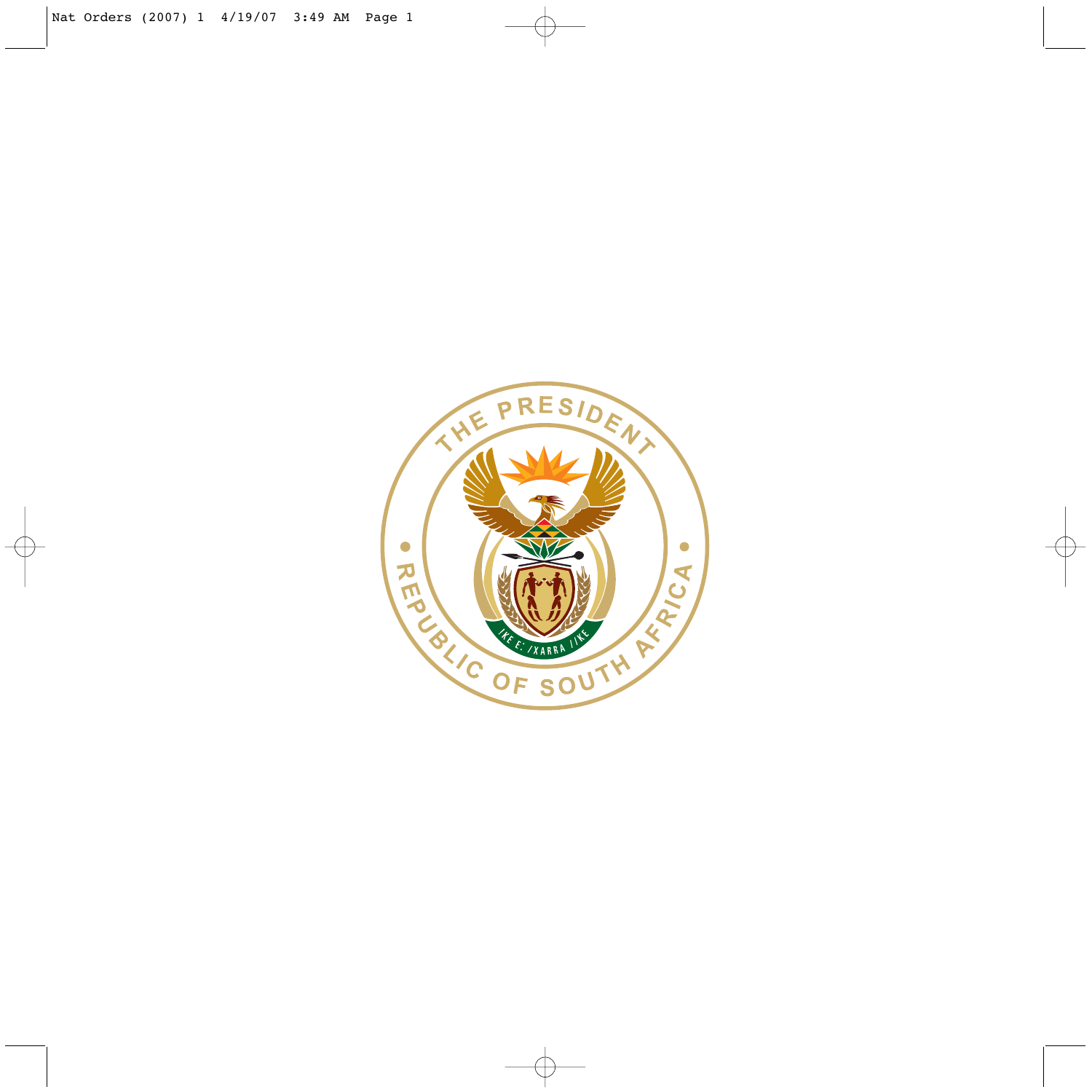THE PRESIDENT

REPUBLIC OF SOUTH AFRICA

!KE E: /XARRA //KE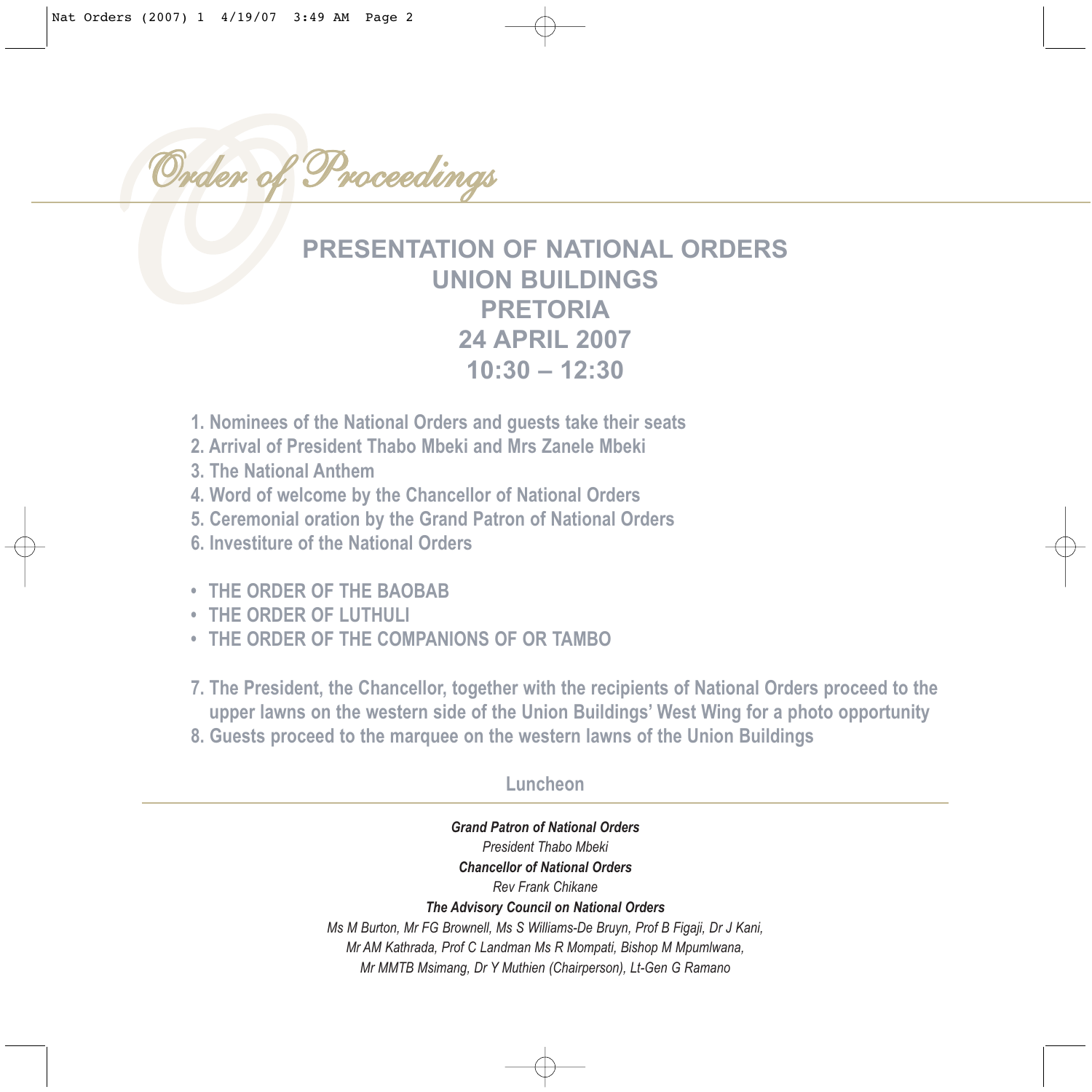# Order of Proceedings

## PRESENTATION OF NATIONAL ORDERS
## UNION BUILDINGS
## PRETORIA
## 24 APRIL 2007
## 10:30 – 12:30

1. Nominees of the National Orders and guests take their seats
2. Arrival of President Thabo Mbeki and Mrs Zanele Mbeki
3. The National Anthem
4. Word of welcome by the Chancellor of National Orders
5. Ceremonial oration by the Grand Patron of National Orders
6. Investiture of the National Orders

- THE ORDER OF THE BAOBAB
- THE ORDER OF LUTHULI
- THE ORDER OF THE COMPANIONS OF OR TAMBO

7. The President, the Chancellor, together with the recipients of National Orders proceed to the upper lawns on the western side of the Union Buildings' West Wing for a photo opportunity
8. Guests proceed to the marquee on the western lawns of the Union Buildings

Luncheon

***Grand Patron of National Orders***
*President Thabo Mbeki*
***Chancellor of National Orders***
*Rev Frank Chikane*
***The Advisory Council on National Orders***
*Ms M Burton, Mr FG Brownell, Ms S Williams-De Bruyn, Prof B Figaji, Dr J Kani, Mr AM Kathrada, Prof C Landman Ms R Mompati, Bishop M Mpumlwana, Mr MMTB Msimang, Dr Y Muthien (Chairperson), Lt-Gen G Ramano*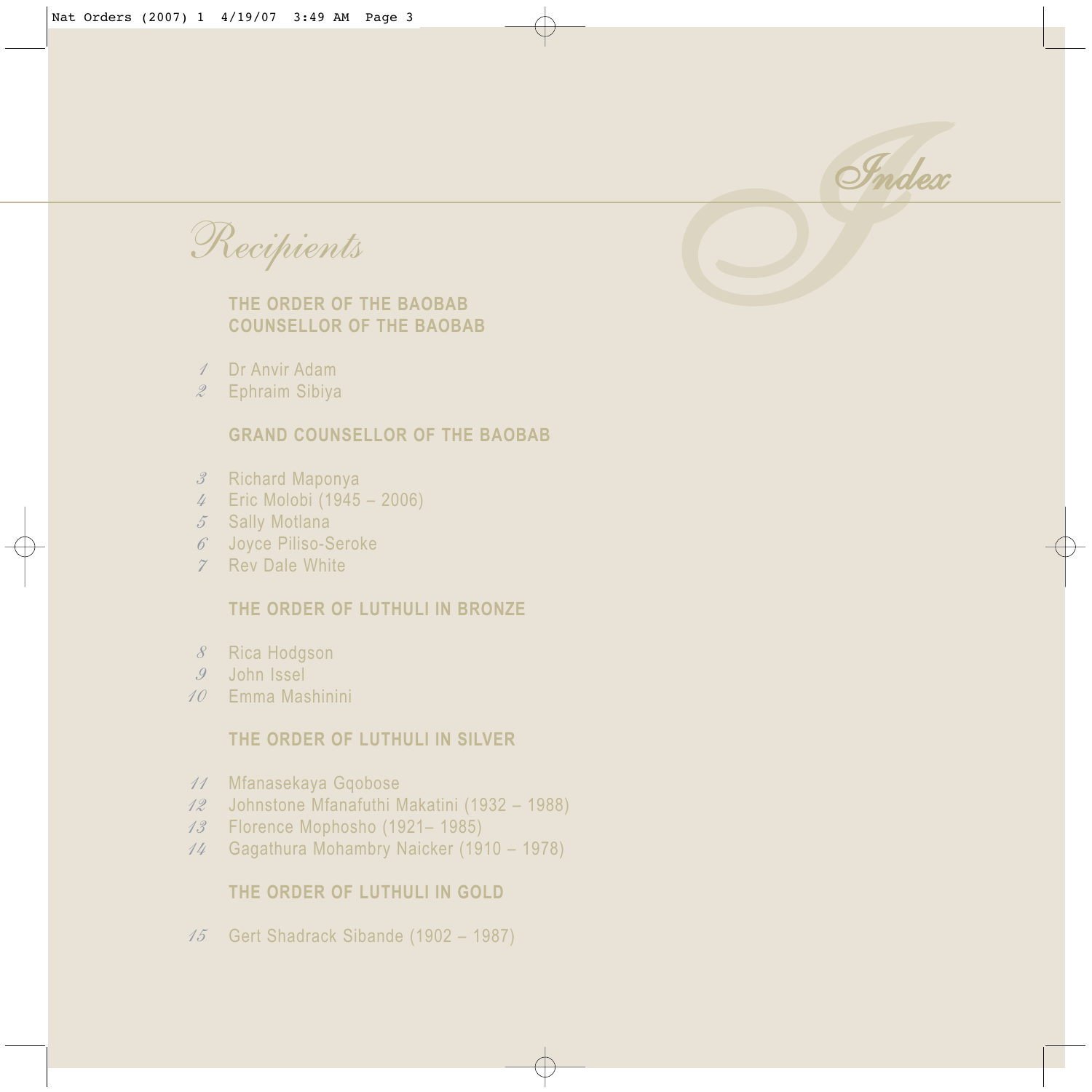# Index

## Recipients

### THE ORDER OF THE BAOBAB
### COUNSELLOR OF THE BAOBAB

1. Dr Anvir Adam
2. Ephraim Sibiya

### GRAND COUNSELLOR OF THE BAOBAB

3. Richard Maponya
4. Eric Molobi (1945 – 2006)
5. Sally Motlana
6. Joyce Piliso-Seroke
7. Rev Dale White

### THE ORDER OF LUTHULI IN BRONZE

8. Rica Hodgson
9. John Issel
10. Emma Mashinini

### THE ORDER OF LUTHULI IN SILVER

11. Mfanasekaya Gqobose
12. Johnstone Mfanafuthi Makatini (1932 – 1988)
13. Florence Mophosho (1921– 1985)
14. Gagathura Mohambry Naicker (1910 – 1978)

### THE ORDER OF LUTHULI IN GOLD

15. Gert Shadrack Sibande (1902 – 1987)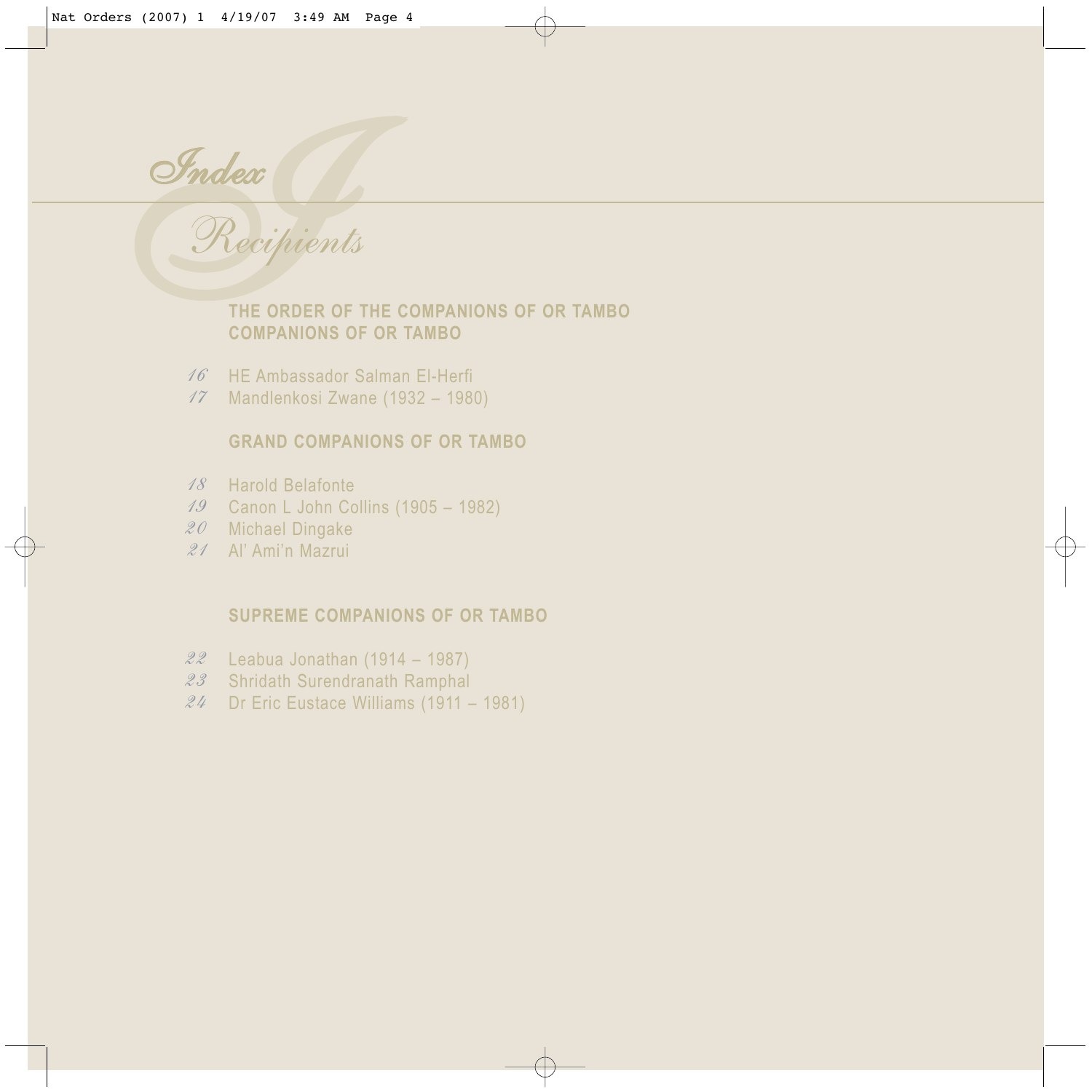# Index

## Recipients

### THE ORDER OF THE COMPANIONS OF OR TAMBO
### COMPANIONS OF OR TAMBO

- *16* HE Ambassador Salman El-Herfi
- *17* Mandlenkosi Zwane (1932 – 1980)

### GRAND COMPANIONS OF OR TAMBO

- *18* Harold Belafonte
- *19* Canon L John Collins (1905 – 1982)
- *20* Michael Dingake
- *21* Al' Ami'n Mazrui

### SUPREME COMPANIONS OF OR TAMBO

- *22* Leabua Jonathan (1914 – 1987)
- *23* Shridath Surendranath Ramphal
- *24* Dr Eric Eustace Williams (1911 – 1981)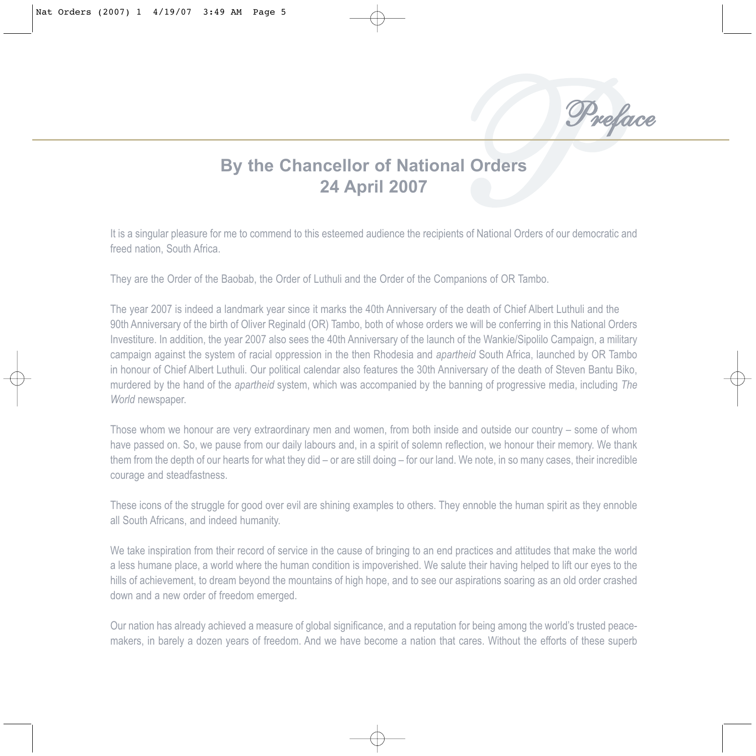# Preface

## By the Chancellor of National Orders 24 April 2007

It is a singular pleasure for me to commend to this esteemed audience the recipients of National Orders of our democratic and freed nation, South Africa.

They are the Order of the Baobab, the Order of Luthuli and the Order of the Companions of OR Tambo.

The year 2007 is indeed a landmark year since it marks the 40th Anniversary of the death of Chief Albert Luthuli and the 90th Anniversary of the birth of Oliver Reginald (OR) Tambo, both of whose orders we will be conferring in this National Orders Investiture. In addition, the year 2007 also sees the 40th Anniversary of the launch of the Wankie/Sipolilo Campaign, a military campaign against the system of racial oppression in the then Rhodesia and *apartheid* South Africa, launched by OR Tambo in honour of Chief Albert Luthuli. Our political calendar also features the 30th Anniversary of the death of Steven Bantu Biko, murdered by the hand of the *apartheid* system, which was accompanied by the banning of progressive media, including *The World* newspaper.

Those whom we honour are very extraordinary men and women, from both inside and outside our country – some of whom have passed on. So, we pause from our daily labours and, in a spirit of solemn reflection, we honour their memory. We thank them from the depth of our hearts for what they did – or are still doing – for our land. We note, in so many cases, their incredible courage and steadfastness.

These icons of the struggle for good over evil are shining examples to others. They ennoble the human spirit as they ennoble all South Africans, and indeed humanity.

We take inspiration from their record of service in the cause of bringing to an end practices and attitudes that make the world a less humane place, a world where the human condition is impoverished. We salute their having helped to lift our eyes to the hills of achievement, to dream beyond the mountains of high hope, and to see our aspirations soaring as an old order crashed down and a new order of freedom emerged.

Our nation has already achieved a measure of global significance, and a reputation for being among the world's trusted peace-makers, in barely a dozen years of freedom. And we have become a nation that cares. Without the efforts of these superb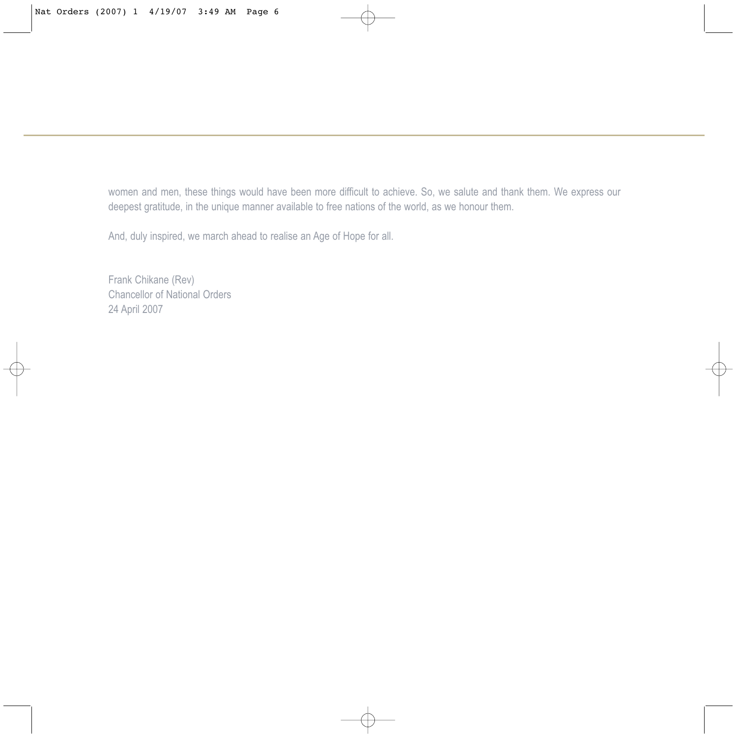women and men, these things would have been more difficult to achieve. So, we salute and thank them. We express our deepest gratitude, in the unique manner available to free nations of the world, as we honour them.

And, duly inspired, we march ahead to realise an Age of Hope for all.

Frank Chikane (Rev)
Chancellor of National Orders
24 April 2007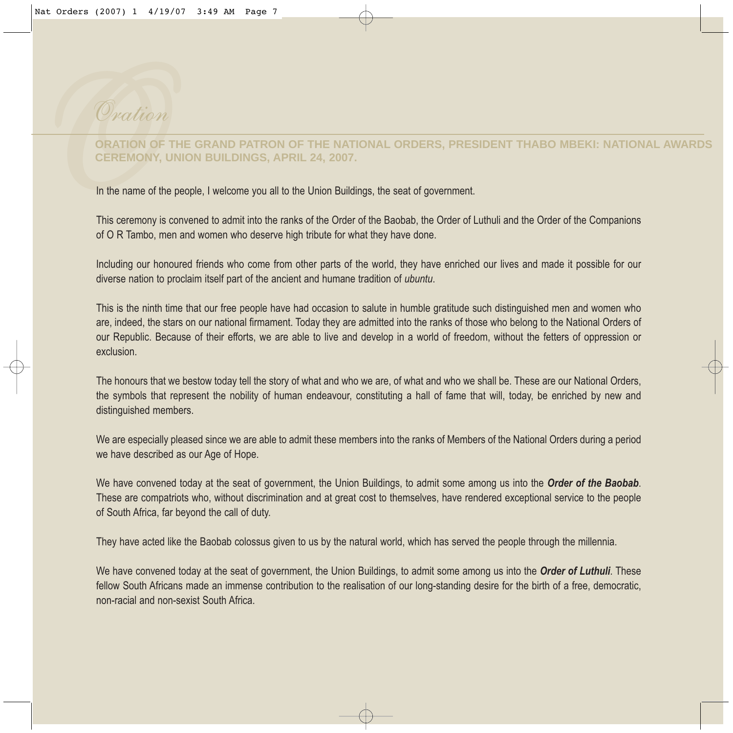# Oration

## ORATION OF THE GRAND PATRON OF THE NATIONAL ORDERS, PRESIDENT THABO MBEKI: NATIONAL AWARDS CEREMONY, UNION BUILDINGS, APRIL 24, 2007.

In the name of the people, I welcome you all to the Union Buildings, the seat of government.

This ceremony is convened to admit into the ranks of the Order of the Baobab, the Order of Luthuli and the Order of the Companions of O R Tambo, men and women who deserve high tribute for what they have done.

Including our honoured friends who come from other parts of the world, they have enriched our lives and made it possible for our diverse nation to proclaim itself part of the ancient and humane tradition of *ubuntu*.

This is the ninth time that our free people have had occasion to salute in humble gratitude such distinguished men and women who are, indeed, the stars on our national firmament. Today they are admitted into the ranks of those who belong to the National Orders of our Republic. Because of their efforts, we are able to live and develop in a world of freedom, without the fetters of oppression or exclusion.

The honours that we bestow today tell the story of what and who we are, of what and who we shall be. These are our National Orders, the symbols that represent the nobility of human endeavour, constituting a hall of fame that will, today, be enriched by new and distinguished members.

We are especially pleased since we are able to admit these members into the ranks of Members of the National Orders during a period we have described as our Age of Hope.

We have convened today at the seat of government, the Union Buildings, to admit some among us into the ***Order of the Baobab***. These are compatriots who, without discrimination and at great cost to themselves, have rendered exceptional service to the people of South Africa, far beyond the call of duty.

They have acted like the Baobab colossus given to us by the natural world, which has served the people through the millennia.

We have convened today at the seat of government, the Union Buildings, to admit some among us into the ***Order of Luthuli***. These fellow South Africans made an immense contribution to the realisation of our long-standing desire for the birth of a free, democratic, non-racial and non-sexist South Africa.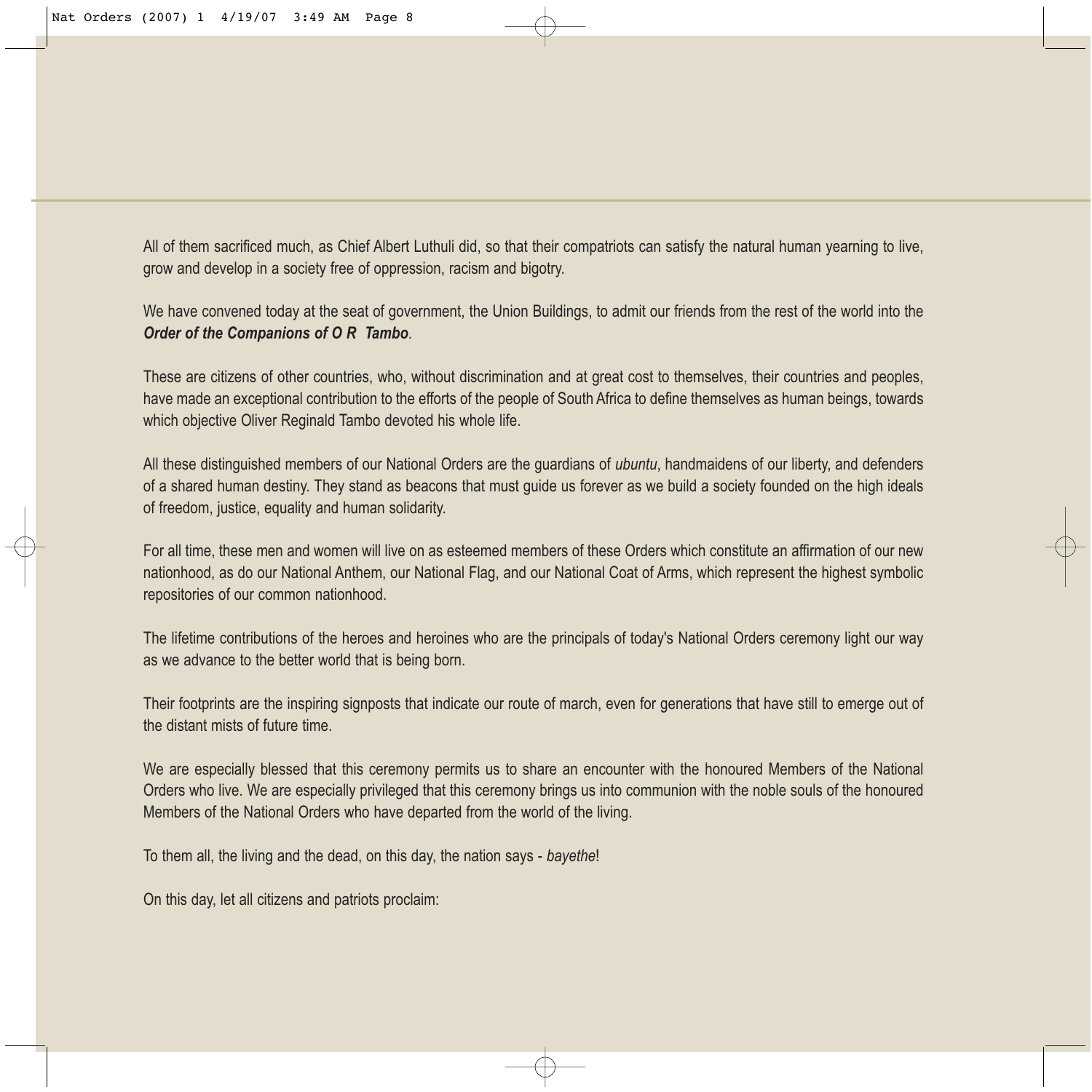All of them sacrificed much, as Chief Albert Luthuli did, so that their compatriots can satisfy the natural human yearning to live, grow and develop in a society free of oppression, racism and bigotry.

We have convened today at the seat of government, the Union Buildings, to admit our friends from the rest of the world into the ***Order of the Companions of O R Tambo***.

These are citizens of other countries, who, without discrimination and at great cost to themselves, their countries and peoples, have made an exceptional contribution to the efforts of the people of South Africa to define themselves as human beings, towards which objective Oliver Reginald Tambo devoted his whole life.

All these distinguished members of our National Orders are the guardians of *ubuntu*, handmaidens of our liberty, and defenders of a shared human destiny. They stand as beacons that must guide us forever as we build a society founded on the high ideals of freedom, justice, equality and human solidarity.

For all time, these men and women will live on as esteemed members of these Orders which constitute an affirmation of our new nationhood, as do our National Anthem, our National Flag, and our National Coat of Arms, which represent the highest symbolic repositories of our common nationhood.

The lifetime contributions of the heroes and heroines who are the principals of today's National Orders ceremony light our way as we advance to the better world that is being born.

Their footprints are the inspiring signposts that indicate our route of march, even for generations that have still to emerge out of the distant mists of future time.

We are especially blessed that this ceremony permits us to share an encounter with the honoured Members of the National Orders who live. We are especially privileged that this ceremony brings us into communion with the noble souls of the honoured Members of the National Orders who have departed from the world of the living.

To them all, the living and the dead, on this day, the nation says - *bayethe*!

On this day, let all citizens and patriots proclaim: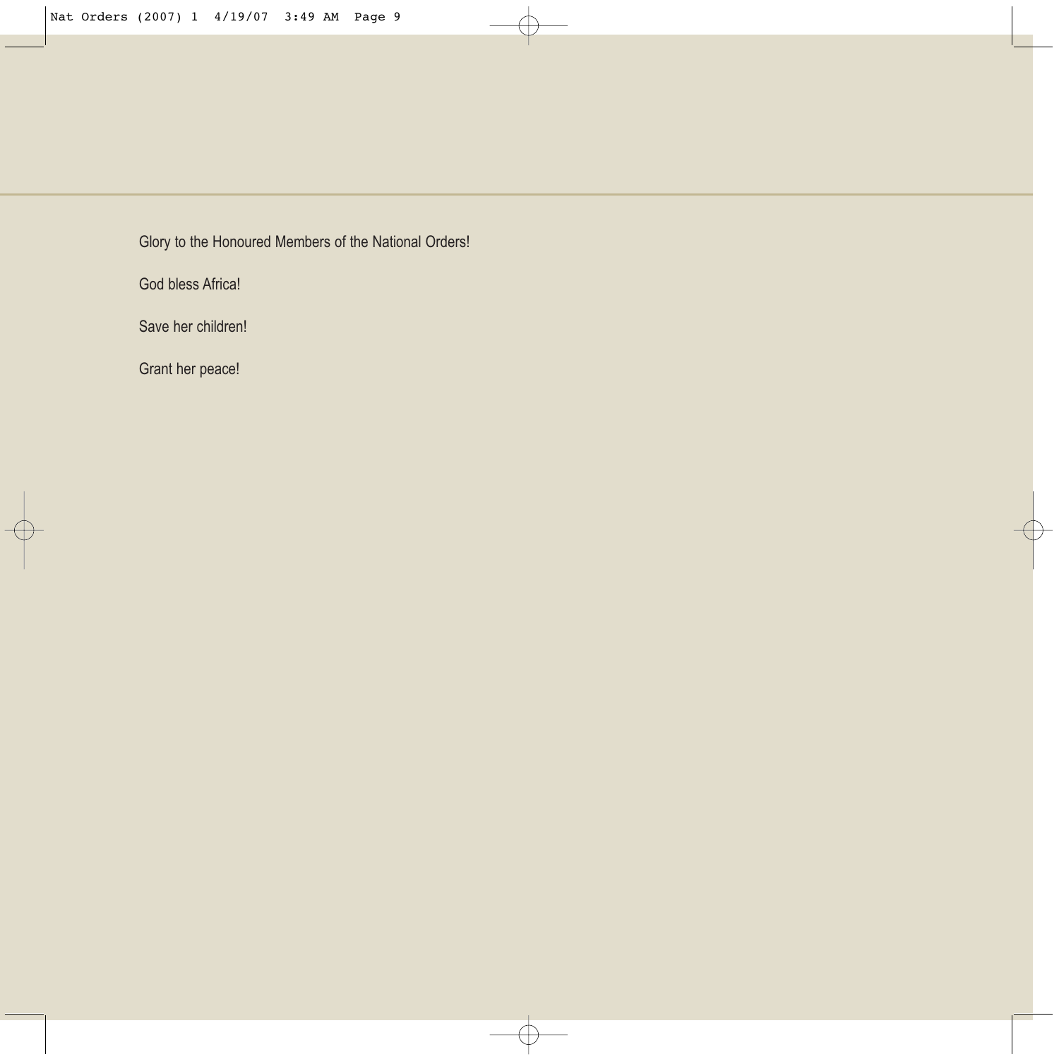Glory to the Honoured Members of the National Orders!

God bless Africa!

Save her children!

Grant her peace!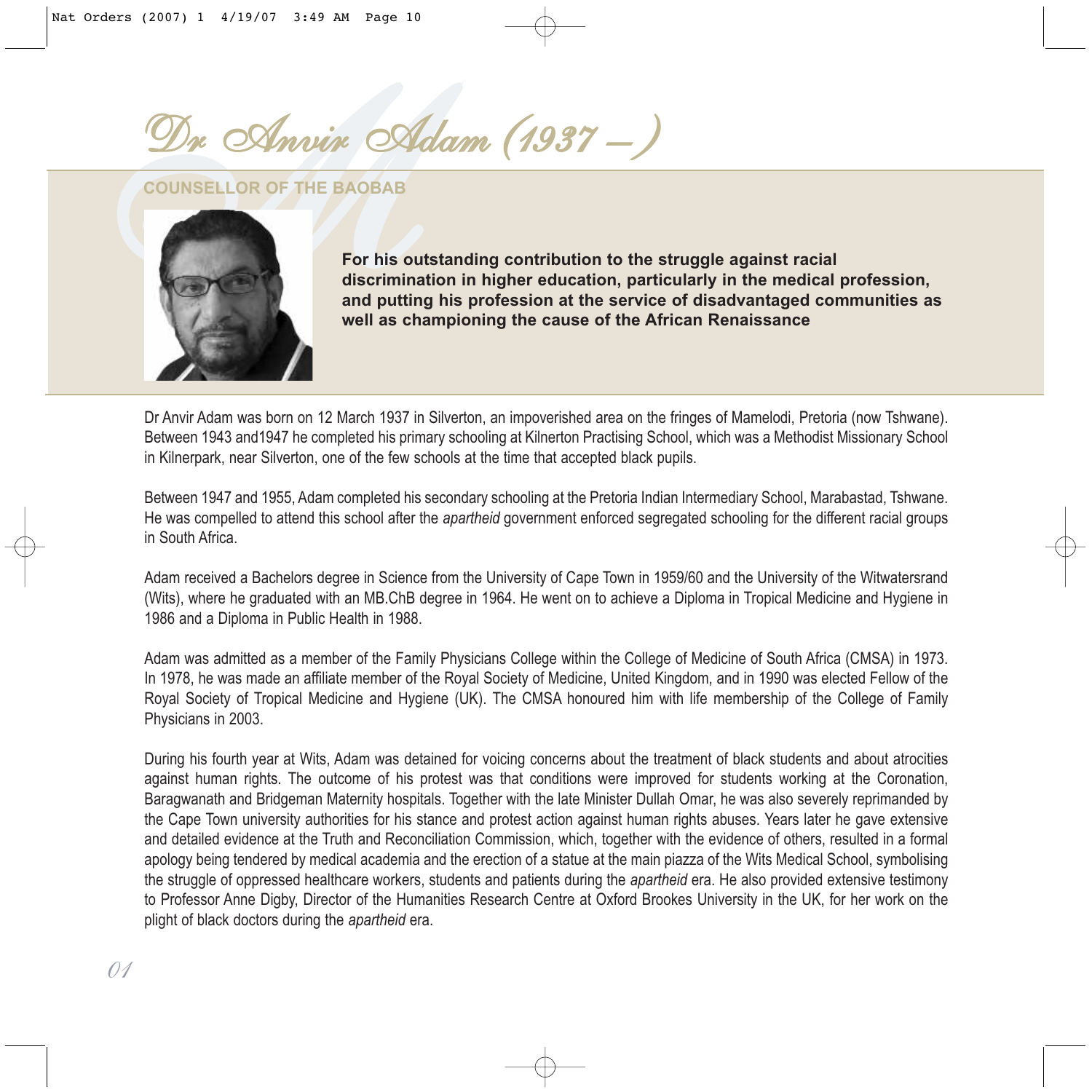# Dr Anvir Adam (1937 – )

## COUNSELLOR OF THE BAOBAB

**For his outstanding contribution to the struggle against racial discrimination in higher education, particularly in the medical profession, and putting his profession at the service of disadvantaged communities as well as championing the cause of the African Renaissance**

Dr Anvir Adam was born on 12 March 1937 in Silverton, an impoverished area on the fringes of Mamelodi, Pretoria (now Tshwane). Between 1943 and1947 he completed his primary schooling at Kilnerton Practising School, which was a Methodist Missionary School in Kilnerpark, near Silverton, one of the few schools at the time that accepted black pupils.

Between 1947 and 1955, Adam completed his secondary schooling at the Pretoria Indian Intermediary School, Marabastad, Tshwane. He was compelled to attend this school after the *apartheid* government enforced segregated schooling for the different racial groups in South Africa.

Adam received a Bachelors degree in Science from the University of Cape Town in 1959/60 and the University of the Witwatersrand (Wits), where he graduated with an MB.ChB degree in 1964. He went on to achieve a Diploma in Tropical Medicine and Hygiene in 1986 and a Diploma in Public Health in 1988.

Adam was admitted as a member of the Family Physicians College within the College of Medicine of South Africa (CMSA) in 1973. In 1978, he was made an affiliate member of the Royal Society of Medicine, United Kingdom, and in 1990 was elected Fellow of the Royal Society of Tropical Medicine and Hygiene (UK). The CMSA honoured him with life membership of the College of Family Physicians in 2003.

During his fourth year at Wits, Adam was detained for voicing concerns about the treatment of black students and about atrocities against human rights. The outcome of his protest was that conditions were improved for students working at the Coronation, Baragwanath and Bridgeman Maternity hospitals. Together with the late Minister Dullah Omar, he was also severely reprimanded by the Cape Town university authorities for his stance and protest action against human rights abuses. Years later he gave extensive and detailed evidence at the Truth and Reconciliation Commission, which, together with the evidence of others, resulted in a formal apology being tendered by medical academia and the erection of a statue at the main piazza of the Wits Medical School, symbolising the struggle of oppressed healthcare workers, students and patients during the *apartheid* era. He also provided extensive testimony to Professor Anne Digby, Director of the Humanities Research Centre at Oxford Brookes University in the UK, for her work on the plight of black doctors during the *apartheid* era.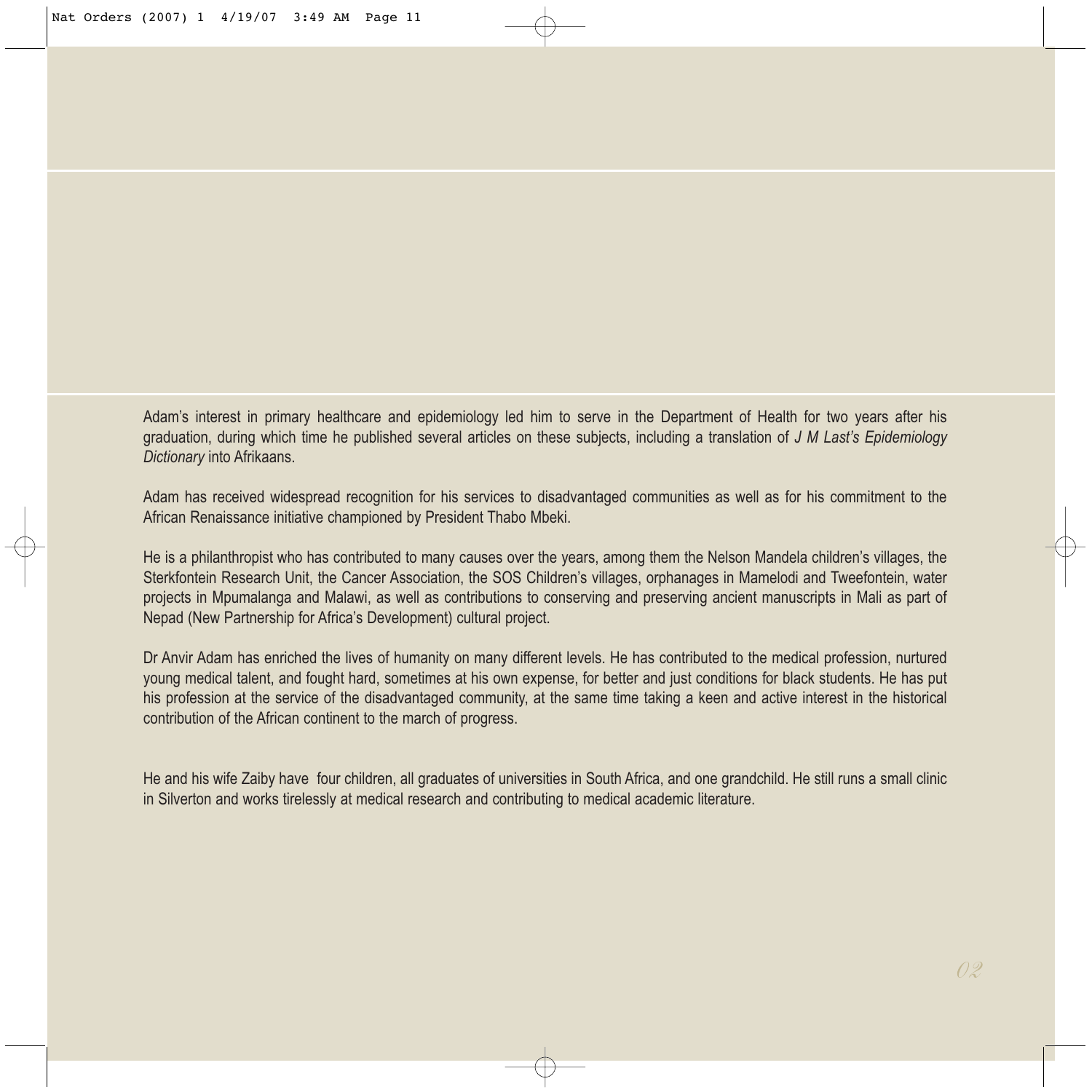Adam's interest in primary healthcare and epidemiology led him to serve in the Department of Health for two years after his graduation, during which time he published several articles on these subjects, including a translation of *J M Last's Epidemiology Dictionary* into Afrikaans.

Adam has received widespread recognition for his services to disadvantaged communities as well as for his commitment to the African Renaissance initiative championed by President Thabo Mbeki.

He is a philanthropist who has contributed to many causes over the years, among them the Nelson Mandela children's villages, the Sterkfontein Research Unit, the Cancer Association, the SOS Children's villages, orphanages in Mamelodi and Tweefontein, water projects in Mpumalanga and Malawi, as well as contributions to conserving and preserving ancient manuscripts in Mali as part of Nepad (New Partnership for Africa's Development) cultural project.

Dr Anvir Adam has enriched the lives of humanity on many different levels. He has contributed to the medical profession, nurtured young medical talent, and fought hard, sometimes at his own expense, for better and just conditions for black students. He has put his profession at the service of the disadvantaged community, at the same time taking a keen and active interest in the historical contribution of the African continent to the march of progress.

He and his wife Zaiby have four children, all graduates of universities in South Africa, and one grandchild. He still runs a small clinic in Silverton and works tirelessly at medical research and contributing to medical academic literature.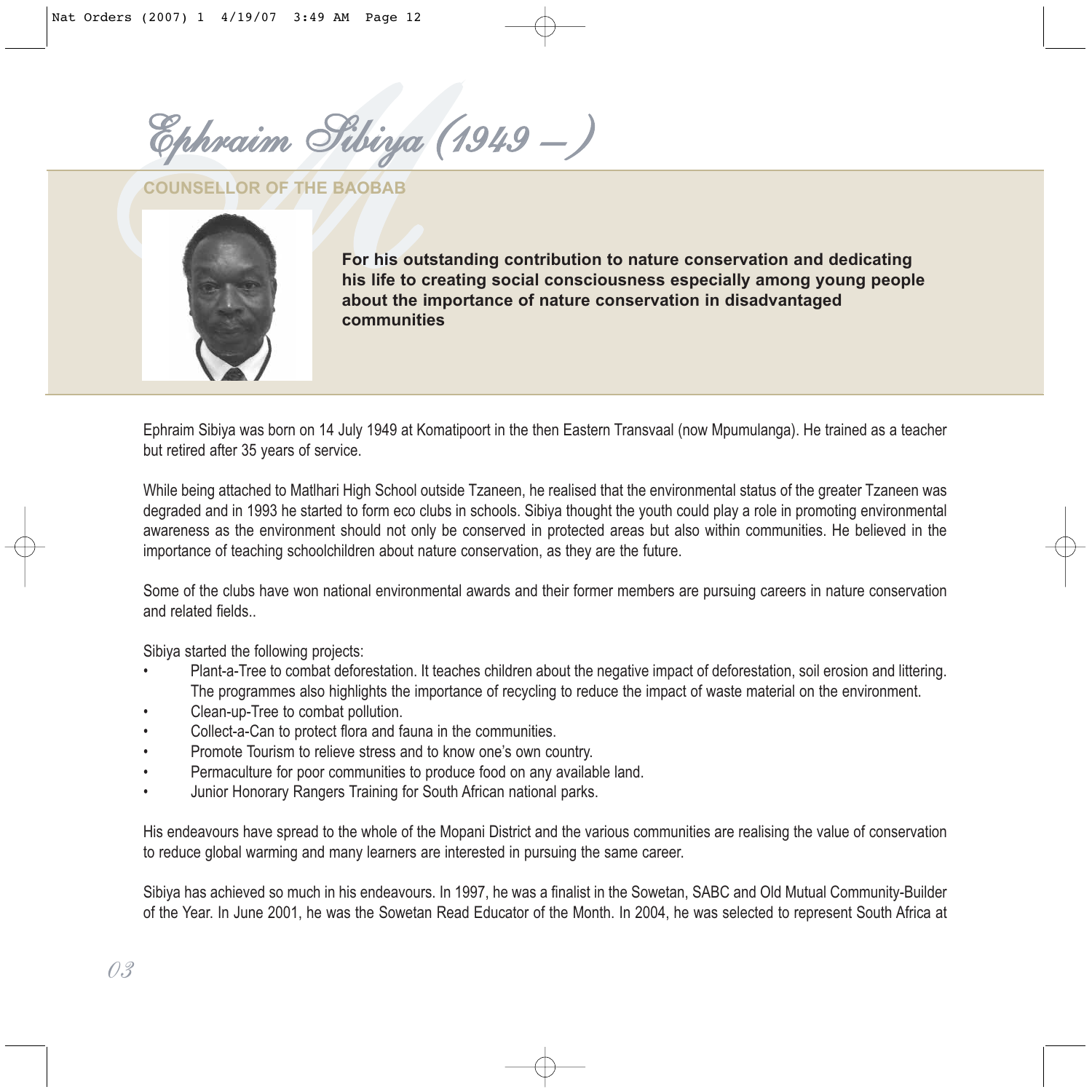# Ephraim Sibiya (1949 – )

## COUNSELLOR OF THE BAOBAB

**For his outstanding contribution to nature conservation and dedicating his life to creating social consciousness especially among young people about the importance of nature conservation in disadvantaged communities**

Ephraim Sibiya was born on 14 July 1949 at Komatipoort in the then Eastern Transvaal (now Mpumulanga). He trained as a teacher but retired after 35 years of service.

While being attached to Matlhari High School outside Tzaneen, he realised that the environmental status of the greater Tzaneen was degraded and in 1993 he started to form eco clubs in schools. Sibiya thought the youth could play a role in promoting environmental awareness as the environment should not only be conserved in protected areas but also within communities. He believed in the importance of teaching schoolchildren about nature conservation, as they are the future.

Some of the clubs have won national environmental awards and their former members are pursuing careers in nature conservation and related fields..

Sibiya started the following projects:

- Plant-a-Tree to combat deforestation. It teaches children about the negative impact of deforestation, soil erosion and littering. The programmes also highlights the importance of recycling to reduce the impact of waste material on the environment.
- Clean-up-Tree to combat pollution.
- Collect-a-Can to protect flora and fauna in the communities.
- Promote Tourism to relieve stress and to know one's own country.
- Permaculture for poor communities to produce food on any available land.
- Junior Honorary Rangers Training for South African national parks.

His endeavours have spread to the whole of the Mopani District and the various communities are realising the value of conservation to reduce global warming and many learners are interested in pursuing the same career.

Sibiya has achieved so much in his endeavours. In 1997, he was a finalist in the Sowetan, SABC and Old Mutual Community-Builder of the Year. In June 2001, he was the Sowetan Read Educator of the Month. In 2004, he was selected to represent South Africa at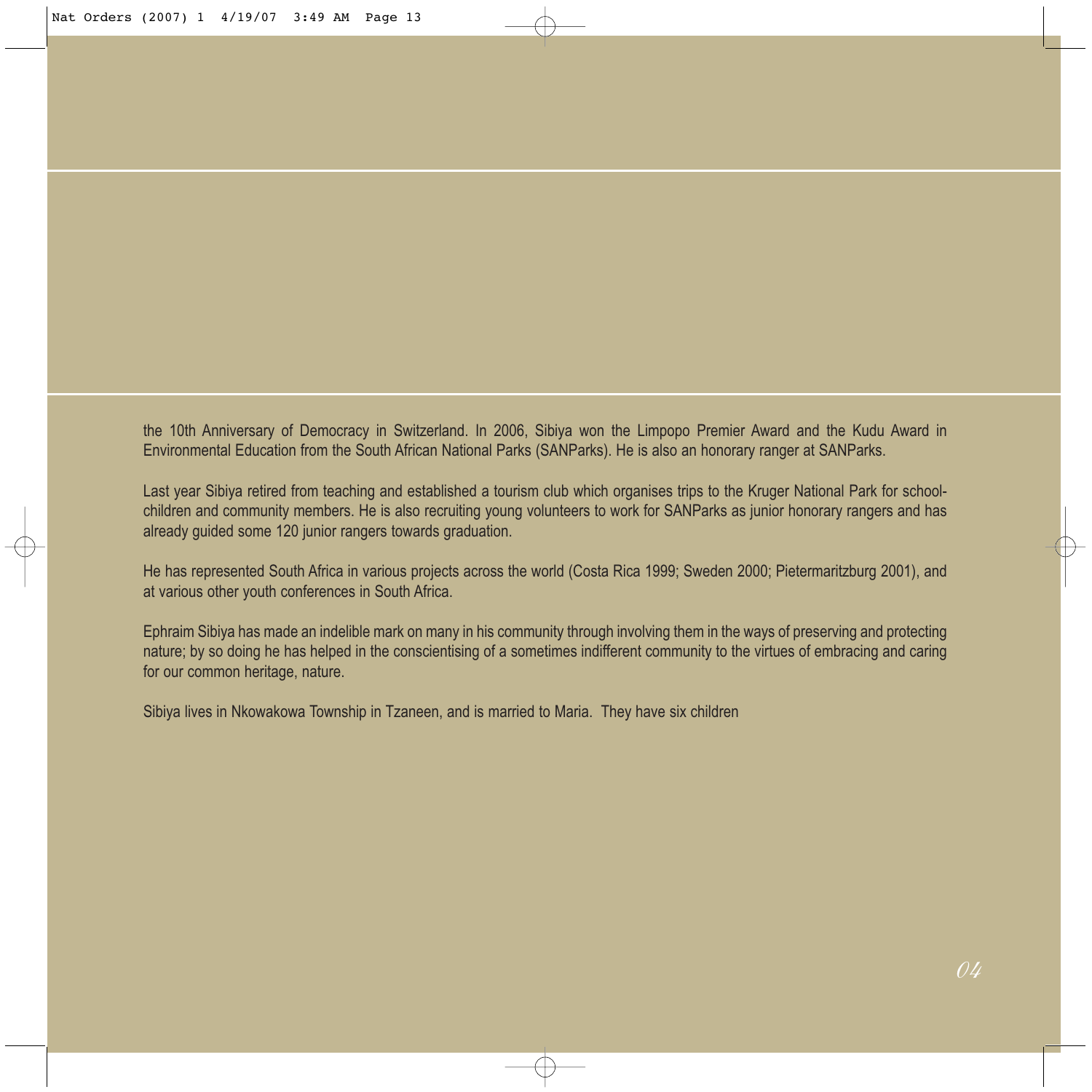the 10th Anniversary of Democracy in Switzerland. In 2006, Sibiya won the Limpopo Premier Award and the Kudu Award in Environmental Education from the South African National Parks (SANParks). He is also an honorary ranger at SANParks.

Last year Sibiya retired from teaching and established a tourism club which organises trips to the Kruger National Park for school-children and community members. He is also recruiting young volunteers to work for SANParks as junior honorary rangers and has already guided some 120 junior rangers towards graduation.

He has represented South Africa in various projects across the world (Costa Rica 1999; Sweden 2000; Pietermaritzburg 2001), and at various other youth conferences in South Africa.

Ephraim Sibiya has made an indelible mark on many in his community through involving them in the ways of preserving and protecting nature; by so doing he has helped in the conscientising of a sometimes indifferent community to the virtues of embracing and caring for our common heritage, nature.

Sibiya lives in Nkowakowa Township in Tzaneen, and is married to Maria. They have six children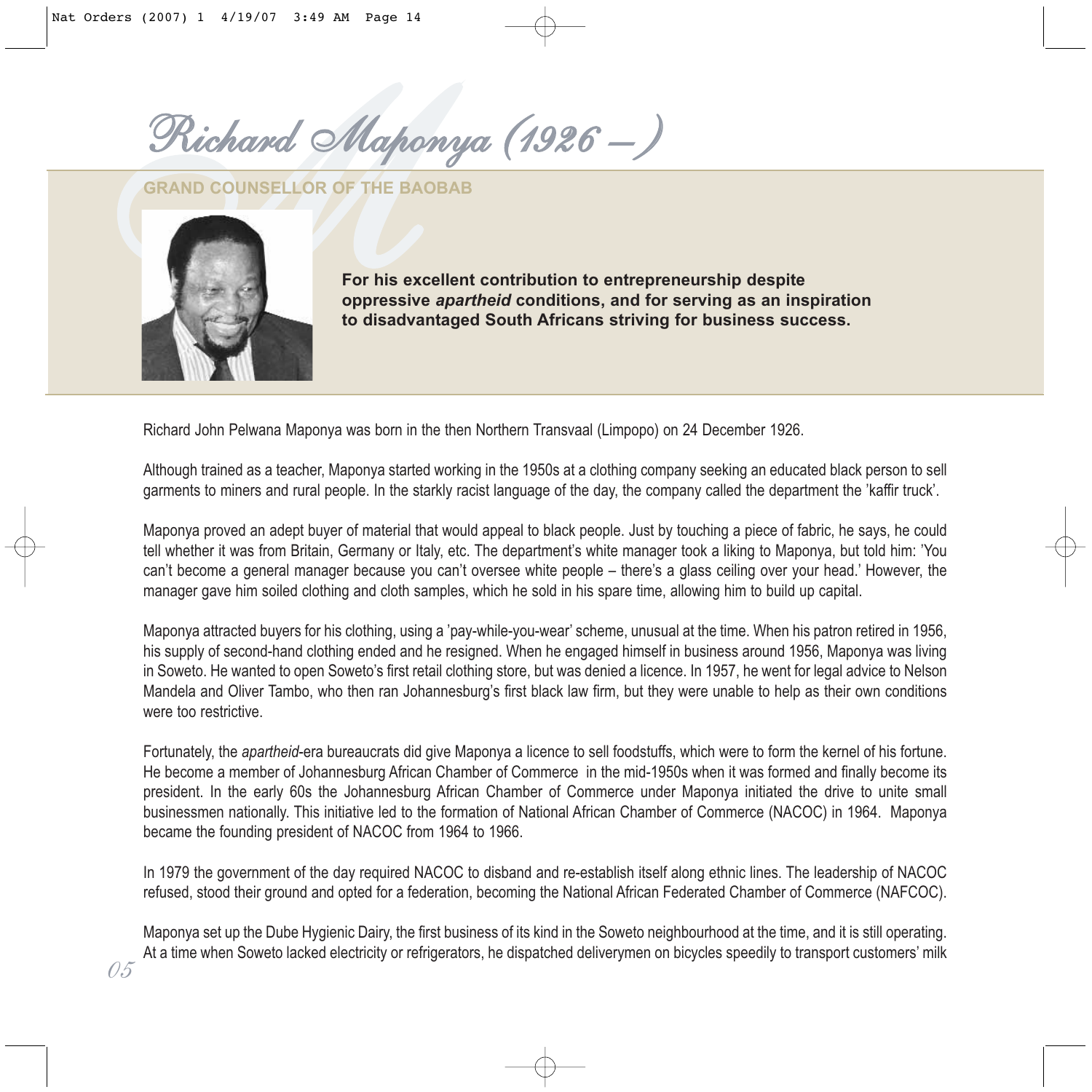# Richard Maponya (1926 – )

## GRAND COUNSELLOR OF THE BAOBAB

**For his excellent contribution to entrepreneurship despite oppressive *apartheid* conditions, and for serving as an inspiration to disadvantaged South Africans striving for business success.**

Richard John Pelwana Maponya was born in the then Northern Transvaal (Limpopo) on 24 December 1926.

Although trained as a teacher, Maponya started working in the 1950s at a clothing company seeking an educated black person to sell garments to miners and rural people. In the starkly racist language of the day, the company called the department the 'kaffir truck'.

Maponya proved an adept buyer of material that would appeal to black people. Just by touching a piece of fabric, he says, he could tell whether it was from Britain, Germany or Italy, etc. The department's white manager took a liking to Maponya, but told him: 'You can't become a general manager because you can't oversee white people – there's a glass ceiling over your head.' However, the manager gave him soiled clothing and cloth samples, which he sold in his spare time, allowing him to build up capital.

Maponya attracted buyers for his clothing, using a 'pay-while-you-wear' scheme, unusual at the time. When his patron retired in 1956, his supply of second-hand clothing ended and he resigned. When he engaged himself in business around 1956, Maponya was living in Soweto. He wanted to open Soweto's first retail clothing store, but was denied a licence. In 1957, he went for legal advice to Nelson Mandela and Oliver Tambo, who then ran Johannesburg's first black law firm, but they were unable to help as their own conditions were too restrictive.

Fortunately, the *apartheid*-era bureaucrats did give Maponya a licence to sell foodstuffs, which were to form the kernel of his fortune. He become a member of Johannesburg African Chamber of Commerce in the mid-1950s when it was formed and finally become its president. In the early 60s the Johannesburg African Chamber of Commerce under Maponya initiated the drive to unite small businessmen nationally. This initiative led to the formation of National African Chamber of Commerce (NACOC) in 1964. Maponya became the founding president of NACOC from 1964 to 1966.

In 1979 the government of the day required NACOC to disband and re-establish itself along ethnic lines. The leadership of NACOC refused, stood their ground and opted for a federation, becoming the National African Federated Chamber of Commerce (NAFCOC).

Maponya set up the Dube Hygienic Dairy, the first business of its kind in the Soweto neighbourhood at the time, and it is still operating. At a time when Soweto lacked electricity or refrigerators, he dispatched deliverymen on bicycles speedily to transport customers' milk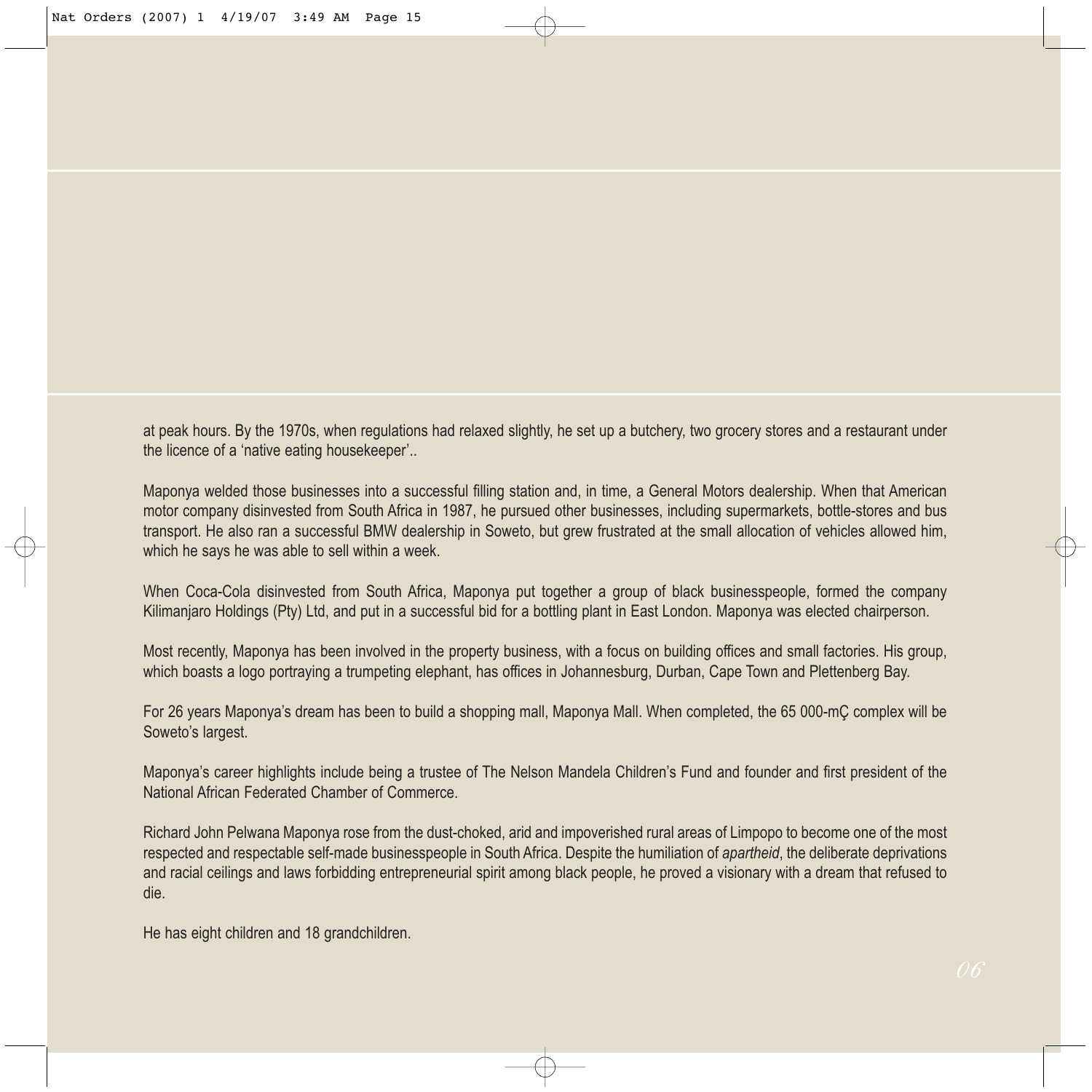at peak hours. By the 1970s, when regulations had relaxed slightly, he set up a butchery, two grocery stores and a restaurant under the licence of a 'native eating housekeeper'..

Maponya welded those businesses into a successful filling station and, in time, a General Motors dealership. When that American motor company disinvested from South Africa in 1987, he pursued other businesses, including supermarkets, bottle-stores and bus transport. He also ran a successful BMW dealership in Soweto, but grew frustrated at the small allocation of vehicles allowed him, which he says he was able to sell within a week.

When Coca-Cola disinvested from South Africa, Maponya put together a group of black businesspeople, formed the company Kilimanjaro Holdings (Pty) Ltd, and put in a successful bid for a bottling plant in East London. Maponya was elected chairperson.

Most recently, Maponya has been involved in the property business, with a focus on building offices and small factories. His group, which boasts a logo portraying a trumpeting elephant, has offices in Johannesburg, Durban, Cape Town and Plettenberg Bay.

For 26 years Maponya's dream has been to build a shopping mall, Maponya Mall. When completed, the 65 000-mÇ complex will be Soweto's largest.

Maponya's career highlights include being a trustee of The Nelson Mandela Children's Fund and founder and first president of the National African Federated Chamber of Commerce.

Richard John Pelwana Maponya rose from the dust-choked, arid and impoverished rural areas of Limpopo to become one of the most respected and respectable self-made businesspeople in South Africa. Despite the humiliation of *apartheid*, the deliberate deprivations and racial ceilings and laws forbidding entrepreneurial spirit among black people, he proved a visionary with a dream that refused to die.

He has eight children and 18 grandchildren.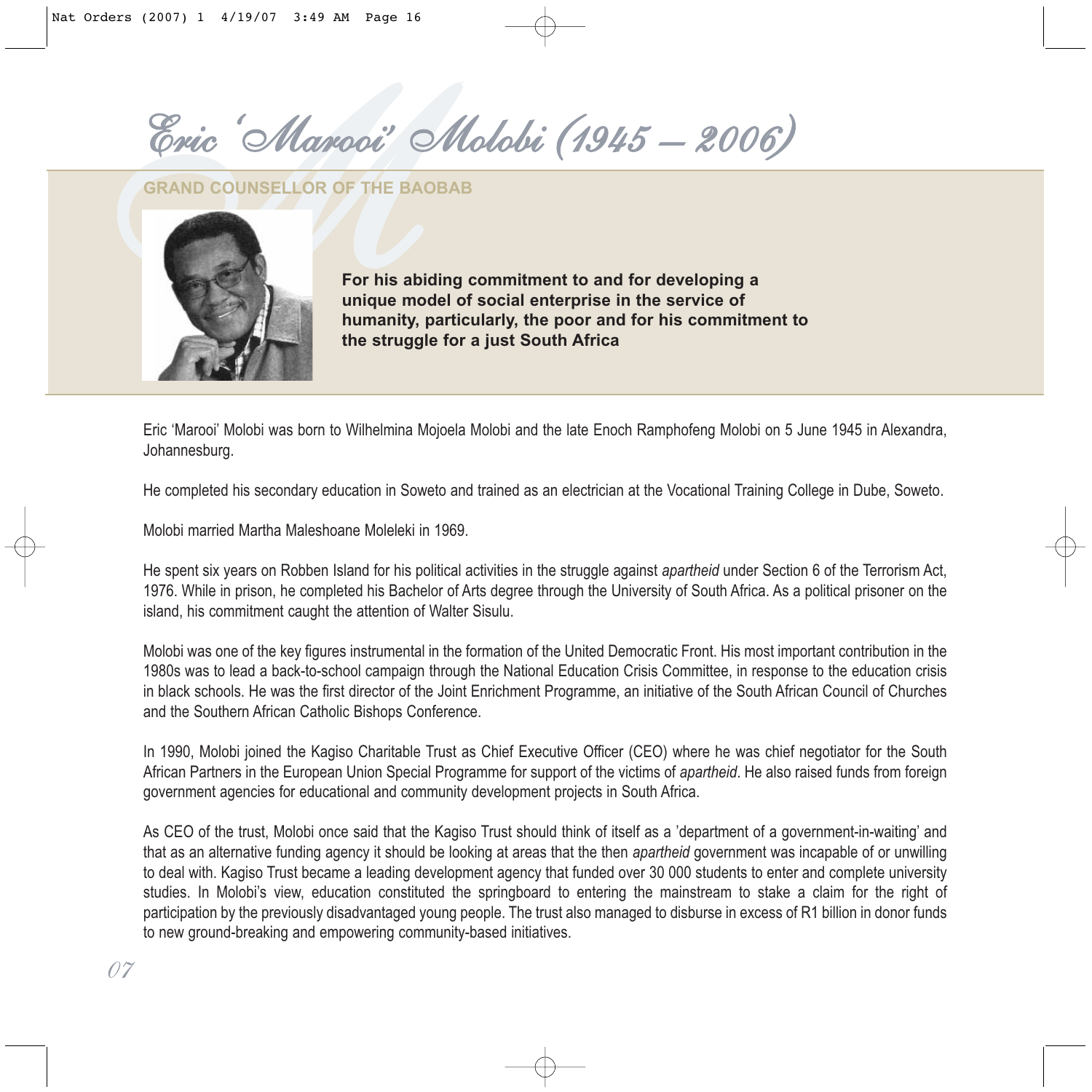# Eric 'Marooi' Molobi (1945 – 2006)

## GRAND COUNSELLOR OF THE BAOBAB

**For his abiding commitment to and for developing a unique model of social enterprise in the service of humanity, particularly, the poor and for his commitment to the struggle for a just South Africa**

Eric 'Marooi' Molobi was born to Wilhelmina Mojoela Molobi and the late Enoch Ramphofeng Molobi on 5 June 1945 in Alexandra, Johannesburg.

He completed his secondary education in Soweto and trained as an electrician at the Vocational Training College in Dube, Soweto.

Molobi married Martha Maleshoane Moleleki in 1969.

He spent six years on Robben Island for his political activities in the struggle against *apartheid* under Section 6 of the Terrorism Act, 1976. While in prison, he completed his Bachelor of Arts degree through the University of South Africa. As a political prisoner on the island, his commitment caught the attention of Walter Sisulu.

Molobi was one of the key figures instrumental in the formation of the United Democratic Front. His most important contribution in the 1980s was to lead a back-to-school campaign through the National Education Crisis Committee, in response to the education crisis in black schools. He was the first director of the Joint Enrichment Programme, an initiative of the South African Council of Churches and the Southern African Catholic Bishops Conference.

In 1990, Molobi joined the Kagiso Charitable Trust as Chief Executive Officer (CEO) where he was chief negotiator for the South African Partners in the European Union Special Programme for support of the victims of *apartheid*. He also raised funds from foreign government agencies for educational and community development projects in South Africa.

As CEO of the trust, Molobi once said that the Kagiso Trust should think of itself as a 'department of a government-in-waiting' and that as an alternative funding agency it should be looking at areas that the then *apartheid* government was incapable of or unwilling to deal with. Kagiso Trust became a leading development agency that funded over 30 000 students to enter and complete university studies. In Molobi's view, education constituted the springboard to entering the mainstream to stake a claim for the right of participation by the previously disadvantaged young people. The trust also managed to disburse in excess of R1 billion in donor funds to new ground-breaking and empowering community-based initiatives.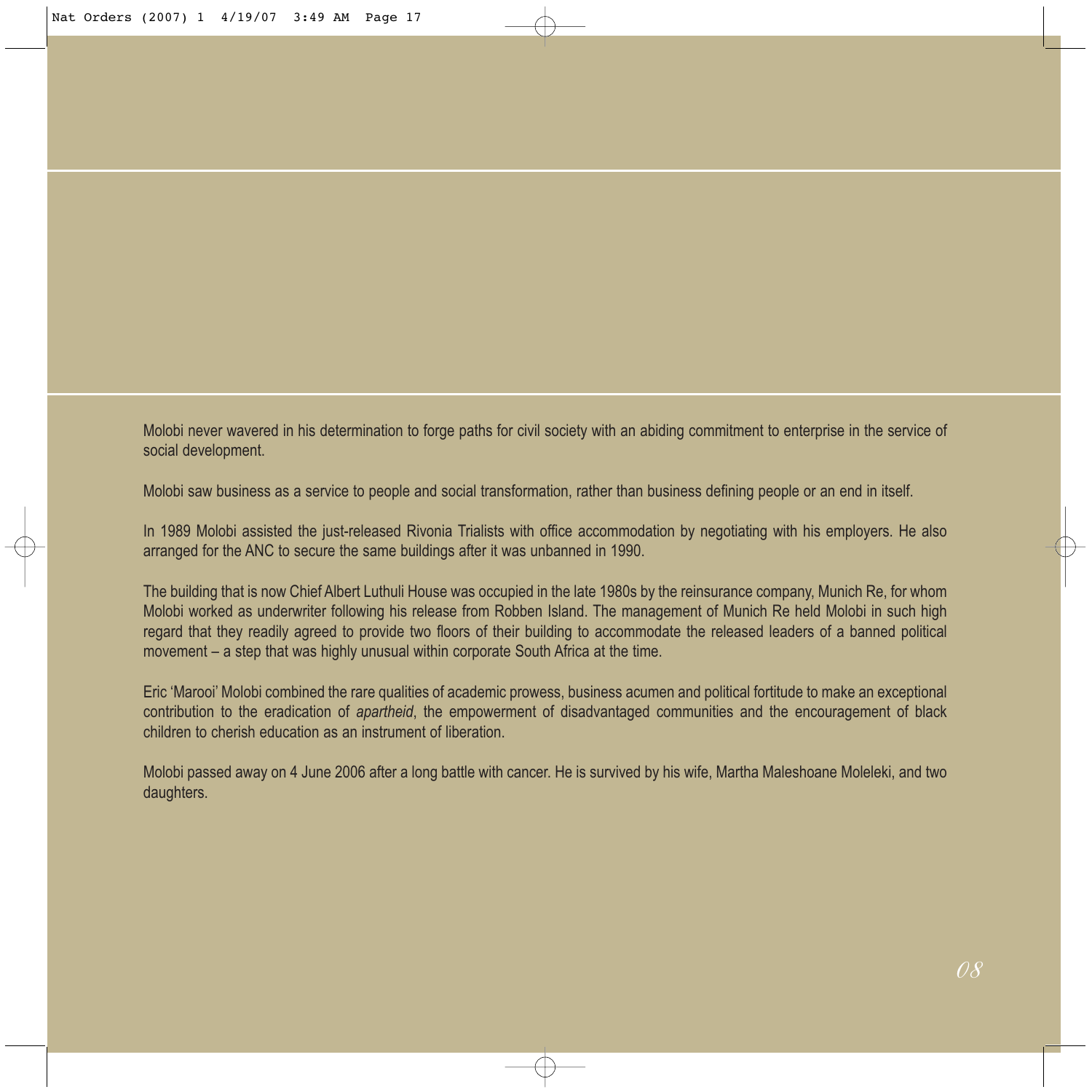Molobi never wavered in his determination to forge paths for civil society with an abiding commitment to enterprise in the service of social development.

Molobi saw business as a service to people and social transformation, rather than business defining people or an end in itself.

In 1989 Molobi assisted the just-released Rivonia Trialists with office accommodation by negotiating with his employers. He also arranged for the ANC to secure the same buildings after it was unbanned in 1990.

The building that is now Chief Albert Luthuli House was occupied in the late 1980s by the reinsurance company, Munich Re, for whom Molobi worked as underwriter following his release from Robben Island. The management of Munich Re held Molobi in such high regard that they readily agreed to provide two floors of their building to accommodate the released leaders of a banned political movement – a step that was highly unusual within corporate South Africa at the time.

Eric 'Marooi' Molobi combined the rare qualities of academic prowess, business acumen and political fortitude to make an exceptional contribution to the eradication of *apartheid*, the empowerment of disadvantaged communities and the encouragement of black children to cherish education as an instrument of liberation.

Molobi passed away on 4 June 2006 after a long battle with cancer. He is survived by his wife, Martha Maleshoane Moleleki, and two daughters.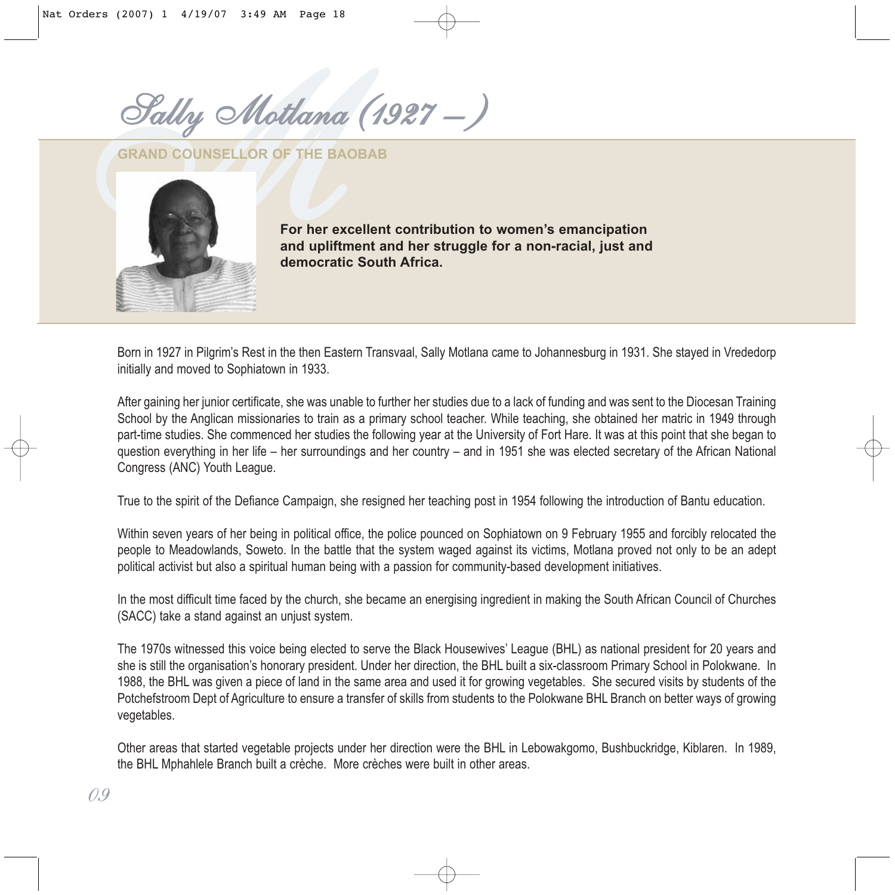# Sally Motlana (1927 – )

## GRAND COUNSELLOR OF THE BAOBAB

**For her excellent contribution to women's emancipation and upliftment and her struggle for a non-racial, just and democratic South Africa.**

Born in 1927 in Pilgrim's Rest in the then Eastern Transvaal, Sally Motlana came to Johannesburg in 1931. She stayed in Vrededorp initially and moved to Sophiatown in 1933.

After gaining her junior certificate, she was unable to further her studies due to a lack of funding and was sent to the Diocesan Training School by the Anglican missionaries to train as a primary school teacher. While teaching, she obtained her matric in 1949 through part-time studies. She commenced her studies the following year at the University of Fort Hare. It was at this point that she began to question everything in her life – her surroundings and her country – and in 1951 she was elected secretary of the African National Congress (ANC) Youth League.

True to the spirit of the Defiance Campaign, she resigned her teaching post in 1954 following the introduction of Bantu education.

Within seven years of her being in political office, the police pounced on Sophiatown on 9 February 1955 and forcibly relocated the people to Meadowlands, Soweto. In the battle that the system waged against its victims, Motlana proved not only to be an adept political activist but also a spiritual human being with a passion for community-based development initiatives.

In the most difficult time faced by the church, she became an energising ingredient in making the South African Council of Churches (SACC) take a stand against an unjust system.

The 1970s witnessed this voice being elected to serve the Black Housewives' League (BHL) as national president for 20 years and she is still the organisation's honorary president. Under her direction, the BHL built a six-classroom Primary School in Polokwane. In 1988, the BHL was given a piece of land in the same area and used it for growing vegetables. She secured visits by students of the Potchefstroom Dept of Agriculture to ensure a transfer of skills from students to the Polokwane BHL Branch on better ways of growing vegetables.

Other areas that started vegetable projects under her direction were the BHL in Lebowakgomo, Bushbuckridge, Kiblaren. In 1989, the BHL Mphahlele Branch built a crèche. More crèches were built in other areas.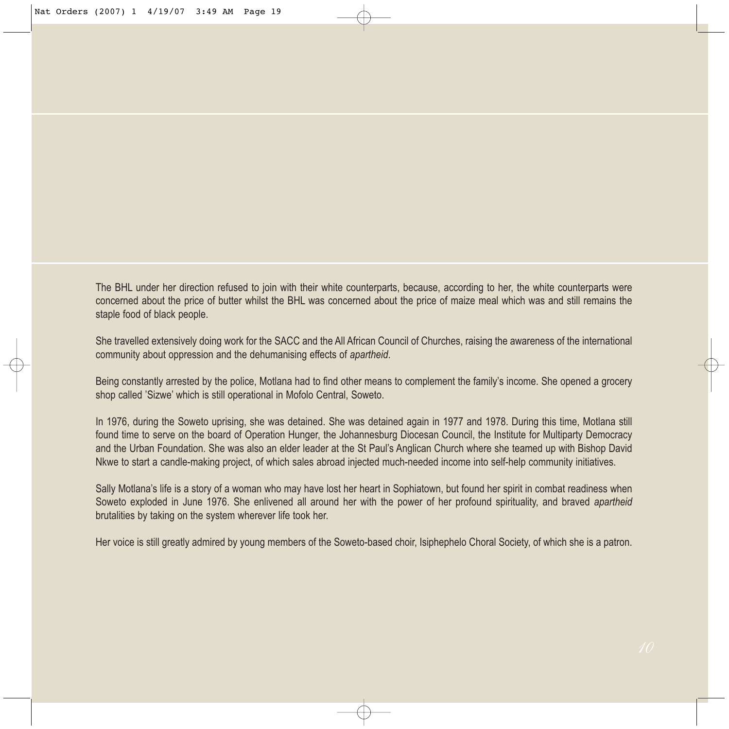The BHL under her direction refused to join with their white counterparts, because, according to her, the white counterparts were concerned about the price of butter whilst the BHL was concerned about the price of maize meal which was and still remains the staple food of black people.

She travelled extensively doing work for the SACC and the All African Council of Churches, raising the awareness of the international community about oppression and the dehumanising effects of *apartheid*.

Being constantly arrested by the police, Motlana had to find other means to complement the family's income. She opened a grocery shop called 'Sizwe' which is still operational in Mofolo Central, Soweto.

In 1976, during the Soweto uprising, she was detained. She was detained again in 1977 and 1978. During this time, Motlana still found time to serve on the board of Operation Hunger, the Johannesburg Diocesan Council, the Institute for Multiparty Democracy and the Urban Foundation. She was also an elder leader at the St Paul's Anglican Church where she teamed up with Bishop David Nkwe to start a candle-making project, of which sales abroad injected much-needed income into self-help community initiatives.

Sally Motlana's life is a story of a woman who may have lost her heart in Sophiatown, but found her spirit in combat readiness when Soweto exploded in June 1976. She enlivened all around her with the power of her profound spirituality, and braved *apartheid* brutalities by taking on the system wherever life took her.

Her voice is still greatly admired by young members of the Soweto-based choir, Isiphephelo Choral Society, of which she is a patron.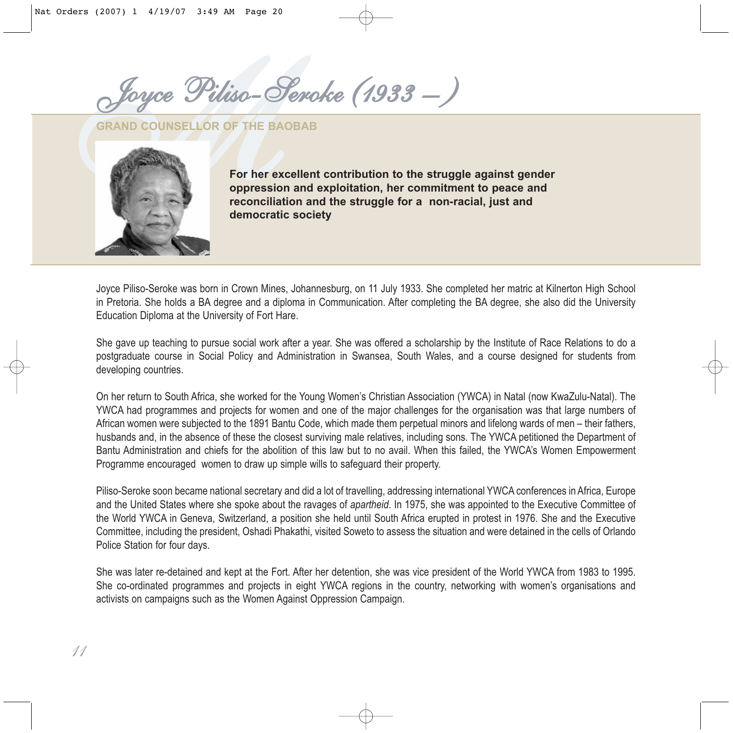# Joyce Piliso-Seroke (1933 – )

## GRAND COUNSELLOR OF THE BAOBAB

**For her excellent contribution to the struggle against gender oppression and exploitation, her commitment to peace and reconciliation and the struggle for a non-racial, just and democratic society**

Joyce Piliso-Seroke was born in Crown Mines, Johannesburg, on 11 July 1933. She completed her matric at Kilnerton High School in Pretoria. She holds a BA degree and a diploma in Communication. After completing the BA degree, she also did the University Education Diploma at the University of Fort Hare.

She gave up teaching to pursue social work after a year. She was offered a scholarship by the Institute of Race Relations to do a postgraduate course in Social Policy and Administration in Swansea, South Wales, and a course designed for students from developing countries.

On her return to South Africa, she worked for the Young Women's Christian Association (YWCA) in Natal (now KwaZulu-Natal). The YWCA had programmes and projects for women and one of the major challenges for the organisation was that large numbers of African women were subjected to the 1891 Bantu Code, which made them perpetual minors and lifelong wards of men – their fathers, husbands and, in the absence of these the closest surviving male relatives, including sons. The YWCA petitioned the Department of Bantu Administration and chiefs for the abolition of this law but to no avail. When this failed, the YWCA's Women Empowerment Programme encouraged women to draw up simple wills to safeguard their property.

Piliso-Seroke soon became national secretary and did a lot of travelling, addressing international YWCA conferences in Africa, Europe and the United States where she spoke about the ravages of *apartheid*. In 1975, she was appointed to the Executive Committee of the World YWCA in Geneva, Switzerland, a position she held until South Africa erupted in protest in 1976. She and the Executive Committee, including the president, Oshadi Phakathi, visited Soweto to assess the situation and were detained in the cells of Orlando Police Station for four days.

She was later re-detained and kept at the Fort. After her detention, she was vice president of the World YWCA from 1983 to 1995. She co-ordinated programmes and projects in eight YWCA regions in the country, networking with women's organisations and activists on campaigns such as the Women Against Oppression Campaign.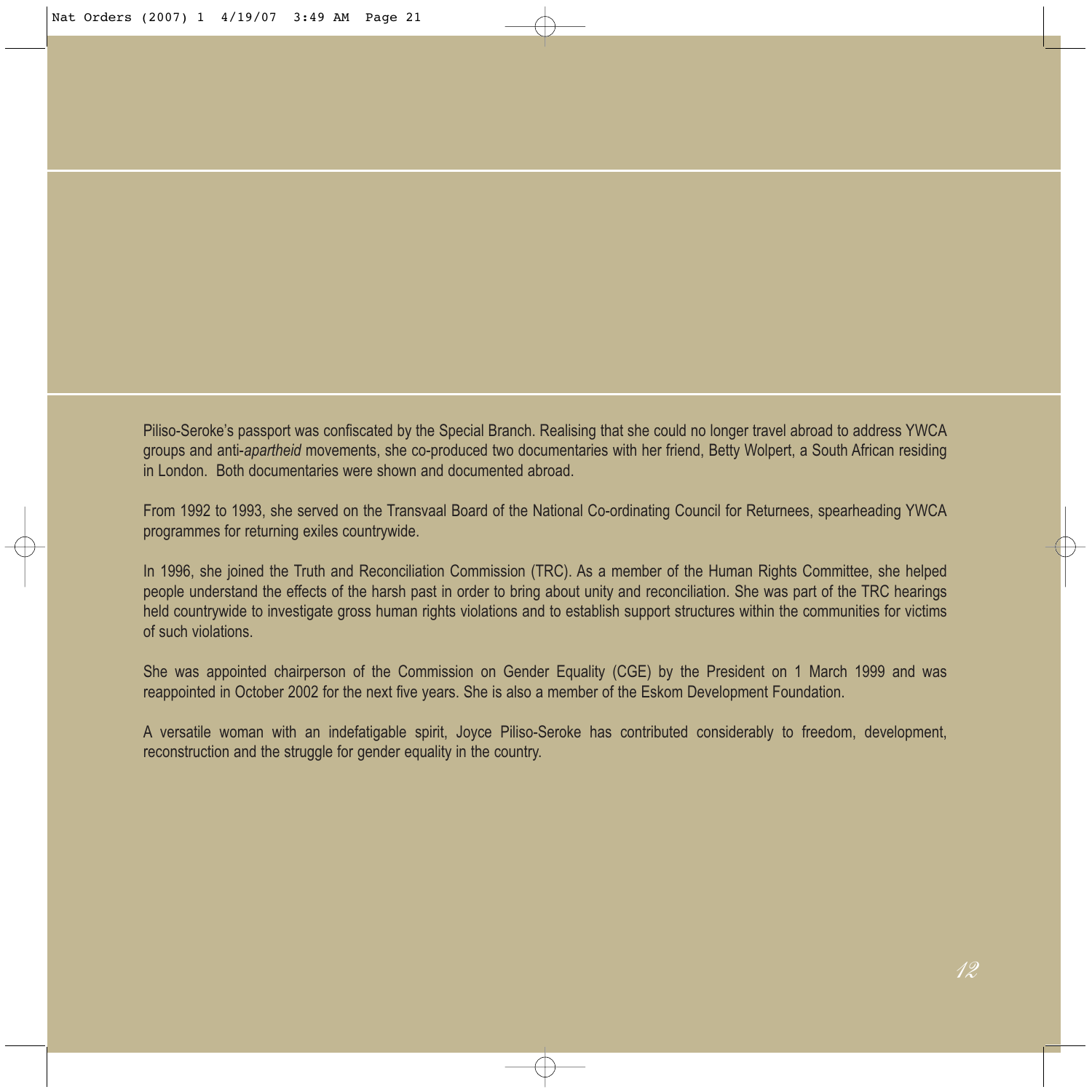Piliso-Seroke's passport was confiscated by the Special Branch. Realising that she could no longer travel abroad to address YWCA groups and anti-*apartheid* movements, she co-produced two documentaries with her friend, Betty Wolpert, a South African residing in London. Both documentaries were shown and documented abroad.

From 1992 to 1993, she served on the Transvaal Board of the National Co-ordinating Council for Returnees, spearheading YWCA programmes for returning exiles countrywide.

In 1996, she joined the Truth and Reconciliation Commission (TRC). As a member of the Human Rights Committee, she helped people understand the effects of the harsh past in order to bring about unity and reconciliation. She was part of the TRC hearings held countrywide to investigate gross human rights violations and to establish support structures within the communities for victims of such violations.

She was appointed chairperson of the Commission on Gender Equality (CGE) by the President on 1 March 1999 and was reappointed in October 2002 for the next five years. She is also a member of the Eskom Development Foundation.

A versatile woman with an indefatigable spirit, Joyce Piliso-Seroke has contributed considerably to freedom, development, reconstruction and the struggle for gender equality in the country.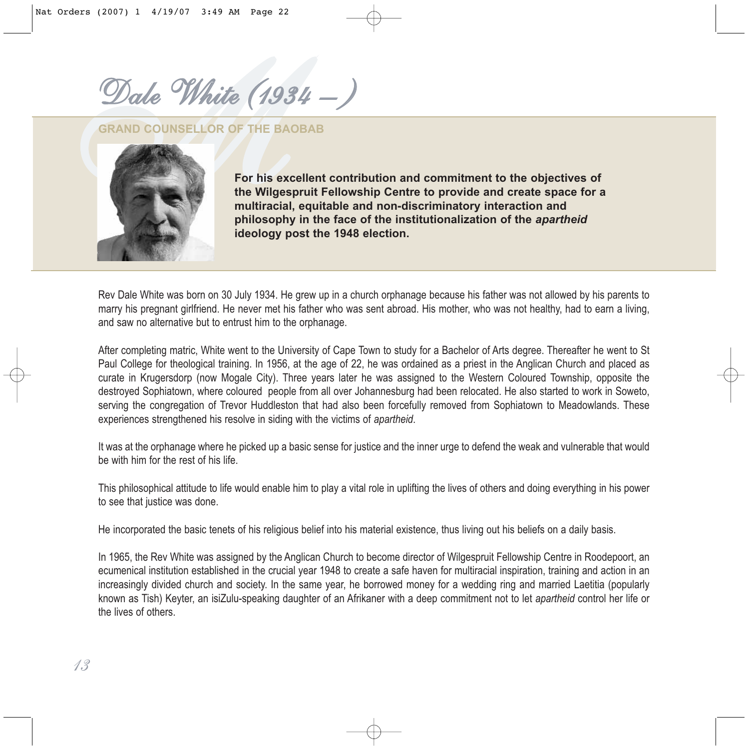# Dale White (1934 – )

## GRAND COUNSELLOR OF THE BAOBAB

**For his excellent contribution and commitment to the objectives of the Wilgespruit Fellowship Centre to provide and create space for a multiracial, equitable and non-discriminatory interaction and philosophy in the face of the institutionalization of the *apartheid* ideology post the 1948 election.**

Rev Dale White was born on 30 July 1934. He grew up in a church orphanage because his father was not allowed by his parents to marry his pregnant girlfriend. He never met his father who was sent abroad. His mother, who was not healthy, had to earn a living, and saw no alternative but to entrust him to the orphanage.

After completing matric, White went to the University of Cape Town to study for a Bachelor of Arts degree. Thereafter he went to St Paul College for theological training. In 1956, at the age of 22, he was ordained as a priest in the Anglican Church and placed as curate in Krugersdorp (now Mogale City). Three years later he was assigned to the Western Coloured Township, opposite the destroyed Sophiatown, where coloured people from all over Johannesburg had been relocated. He also started to work in Soweto, serving the congregation of Trevor Huddleston that had also been forcefully removed from Sophiatown to Meadowlands. These experiences strengthened his resolve in siding with the victims of *apartheid*.

It was at the orphanage where he picked up a basic sense for justice and the inner urge to defend the weak and vulnerable that would be with him for the rest of his life.

This philosophical attitude to life would enable him to play a vital role in uplifting the lives of others and doing everything in his power to see that justice was done.

He incorporated the basic tenets of his religious belief into his material existence, thus living out his beliefs on a daily basis.

In 1965, the Rev White was assigned by the Anglican Church to become director of Wilgespruit Fellowship Centre in Roodepoort, an ecumenical institution established in the crucial year 1948 to create a safe haven for multiracial inspiration, training and action in an increasingly divided church and society. In the same year, he borrowed money for a wedding ring and married Laetitia (popularly known as Tish) Keyter, an isiZulu-speaking daughter of an Afrikaner with a deep commitment not to let *apartheid* control her life or the lives of others.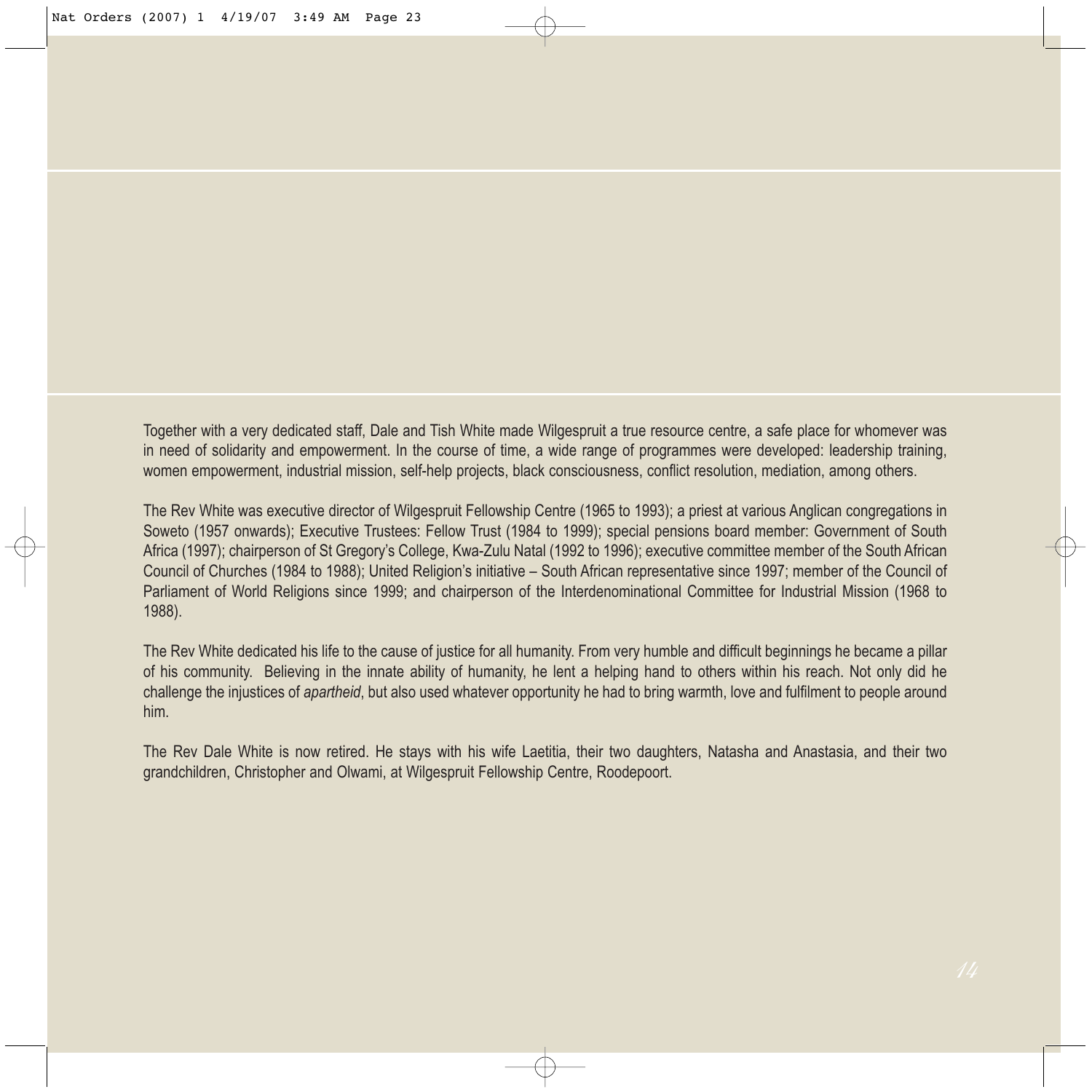Together with a very dedicated staff, Dale and Tish White made Wilgespruit a true resource centre, a safe place for whomever was in need of solidarity and empowerment. In the course of time, a wide range of programmes were developed: leadership training, women empowerment, industrial mission, self-help projects, black consciousness, conflict resolution, mediation, among others.

The Rev White was executive director of Wilgespruit Fellowship Centre (1965 to 1993); a priest at various Anglican congregations in Soweto (1957 onwards); Executive Trustees: Fellow Trust (1984 to 1999); special pensions board member: Government of South Africa (1997); chairperson of St Gregory's College, Kwa-Zulu Natal (1992 to 1996); executive committee member of the South African Council of Churches (1984 to 1988); United Religion's initiative – South African representative since 1997; member of the Council of Parliament of World Religions since 1999; and chairperson of the Interdenominational Committee for Industrial Mission (1968 to 1988).

The Rev White dedicated his life to the cause of justice for all humanity. From very humble and difficult beginnings he became a pillar of his community. Believing in the innate ability of humanity, he lent a helping hand to others within his reach. Not only did he challenge the injustices of *apartheid*, but also used whatever opportunity he had to bring warmth, love and fulfilment to people around him.

The Rev Dale White is now retired. He stays with his wife Laetitia, their two daughters, Natasha and Anastasia, and their two grandchildren, Christopher and Olwami, at Wilgespruit Fellowship Centre, Roodepoort.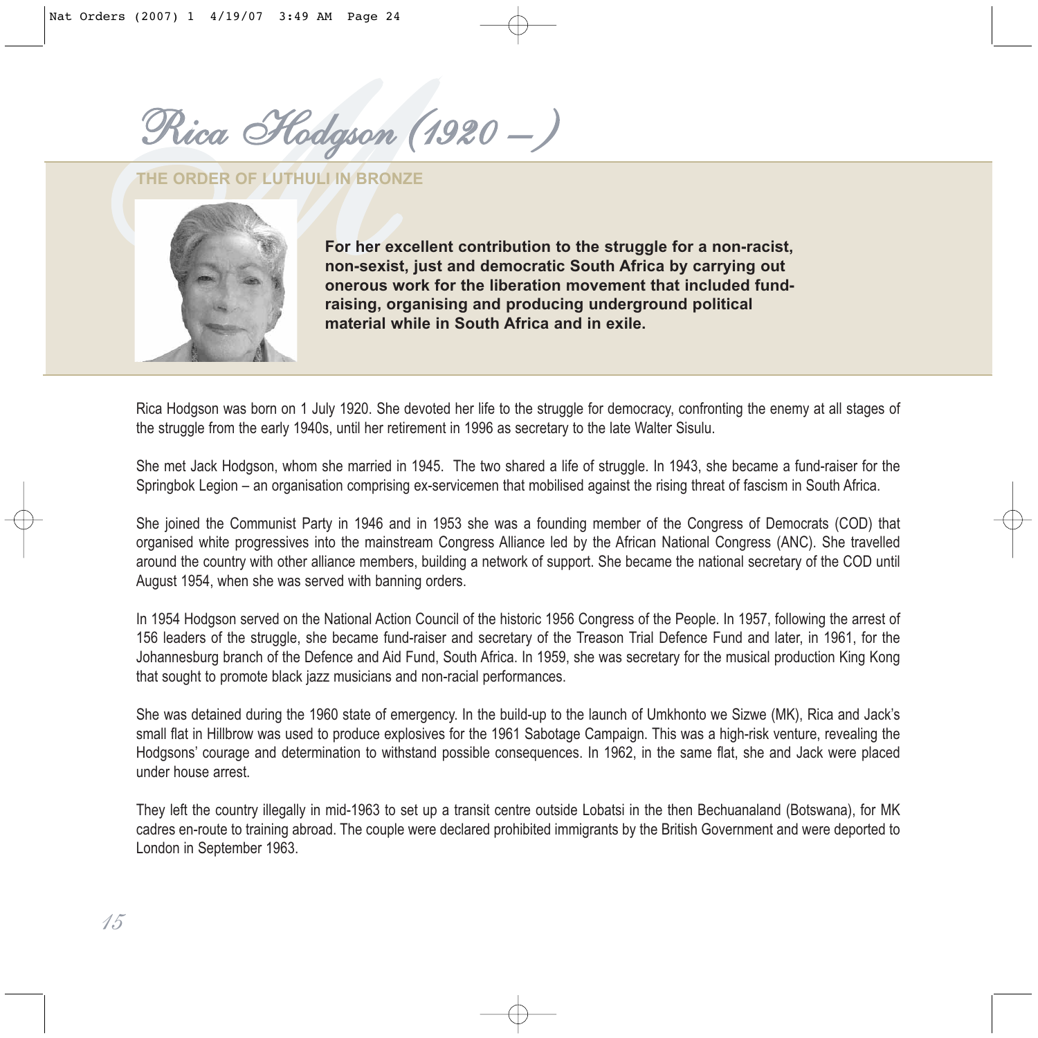# Rica Hodgson (1920 – )

## THE ORDER OF LUTHULI IN BRONZE

**For her excellent contribution to the struggle for a non-racist, non-sexist, just and democratic South Africa by carrying out onerous work for the liberation movement that included fund-raising, organising and producing underground political material while in South Africa and in exile.**

Rica Hodgson was born on 1 July 1920. She devoted her life to the struggle for democracy, confronting the enemy at all stages of the struggle from the early 1940s, until her retirement in 1996 as secretary to the late Walter Sisulu.

She met Jack Hodgson, whom she married in 1945. The two shared a life of struggle. In 1943, she became a fund-raiser for the Springbok Legion – an organisation comprising ex-servicemen that mobilised against the rising threat of fascism in South Africa.

She joined the Communist Party in 1946 and in 1953 she was a founding member of the Congress of Democrats (COD) that organised white progressives into the mainstream Congress Alliance led by the African National Congress (ANC). She travelled around the country with other alliance members, building a network of support. She became the national secretary of the COD until August 1954, when she was served with banning orders.

In 1954 Hodgson served on the National Action Council of the historic 1956 Congress of the People. In 1957, following the arrest of 156 leaders of the struggle, she became fund-raiser and secretary of the Treason Trial Defence Fund and later, in 1961, for the Johannesburg branch of the Defence and Aid Fund, South Africa. In 1959, she was secretary for the musical production King Kong that sought to promote black jazz musicians and non-racial performances.

She was detained during the 1960 state of emergency. In the build-up to the launch of Umkhonto we Sizwe (MK), Rica and Jack's small flat in Hillbrow was used to produce explosives for the 1961 Sabotage Campaign. This was a high-risk venture, revealing the Hodgsons' courage and determination to withstand possible consequences. In 1962, in the same flat, she and Jack were placed under house arrest.

They left the country illegally in mid-1963 to set up a transit centre outside Lobatsi in the then Bechuanaland (Botswana), for MK cadres en-route to training abroad. The couple were declared prohibited immigrants by the British Government and were deported to London in September 1963.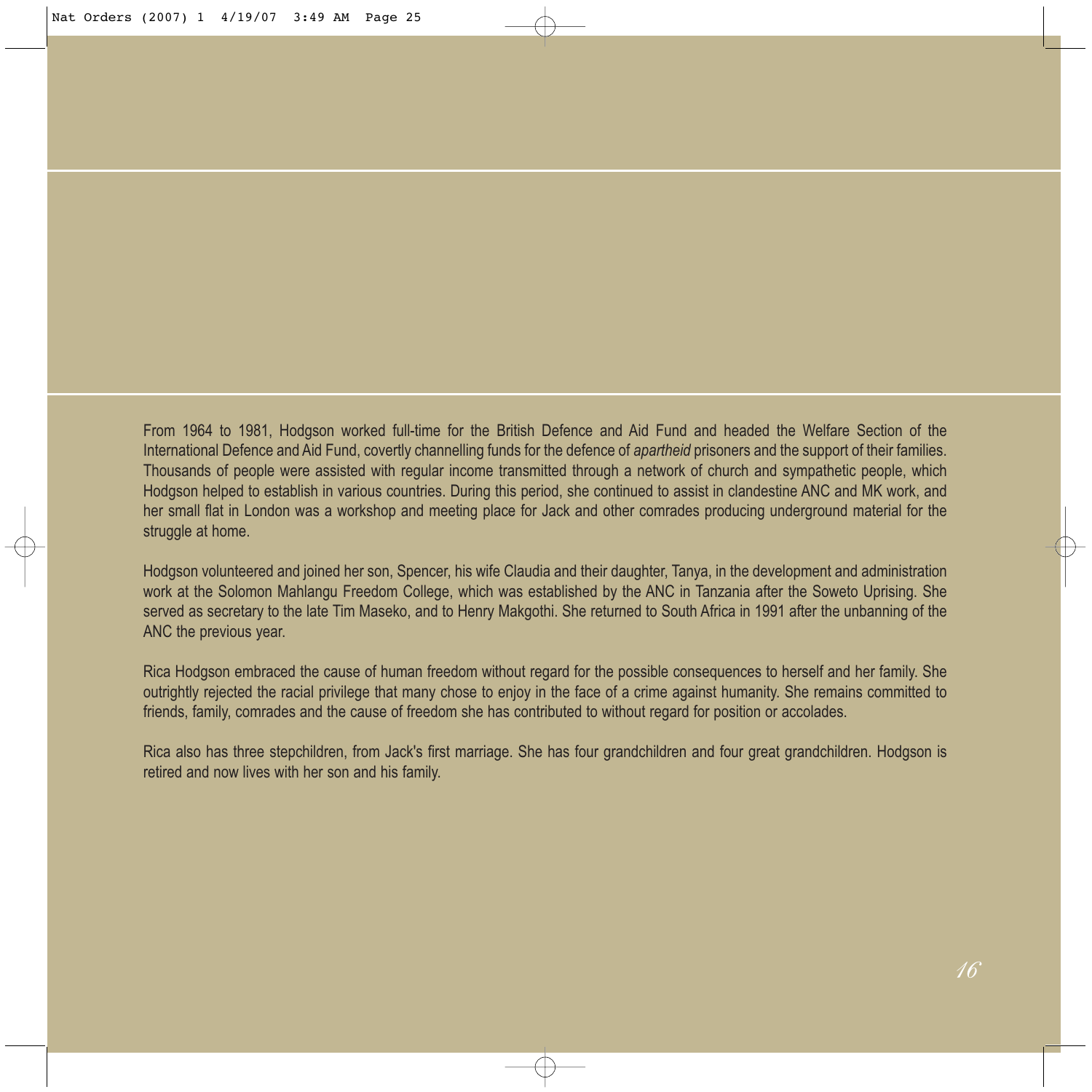From 1964 to 1981, Hodgson worked full-time for the British Defence and Aid Fund and headed the Welfare Section of the International Defence and Aid Fund, covertly channelling funds for the defence of *apartheid* prisoners and the support of their families. Thousands of people were assisted with regular income transmitted through a network of church and sympathetic people, which Hodgson helped to establish in various countries. During this period, she continued to assist in clandestine ANC and MK work, and her small flat in London was a workshop and meeting place for Jack and other comrades producing underground material for the struggle at home.

Hodgson volunteered and joined her son, Spencer, his wife Claudia and their daughter, Tanya, in the development and administration work at the Solomon Mahlangu Freedom College, which was established by the ANC in Tanzania after the Soweto Uprising. She served as secretary to the late Tim Maseko, and to Henry Makgothi. She returned to South Africa in 1991 after the unbanning of the ANC the previous year.

Rica Hodgson embraced the cause of human freedom without regard for the possible consequences to herself and her family. She outrightly rejected the racial privilege that many chose to enjoy in the face of a crime against humanity. She remains committed to friends, family, comrades and the cause of freedom she has contributed to without regard for position or accolades.

Rica also has three stepchildren, from Jack's first marriage. She has four grandchildren and four great grandchildren. Hodgson is retired and now lives with her son and his family.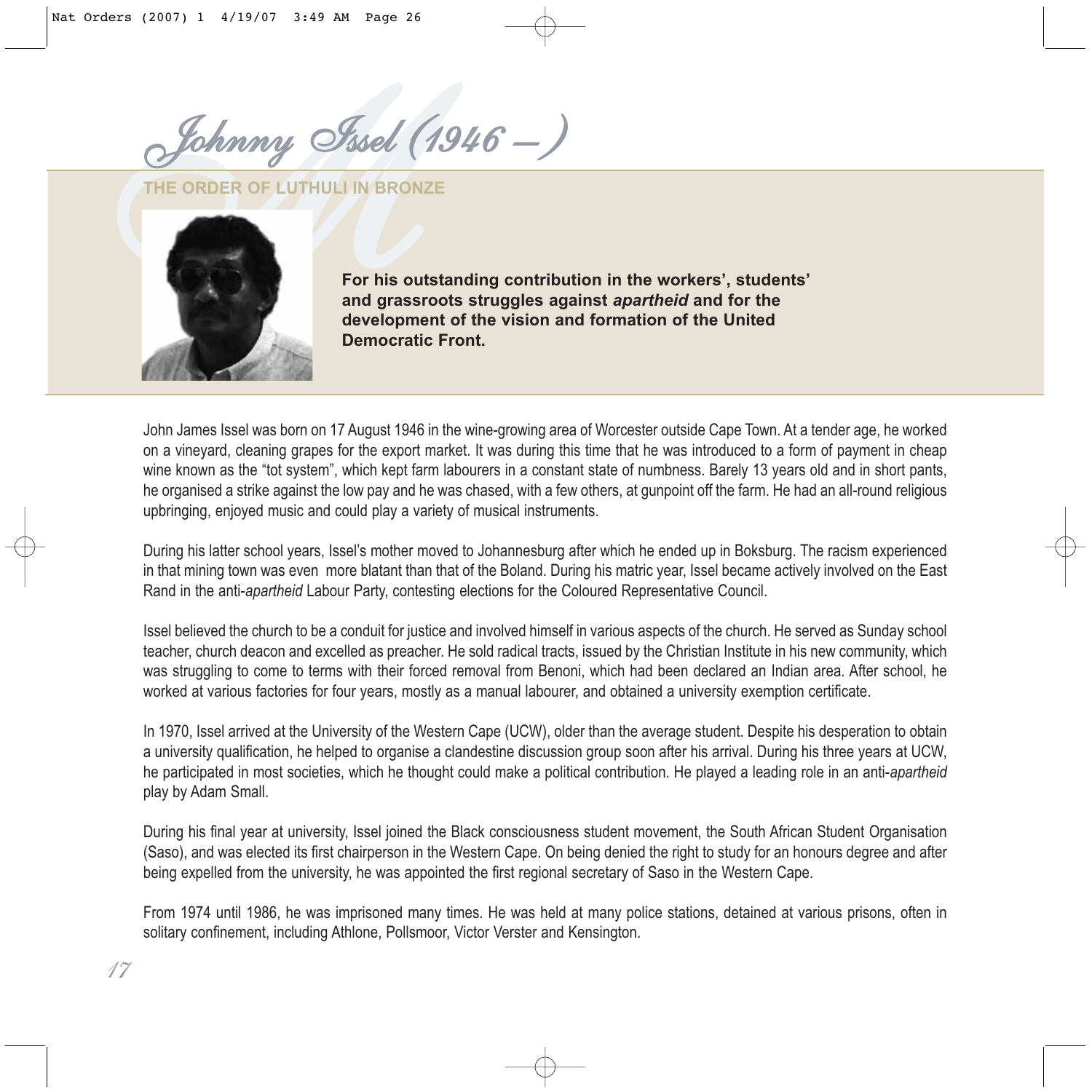# Johnny Issel (1946 – )

## THE ORDER OF LUTHULI IN BRONZE

**For his outstanding contribution in the workers', students' and grassroots struggles against *apartheid* and for the development of the vision and formation of the United Democratic Front.**

John James Issel was born on 17 August 1946 in the wine-growing area of Worcester outside Cape Town. At a tender age, he worked on a vineyard, cleaning grapes for the export market. It was during this time that he was introduced to a form of payment in cheap wine known as the "tot system", which kept farm labourers in a constant state of numbness. Barely 13 years old and in short pants, he organised a strike against the low pay and he was chased, with a few others, at gunpoint off the farm. He had an all-round religious upbringing, enjoyed music and could play a variety of musical instruments.

During his latter school years, Issel's mother moved to Johannesburg after which he ended up in Boksburg. The racism experienced in that mining town was even more blatant than that of the Boland. During his matric year, Issel became actively involved on the East Rand in the anti-*apartheid* Labour Party, contesting elections for the Coloured Representative Council.

Issel believed the church to be a conduit for justice and involved himself in various aspects of the church. He served as Sunday school teacher, church deacon and excelled as preacher. He sold radical tracts, issued by the Christian Institute in his new community, which was struggling to come to terms with their forced removal from Benoni, which had been declared an Indian area. After school, he worked at various factories for four years, mostly as a manual labourer, and obtained a university exemption certificate.

In 1970, Issel arrived at the University of the Western Cape (UCW), older than the average student. Despite his desperation to obtain a university qualification, he helped to organise a clandestine discussion group soon after his arrival. During his three years at UCW, he participated in most societies, which he thought could make a political contribution. He played a leading role in an anti-*apartheid* play by Adam Small.

During his final year at university, Issel joined the Black consciousness student movement, the South African Student Organisation (Saso), and was elected its first chairperson in the Western Cape. On being denied the right to study for an honours degree and after being expelled from the university, he was appointed the first regional secretary of Saso in the Western Cape.

From 1974 until 1986, he was imprisoned many times. He was held at many police stations, detained at various prisons, often in solitary confinement, including Athlone, Pollsmoor, Victor Verster and Kensington.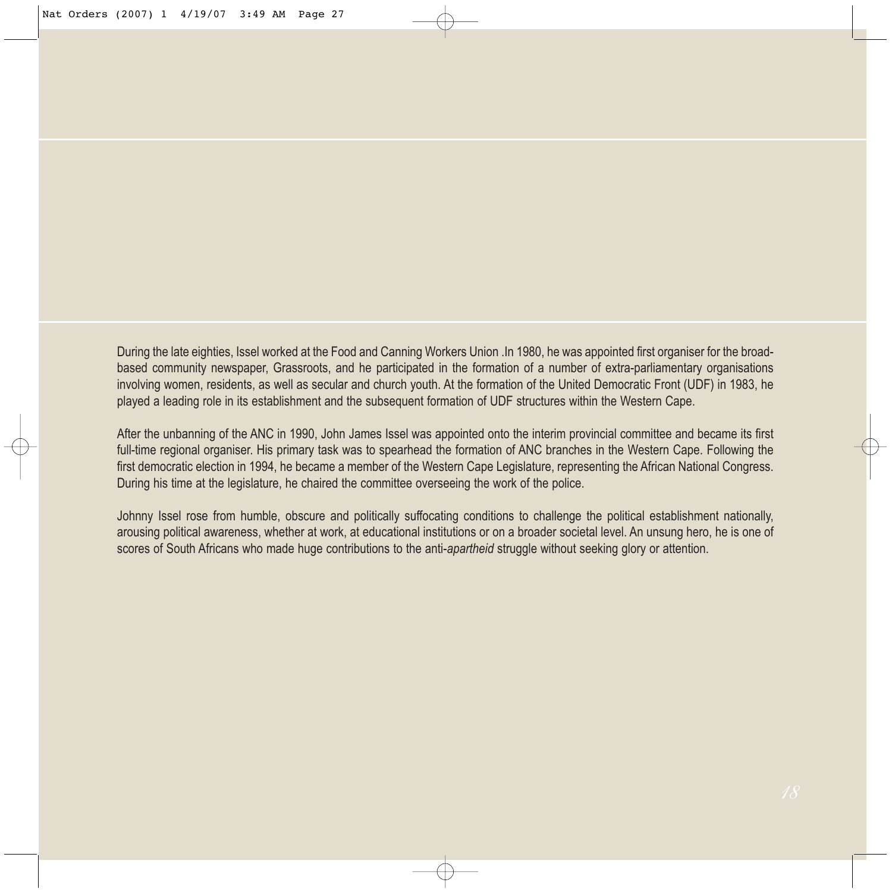During the late eighties, Issel worked at the Food and Canning Workers Union .In 1980, he was appointed first organiser for the broad-based community newspaper, Grassroots, and he participated in the formation of a number of extra-parliamentary organisations involving women, residents, as well as secular and church youth. At the formation of the United Democratic Front (UDF) in 1983, he played a leading role in its establishment and the subsequent formation of UDF structures within the Western Cape.

After the unbanning of the ANC in 1990, John James Issel was appointed onto the interim provincial committee and became its first full-time regional organiser. His primary task was to spearhead the formation of ANC branches in the Western Cape. Following the first democratic election in 1994, he became a member of the Western Cape Legislature, representing the African National Congress. During his time at the legislature, he chaired the committee overseeing the work of the police.

Johnny Issel rose from humble, obscure and politically suffocating conditions to challenge the political establishment nationally, arousing political awareness, whether at work, at educational institutions or on a broader societal level. An unsung hero, he is one of scores of South Africans who made huge contributions to the anti-*apartheid* struggle without seeking glory or attention.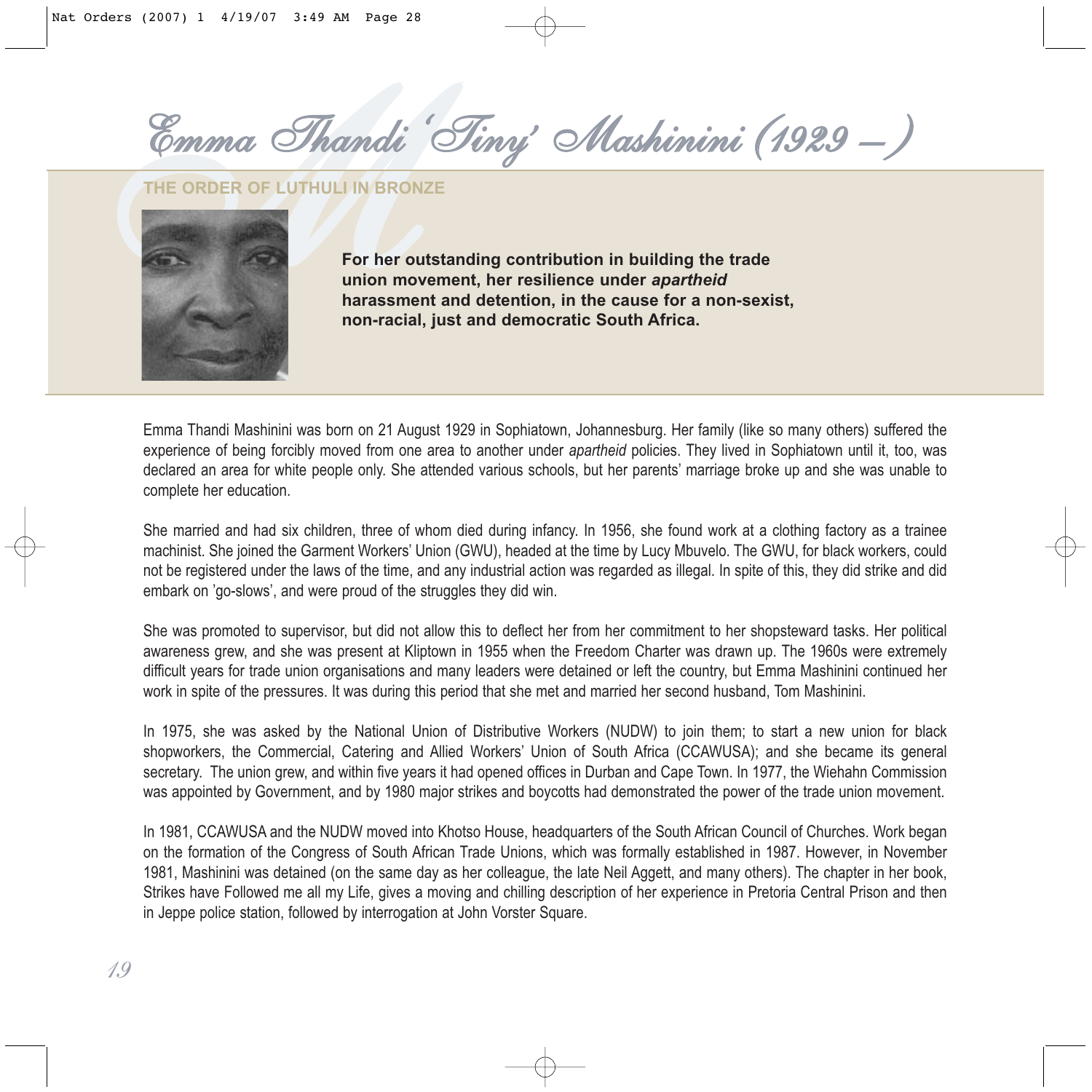# Emma Thandi 'Tiny' Mashinini (1929 – )

## THE ORDER OF LUTHULI IN BRONZE

**For her outstanding contribution in building the trade union movement, her resilience under *apartheid* harassment and detention, in the cause for a non-sexist, non-racial, just and democratic South Africa.**

Emma Thandi Mashinini was born on 21 August 1929 in Sophiatown, Johannesburg. Her family (like so many others) suffered the experience of being forcibly moved from one area to another under *apartheid* policies. They lived in Sophiatown until it, too, was declared an area for white people only. She attended various schools, but her parents' marriage broke up and she was unable to complete her education.

She married and had six children, three of whom died during infancy. In 1956, she found work at a clothing factory as a trainee machinist. She joined the Garment Workers' Union (GWU), headed at the time by Lucy Mbuvelo. The GWU, for black workers, could not be registered under the laws of the time, and any industrial action was regarded as illegal. In spite of this, they did strike and did embark on 'go-slows', and were proud of the struggles they did win.

She was promoted to supervisor, but did not allow this to deflect her from her commitment to her shopsteward tasks. Her political awareness grew, and she was present at Kliptown in 1955 when the Freedom Charter was drawn up. The 1960s were extremely difficult years for trade union organisations and many leaders were detained or left the country, but Emma Mashinini continued her work in spite of the pressures. It was during this period that she met and married her second husband, Tom Mashinini.

In 1975, she was asked by the National Union of Distributive Workers (NUDW) to join them; to start a new union for black shopworkers, the Commercial, Catering and Allied Workers' Union of South Africa (CCAWUSA); and she became its general secretary. The union grew, and within five years it had opened offices in Durban and Cape Town. In 1977, the Wiehahn Commission was appointed by Government, and by 1980 major strikes and boycotts had demonstrated the power of the trade union movement.

In 1981, CCAWUSA and the NUDW moved into Khotso House, headquarters of the South African Council of Churches. Work began on the formation of the Congress of South African Trade Unions, which was formally established in 1987. However, in November 1981, Mashinini was detained (on the same day as her colleague, the late Neil Aggett, and many others). The chapter in her book, Strikes have Followed me all my Life, gives a moving and chilling description of her experience in Pretoria Central Prison and then in Jeppe police station, followed by interrogation at John Vorster Square.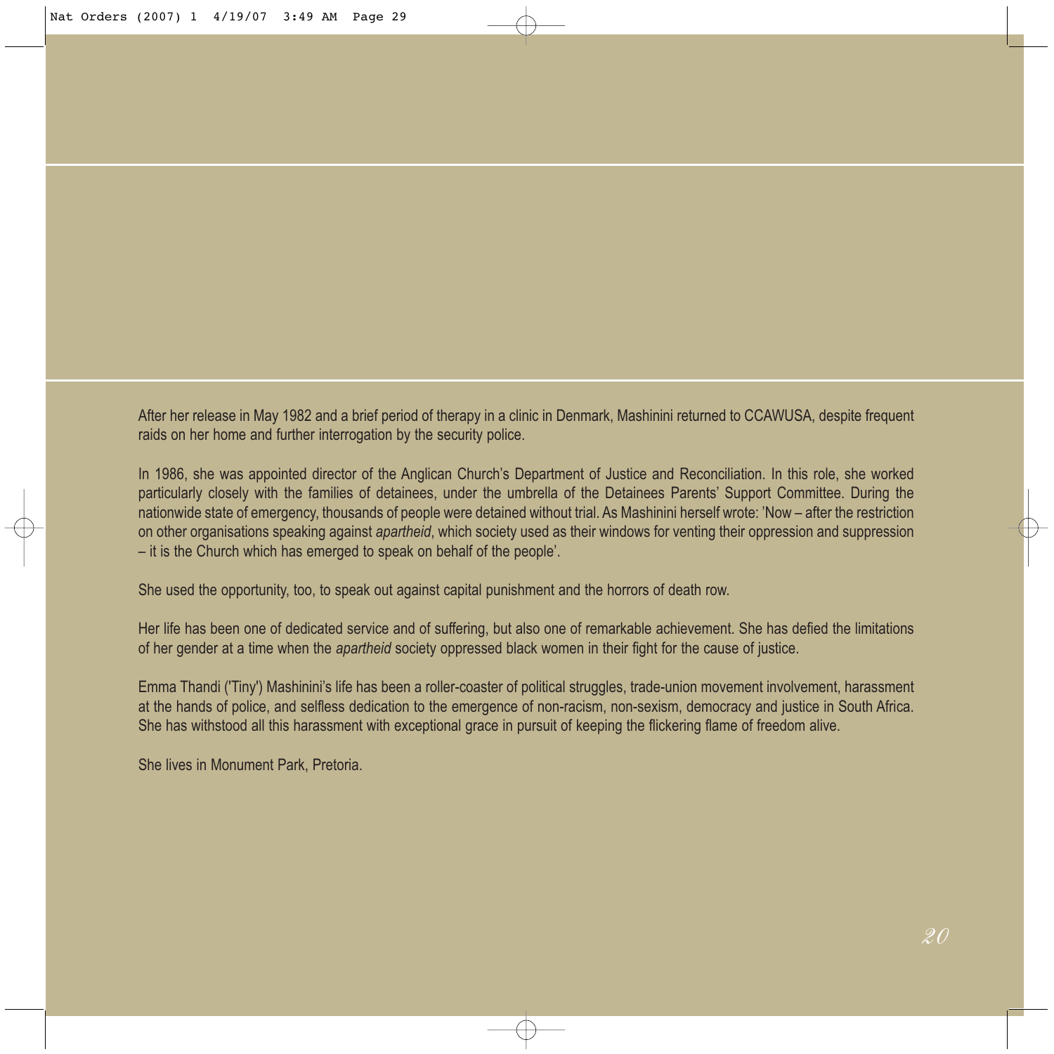After her release in May 1982 and a brief period of therapy in a clinic in Denmark, Mashinini returned to CCAWUSA, despite frequent raids on her home and further interrogation by the security police.

In 1986, she was appointed director of the Anglican Church's Department of Justice and Reconciliation. In this role, she worked particularly closely with the families of detainees, under the umbrella of the Detainees Parents' Support Committee. During the nationwide state of emergency, thousands of people were detained without trial. As Mashinini herself wrote: 'Now – after the restriction on other organisations speaking against *apartheid*, which society used as their windows for venting their oppression and suppression – it is the Church which has emerged to speak on behalf of the people'.

She used the opportunity, too, to speak out against capital punishment and the horrors of death row.

Her life has been one of dedicated service and of suffering, but also one of remarkable achievement. She has defied the limitations of her gender at a time when the *apartheid* society oppressed black women in their fight for the cause of justice.

Emma Thandi ('Tiny') Mashinini's life has been a roller-coaster of political struggles, trade-union movement involvement, harassment at the hands of police, and selfless dedication to the emergence of non-racism, non-sexism, democracy and justice in South Africa. She has withstood all this harassment with exceptional grace in pursuit of keeping the flickering flame of freedom alive.

She lives in Monument Park, Pretoria.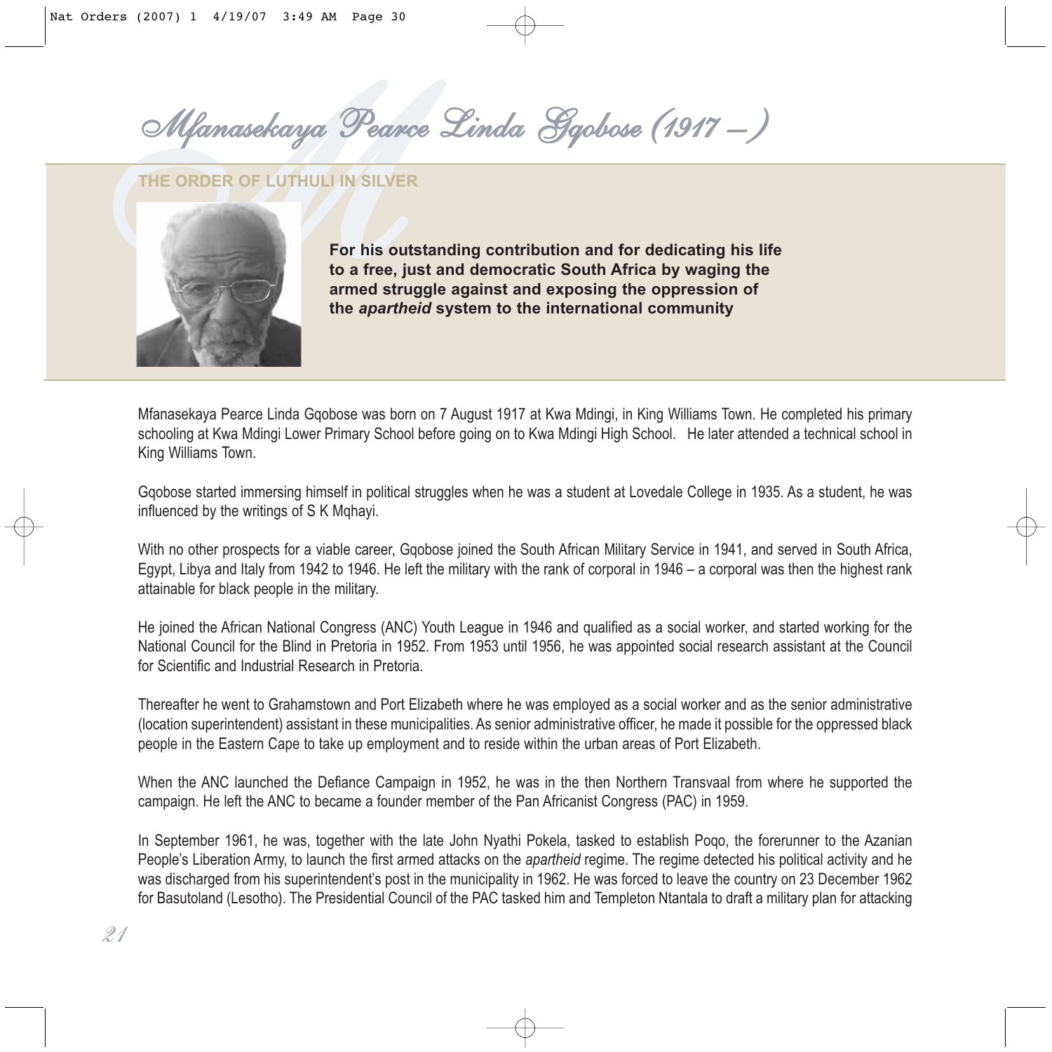# Mfanasekaya Pearce Linda Gqobose (1917 – )

## THE ORDER OF LUTHULI IN SILVER

**For his outstanding contribution and for dedicating his life to a free, just and democratic South Africa by waging the armed struggle against and exposing the oppression of the *apartheid* system to the international community**

Mfanasekaya Pearce Linda Gqobose was born on 7 August 1917 at Kwa Mdingi, in King Williams Town. He completed his primary schooling at Kwa Mdingi Lower Primary School before going on to Kwa Mdingi High School. He later attended a technical school in King Williams Town.

Gqobose started immersing himself in political struggles when he was a student at Lovedale College in 1935. As a student, he was influenced by the writings of S K Mqhayi.

With no other prospects for a viable career, Gqobose joined the South African Military Service in 1941, and served in South Africa, Egypt, Libya and Italy from 1942 to 1946. He left the military with the rank of corporal in 1946 – a corporal was then the highest rank attainable for black people in the military.

He joined the African National Congress (ANC) Youth League in 1946 and qualified as a social worker, and started working for the National Council for the Blind in Pretoria in 1952. From 1953 until 1956, he was appointed social research assistant at the Council for Scientific and Industrial Research in Pretoria.

Thereafter he went to Grahamstown and Port Elizabeth where he was employed as a social worker and as the senior administrative (location superintendent) assistant in these municipalities. As senior administrative officer, he made it possible for the oppressed black people in the Eastern Cape to take up employment and to reside within the urban areas of Port Elizabeth.

When the ANC launched the Defiance Campaign in 1952, he was in the then Northern Transvaal from where he supported the campaign. He left the ANC to became a founder member of the Pan Africanist Congress (PAC) in 1959.

In September 1961, he was, together with the late John Nyathi Pokela, tasked to establish Poqo, the forerunner to the Azanian People's Liberation Army, to launch the first armed attacks on the *apartheid* regime. The regime detected his political activity and he was discharged from his superintendent's post in the municipality in 1962. He was forced to leave the country on 23 December 1962 for Basutoland (Lesotho). The Presidential Council of the PAC tasked him and Templeton Ntantala to draft a military plan for attacking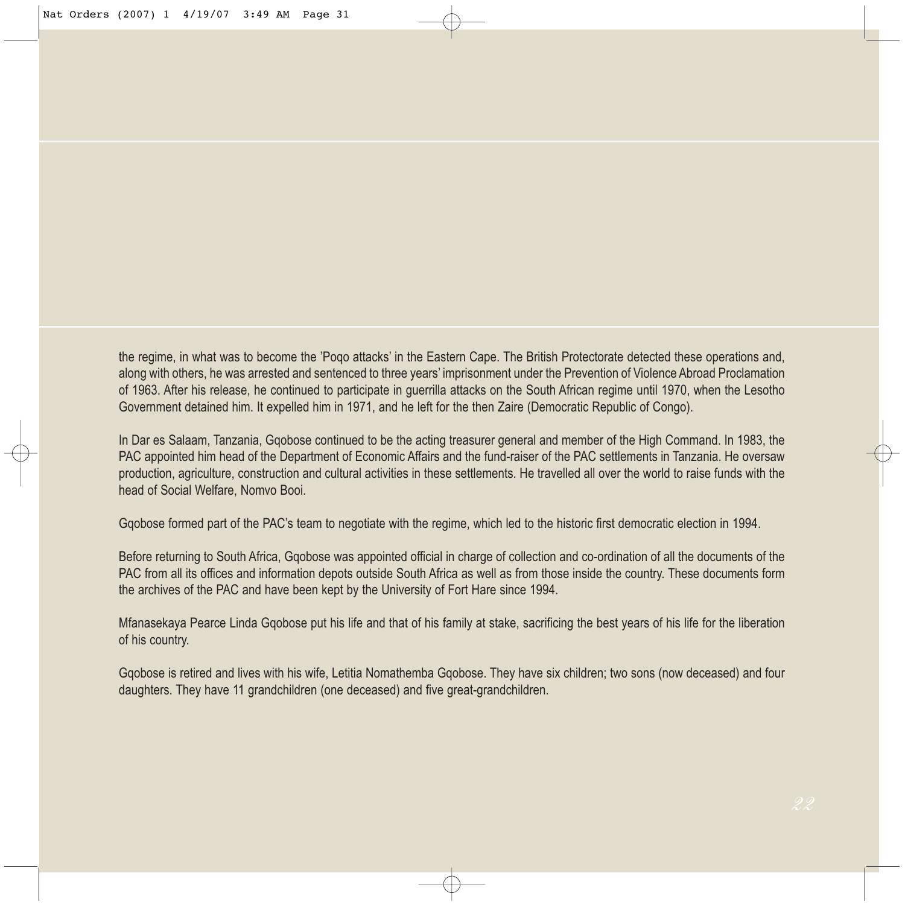the regime, in what was to become the 'Poqo attacks' in the Eastern Cape. The British Protectorate detected these operations and, along with others, he was arrested and sentenced to three years' imprisonment under the Prevention of Violence Abroad Proclamation of 1963. After his release, he continued to participate in guerrilla attacks on the South African regime until 1970, when the Lesotho Government detained him. It expelled him in 1971, and he left for the then Zaire (Democratic Republic of Congo).

In Dar es Salaam, Tanzania, Gqobose continued to be the acting treasurer general and member of the High Command. In 1983, the PAC appointed him head of the Department of Economic Affairs and the fund-raiser of the PAC settlements in Tanzania. He oversaw production, agriculture, construction and cultural activities in these settlements. He travelled all over the world to raise funds with the head of Social Welfare, Nomvo Booi.

Gqobose formed part of the PAC's team to negotiate with the regime, which led to the historic first democratic election in 1994.

Before returning to South Africa, Gqobose was appointed official in charge of collection and co-ordination of all the documents of the PAC from all its offices and information depots outside South Africa as well as from those inside the country. These documents form the archives of the PAC and have been kept by the University of Fort Hare since 1994.

Mfanasekaya Pearce Linda Gqobose put his life and that of his family at stake, sacrificing the best years of his life for the liberation of his country.

Gqobose is retired and lives with his wife, Letitia Nomathemba Gqobose. They have six children; two sons (now deceased) and four daughters. They have 11 grandchildren (one deceased) and five great-grandchildren.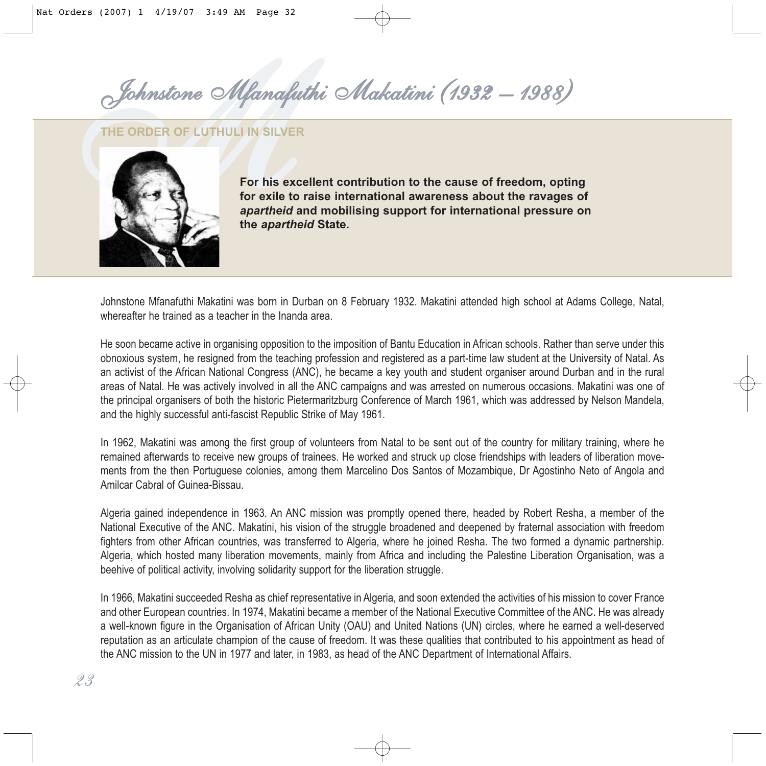# Johnstone Mfanafuthi Makatini (1932 – 1988)

## THE ORDER OF LUTHULI IN SILVER

**For his excellent contribution to the cause of freedom, opting for exile to raise international awareness about the ravages of *apartheid* and mobilising support for international pressure on the *apartheid* State.**

Johnstone Mfanafuthi Makatini was born in Durban on 8 February 1932. Makatini attended high school at Adams College, Natal, whereafter he trained as a teacher in the Inanda area.

He soon became active in organising opposition to the imposition of Bantu Education in African schools. Rather than serve under this obnoxious system, he resigned from the teaching profession and registered as a part-time law student at the University of Natal. As an activist of the African National Congress (ANC), he became a key youth and student organiser around Durban and in the rural areas of Natal. He was actively involved in all the ANC campaigns and was arrested on numerous occasions. Makatini was one of the principal organisers of both the historic Pietermaritzburg Conference of March 1961, which was addressed by Nelson Mandela, and the highly successful anti-fascist Republic Strike of May 1961.

In 1962, Makatini was among the first group of volunteers from Natal to be sent out of the country for military training, where he remained afterwards to receive new groups of trainees. He worked and struck up close friendships with leaders of liberation movements from the then Portuguese colonies, among them Marcelino Dos Santos of Mozambique, Dr Agostinho Neto of Angola and Amilcar Cabral of Guinea-Bissau.

Algeria gained independence in 1963. An ANC mission was promptly opened there, headed by Robert Resha, a member of the National Executive of the ANC. Makatini, his vision of the struggle broadened and deepened by fraternal association with freedom fighters from other African countries, was transferred to Algeria, where he joined Resha. The two formed a dynamic partnership. Algeria, which hosted many liberation movements, mainly from Africa and including the Palestine Liberation Organisation, was a beehive of political activity, involving solidarity support for the liberation struggle.

In 1966, Makatini succeeded Resha as chief representative in Algeria, and soon extended the activities of his mission to cover France and other European countries. In 1974, Makatini became a member of the National Executive Committee of the ANC. He was already a well-known figure in the Organisation of African Unity (OAU) and United Nations (UN) circles, where he earned a well-deserved reputation as an articulate champion of the cause of freedom. It was these qualities that contributed to his appointment as head of the ANC mission to the UN in 1977 and later, in 1983, as head of the ANC Department of International Affairs.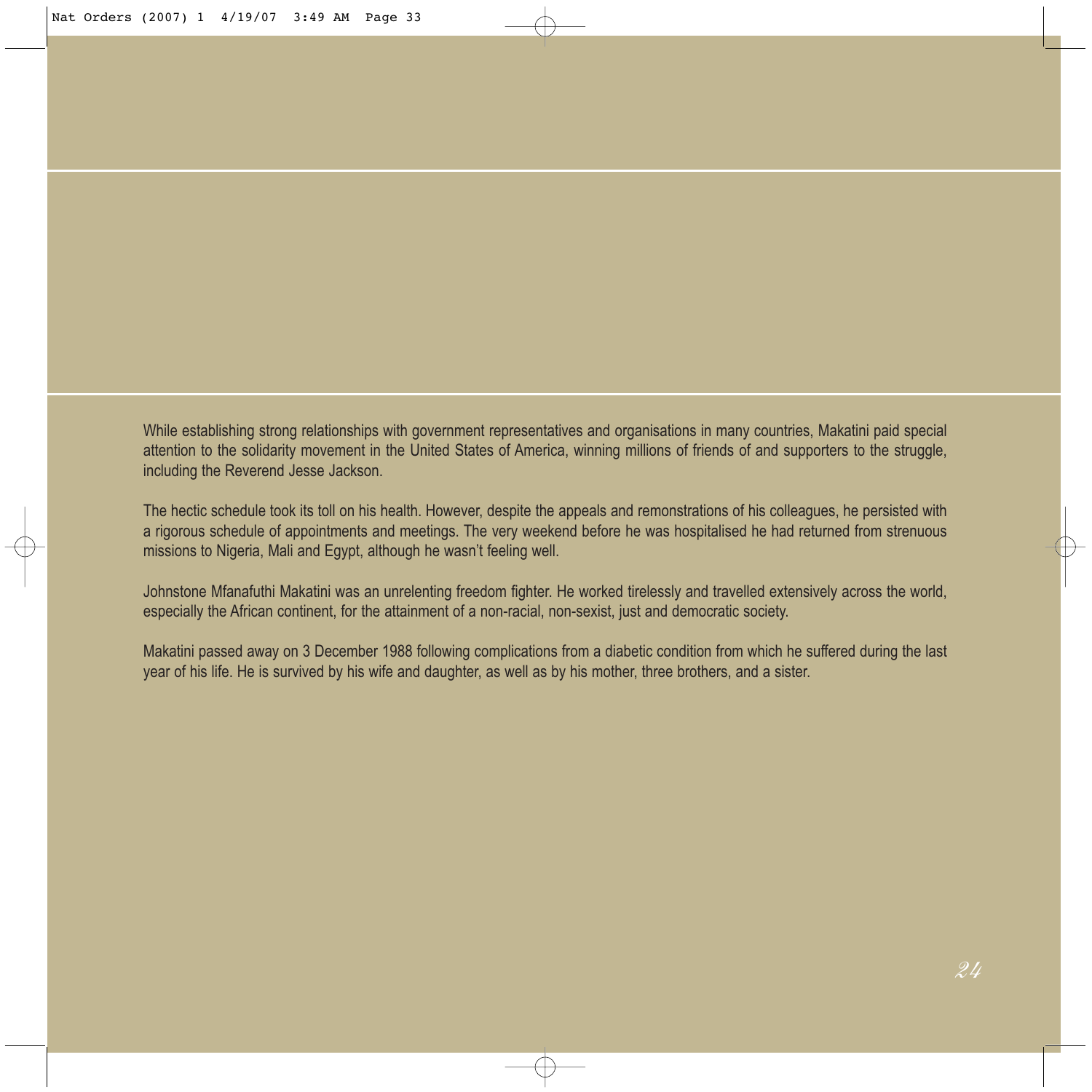While establishing strong relationships with government representatives and organisations in many countries, Makatini paid special attention to the solidarity movement in the United States of America, winning millions of friends of and supporters to the struggle, including the Reverend Jesse Jackson.

The hectic schedule took its toll on his health. However, despite the appeals and remonstrations of his colleagues, he persisted with a rigorous schedule of appointments and meetings. The very weekend before he was hospitalised he had returned from strenuous missions to Nigeria, Mali and Egypt, although he wasn't feeling well.

Johnstone Mfanafuthi Makatini was an unrelenting freedom fighter. He worked tirelessly and travelled extensively across the world, especially the African continent, for the attainment of a non-racial, non-sexist, just and democratic society.

Makatini passed away on 3 December 1988 following complications from a diabetic condition from which he suffered during the last year of his life. He is survived by his wife and daughter, as well as by his mother, three brothers, and a sister.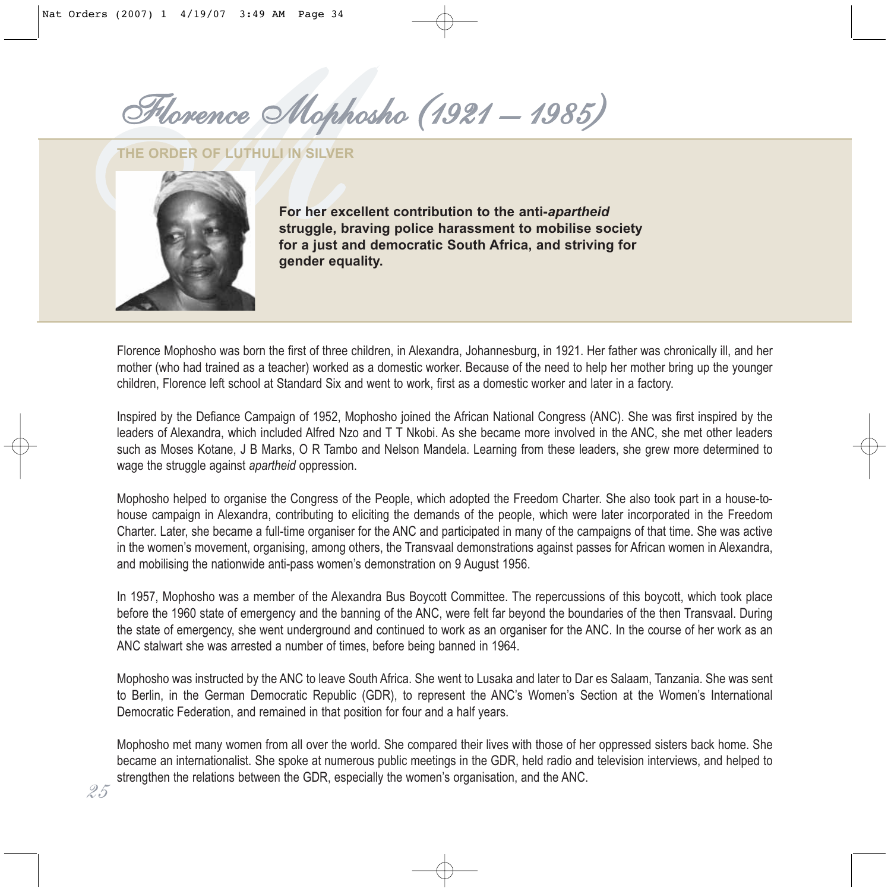# Florence Mophosho (1921 – 1985)

**THE ORDER OF LUTHULI IN SILVER**

**For her excellent contribution to the anti-*apartheid* struggle, braving police harassment to mobilise society for a just and democratic South Africa, and striving for gender equality.**

Florence Mophosho was born the first of three children, in Alexandra, Johannesburg, in 1921. Her father was chronically ill, and her mother (who had trained as a teacher) worked as a domestic worker. Because of the need to help her mother bring up the younger children, Florence left school at Standard Six and went to work, first as a domestic worker and later in a factory.

Inspired by the Defiance Campaign of 1952, Mophosho joined the African National Congress (ANC). She was first inspired by the leaders of Alexandra, which included Alfred Nzo and T T Nkobi. As she became more involved in the ANC, she met other leaders such as Moses Kotane, J B Marks, O R Tambo and Nelson Mandela. Learning from these leaders, she grew more determined to wage the struggle against *apartheid* oppression.

Mophosho helped to organise the Congress of the People, which adopted the Freedom Charter. She also took part in a house-to-house campaign in Alexandra, contributing to eliciting the demands of the people, which were later incorporated in the Freedom Charter. Later, she became a full-time organiser for the ANC and participated in many of the campaigns of that time. She was active in the women's movement, organising, among others, the Transvaal demonstrations against passes for African women in Alexandra, and mobilising the nationwide anti-pass women's demonstration on 9 August 1956.

In 1957, Mophosho was a member of the Alexandra Bus Boycott Committee. The repercussions of this boycott, which took place before the 1960 state of emergency and the banning of the ANC, were felt far beyond the boundaries of the then Transvaal. During the state of emergency, she went underground and continued to work as an organiser for the ANC. In the course of her work as an ANC stalwart she was arrested a number of times, before being banned in 1964.

Mophosho was instructed by the ANC to leave South Africa. She went to Lusaka and later to Dar es Salaam, Tanzania. She was sent to Berlin, in the German Democratic Republic (GDR), to represent the ANC's Women's Section at the Women's International Democratic Federation, and remained in that position for four and a half years.

Mophosho met many women from all over the world. She compared their lives with those of her oppressed sisters back home. She became an internationalist. She spoke at numerous public meetings in the GDR, held radio and television interviews, and helped to strengthen the relations between the GDR, especially the women's organisation, and the ANC.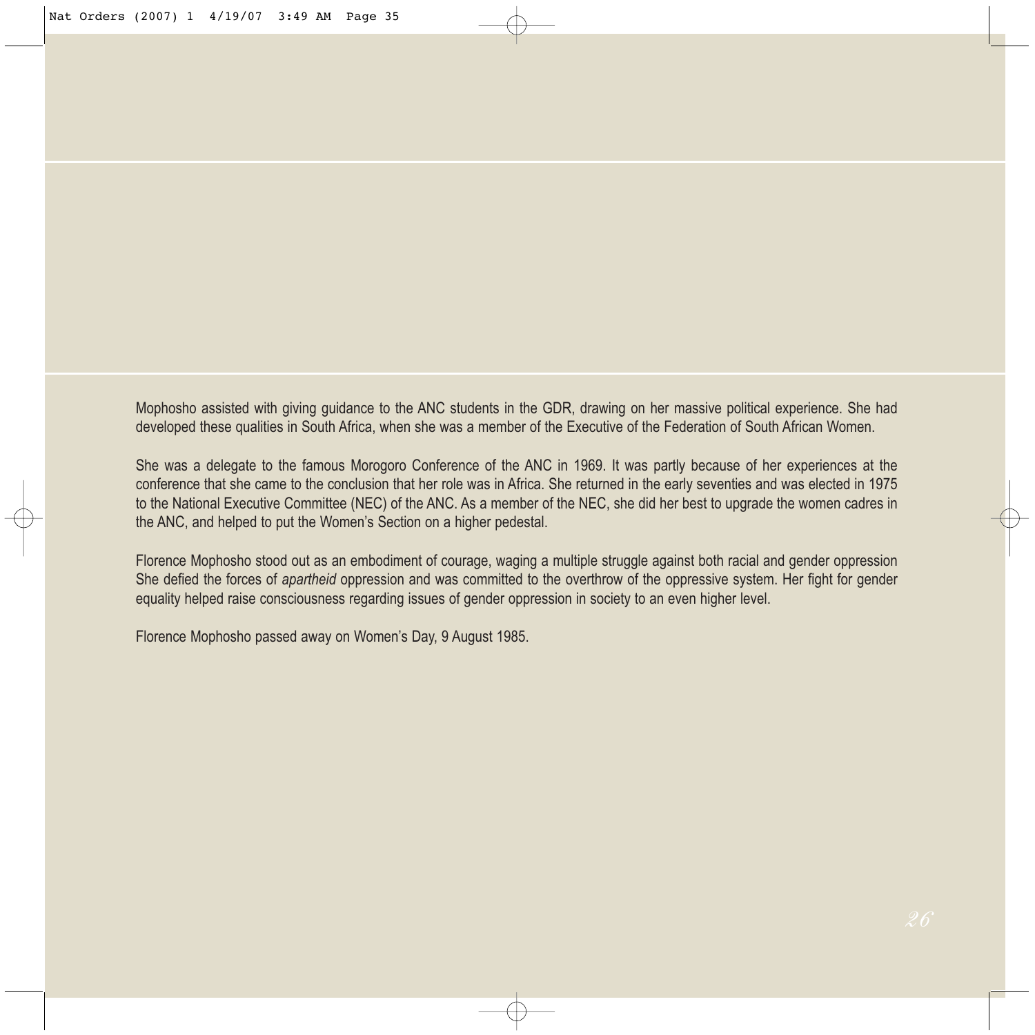Mophosho assisted with giving guidance to the ANC students in the GDR, drawing on her massive political experience. She had developed these qualities in South Africa, when she was a member of the Executive of the Federation of South African Women.

She was a delegate to the famous Morogoro Conference of the ANC in 1969. It was partly because of her experiences at the conference that she came to the conclusion that her role was in Africa. She returned in the early seventies and was elected in 1975 to the National Executive Committee (NEC) of the ANC. As a member of the NEC, she did her best to upgrade the women cadres in the ANC, and helped to put the Women's Section on a higher pedestal.

Florence Mophosho stood out as an embodiment of courage, waging a multiple struggle against both racial and gender oppression She defied the forces of *apartheid* oppression and was committed to the overthrow of the oppressive system. Her fight for gender equality helped raise consciousness regarding issues of gender oppression in society to an even higher level.

Florence Mophosho passed away on Women's Day, 9 August 1985.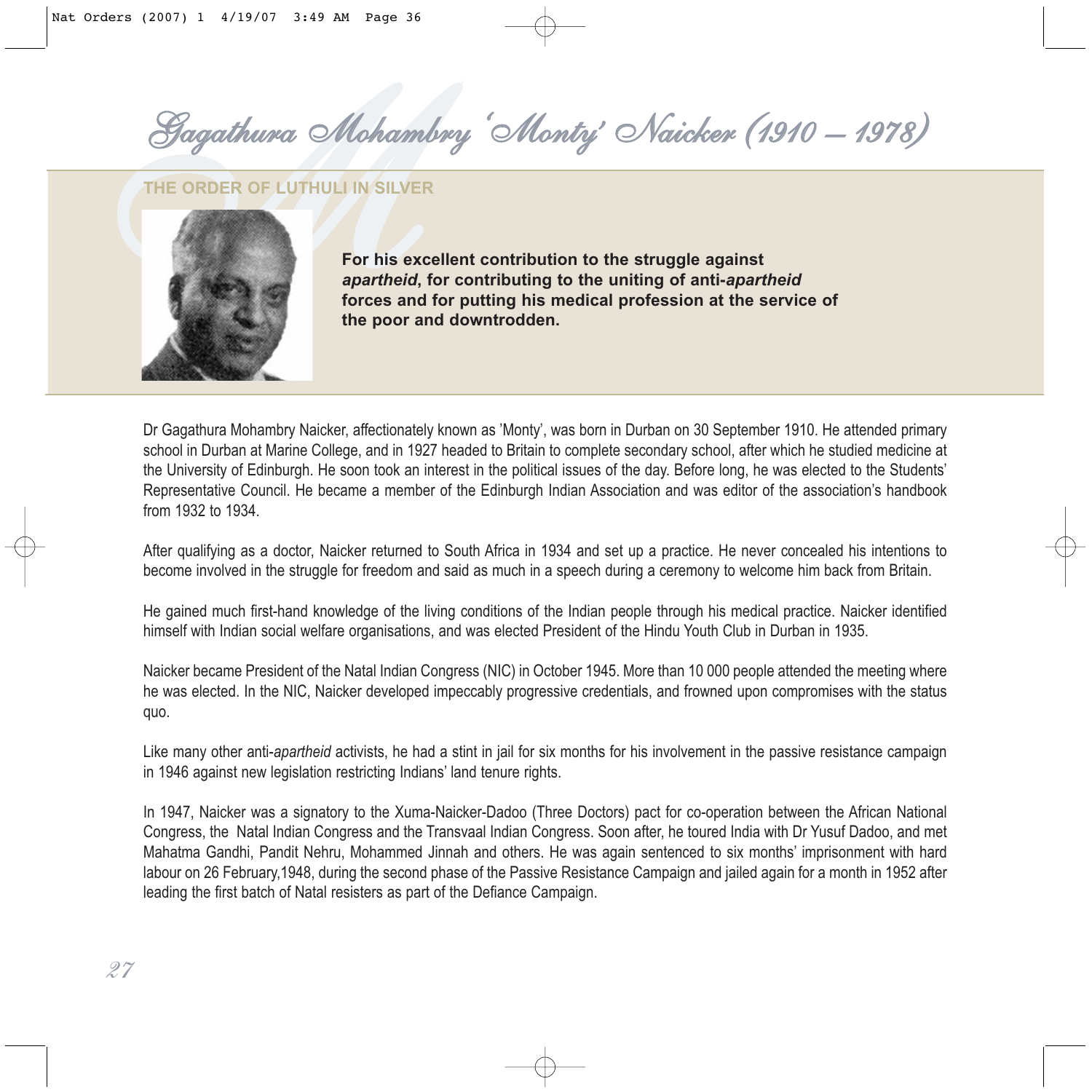# Gagathura Mohambry 'Monty' Naicker (1910 – 1978)

## THE ORDER OF LUTHULI IN SILVER

**For his excellent contribution to the struggle against *apartheid*, for contributing to the uniting of anti-*apartheid* forces and for putting his medical profession at the service of the poor and downtrodden.**

Dr Gagathura Mohambry Naicker, affectionately known as 'Monty', was born in Durban on 30 September 1910. He attended primary school in Durban at Marine College, and in 1927 headed to Britain to complete secondary school, after which he studied medicine at the University of Edinburgh. He soon took an interest in the political issues of the day. Before long, he was elected to the Students' Representative Council. He became a member of the Edinburgh Indian Association and was editor of the association's handbook from 1932 to 1934.

After qualifying as a doctor, Naicker returned to South Africa in 1934 and set up a practice. He never concealed his intentions to become involved in the struggle for freedom and said as much in a speech during a ceremony to welcome him back from Britain.

He gained much first-hand knowledge of the living conditions of the Indian people through his medical practice. Naicker identified himself with Indian social welfare organisations, and was elected President of the Hindu Youth Club in Durban in 1935.

Naicker became President of the Natal Indian Congress (NIC) in October 1945. More than 10 000 people attended the meeting where he was elected. In the NIC, Naicker developed impeccably progressive credentials, and frowned upon compromises with the status quo.

Like many other anti-*apartheid* activists, he had a stint in jail for six months for his involvement in the passive resistance campaign in 1946 against new legislation restricting Indians' land tenure rights.

In 1947, Naicker was a signatory to the Xuma-Naicker-Dadoo (Three Doctors) pact for co-operation between the African National Congress, the Natal Indian Congress and the Transvaal Indian Congress. Soon after, he toured India with Dr Yusuf Dadoo, and met Mahatma Gandhi, Pandit Nehru, Mohammed Jinnah and others. He was again sentenced to six months' imprisonment with hard labour on 26 February,1948, during the second phase of the Passive Resistance Campaign and jailed again for a month in 1952 after leading the first batch of Natal resisters as part of the Defiance Campaign.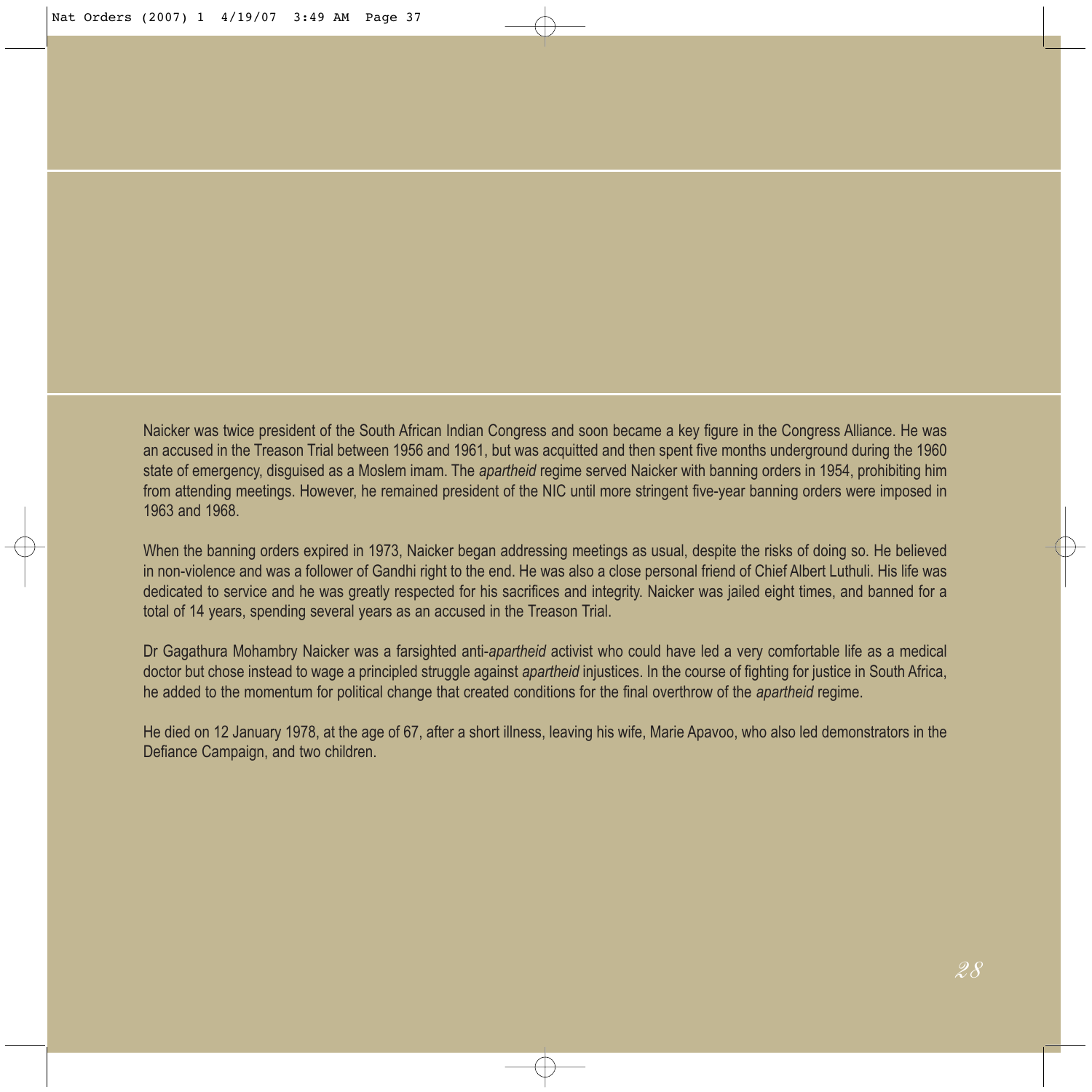Naicker was twice president of the South African Indian Congress and soon became a key figure in the Congress Alliance. He was an accused in the Treason Trial between 1956 and 1961, but was acquitted and then spent five months underground during the 1960 state of emergency, disguised as a Moslem imam. The *apartheid* regime served Naicker with banning orders in 1954, prohibiting him from attending meetings. However, he remained president of the NIC until more stringent five-year banning orders were imposed in 1963 and 1968.

When the banning orders expired in 1973, Naicker began addressing meetings as usual, despite the risks of doing so. He believed in non-violence and was a follower of Gandhi right to the end. He was also a close personal friend of Chief Albert Luthuli. His life was dedicated to service and he was greatly respected for his sacrifices and integrity. Naicker was jailed eight times, and banned for a total of 14 years, spending several years as an accused in the Treason Trial.

Dr Gagathura Mohambry Naicker was a farsighted anti-*apartheid* activist who could have led a very comfortable life as a medical doctor but chose instead to wage a principled struggle against *apartheid* injustices. In the course of fighting for justice in South Africa, he added to the momentum for political change that created conditions for the final overthrow of the *apartheid* regime.

He died on 12 January 1978, at the age of 67, after a short illness, leaving his wife, Marie Apavoo, who also led demonstrators in the Defiance Campaign, and two children.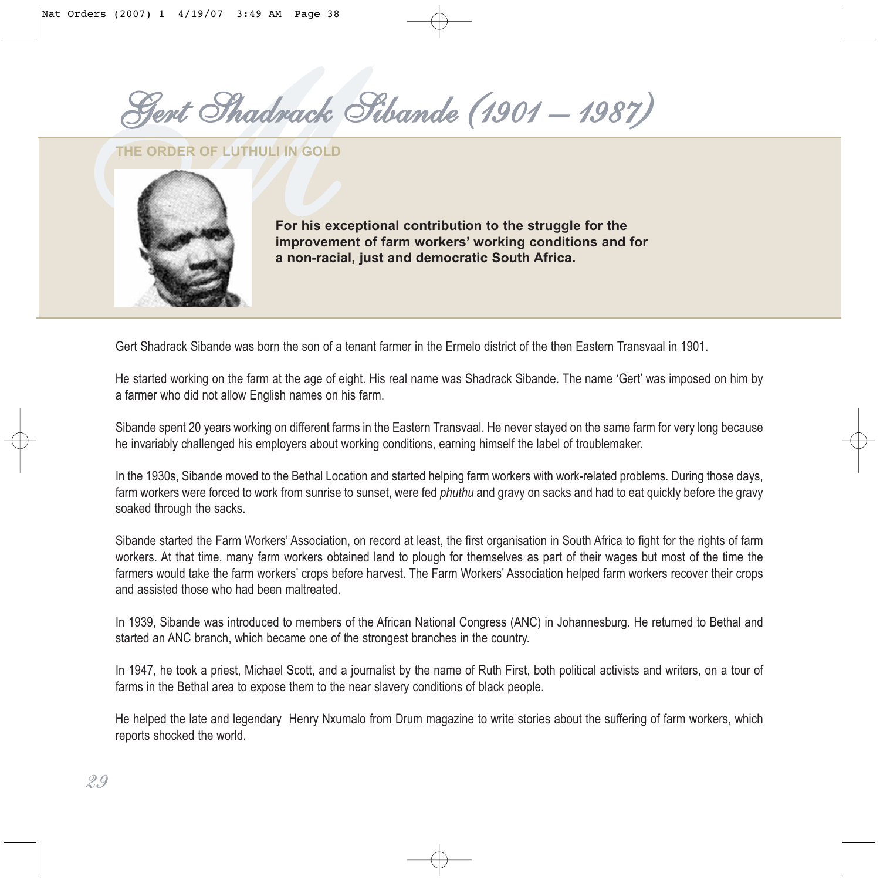# Gert Shadrack Sibande (1901 – 1987)

## THE ORDER OF LUTHULI IN GOLD

**For his exceptional contribution to the struggle for the improvement of farm workers' working conditions and for a non-racial, just and democratic South Africa.**

Gert Shadrack Sibande was born the son of a tenant farmer in the Ermelo district of the then Eastern Transvaal in 1901.

He started working on the farm at the age of eight. His real name was Shadrack Sibande. The name 'Gert' was imposed on him by a farmer who did not allow English names on his farm.

Sibande spent 20 years working on different farms in the Eastern Transvaal. He never stayed on the same farm for very long because he invariably challenged his employers about working conditions, earning himself the label of troublemaker.

In the 1930s, Sibande moved to the Bethal Location and started helping farm workers with work-related problems. During those days, farm workers were forced to work from sunrise to sunset, were fed *phuthu* and gravy on sacks and had to eat quickly before the gravy soaked through the sacks.

Sibande started the Farm Workers' Association, on record at least, the first organisation in South Africa to fight for the rights of farm workers. At that time, many farm workers obtained land to plough for themselves as part of their wages but most of the time the farmers would take the farm workers' crops before harvest. The Farm Workers' Association helped farm workers recover their crops and assisted those who had been maltreated.

In 1939, Sibande was introduced to members of the African National Congress (ANC) in Johannesburg. He returned to Bethal and started an ANC branch, which became one of the strongest branches in the country.

In 1947, he took a priest, Michael Scott, and a journalist by the name of Ruth First, both political activists and writers, on a tour of farms in the Bethal area to expose them to the near slavery conditions of black people.

He helped the late and legendary Henry Nxumalo from Drum magazine to write stories about the suffering of farm workers, which reports shocked the world.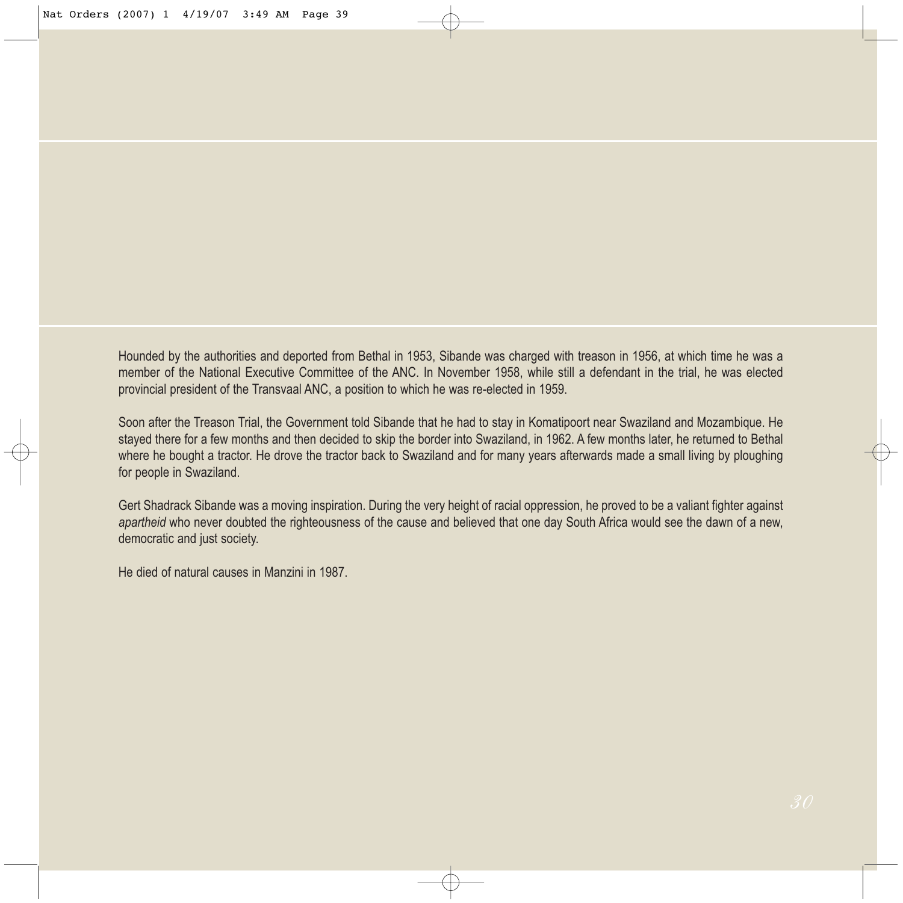Hounded by the authorities and deported from Bethal in 1953, Sibande was charged with treason in 1956, at which time he was a member of the National Executive Committee of the ANC. In November 1958, while still a defendant in the trial, he was elected provincial president of the Transvaal ANC, a position to which he was re-elected in 1959.

Soon after the Treason Trial, the Government told Sibande that he had to stay in Komatipoort near Swaziland and Mozambique. He stayed there for a few months and then decided to skip the border into Swaziland, in 1962. A few months later, he returned to Bethal where he bought a tractor. He drove the tractor back to Swaziland and for many years afterwards made a small living by ploughing for people in Swaziland.

Gert Shadrack Sibande was a moving inspiration. During the very height of racial oppression, he proved to be a valiant fighter against *apartheid* who never doubted the righteousness of the cause and believed that one day South Africa would see the dawn of a new, democratic and just society.

He died of natural causes in Manzini in 1987.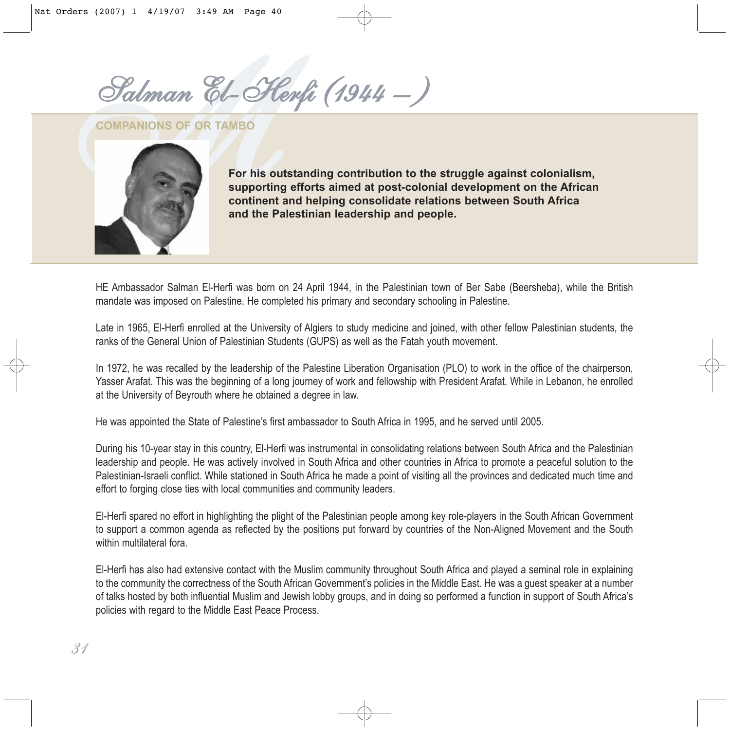# Salman El-Herfi (1944 – )

## COMPANIONS OF OR TAMBO

**For his outstanding contribution to the struggle against colonialism, supporting efforts aimed at post-colonial development on the African continent and helping consolidate relations between South Africa and the Palestinian leadership and people.**

HE Ambassador Salman El-Herfi was born on 24 April 1944, in the Palestinian town of Ber Sabe (Beersheba), while the British mandate was imposed on Palestine. He completed his primary and secondary schooling in Palestine.

Late in 1965, El-Herfi enrolled at the University of Algiers to study medicine and joined, with other fellow Palestinian students, the ranks of the General Union of Palestinian Students (GUPS) as well as the Fatah youth movement.

In 1972, he was recalled by the leadership of the Palestine Liberation Organisation (PLO) to work in the office of the chairperson, Yasser Arafat. This was the beginning of a long journey of work and fellowship with President Arafat. While in Lebanon, he enrolled at the University of Beyrouth where he obtained a degree in law.

He was appointed the State of Palestine's first ambassador to South Africa in 1995, and he served until 2005.

During his 10-year stay in this country, El-Herfi was instrumental in consolidating relations between South Africa and the Palestinian leadership and people. He was actively involved in South Africa and other countries in Africa to promote a peaceful solution to the Palestinian-Israeli conflict. While stationed in South Africa he made a point of visiting all the provinces and dedicated much time and effort to forging close ties with local communities and community leaders.

El-Herfi spared no effort in highlighting the plight of the Palestinian people among key role-players in the South African Government to support a common agenda as reflected by the positions put forward by countries of the Non-Aligned Movement and the South within multilateral fora.

El-Herfi has also had extensive contact with the Muslim community throughout South Africa and played a seminal role in explaining to the community the correctness of the South African Government's policies in the Middle East. He was a guest speaker at a number of talks hosted by both influential Muslim and Jewish lobby groups, and in doing so performed a function in support of South Africa's policies with regard to the Middle East Peace Process.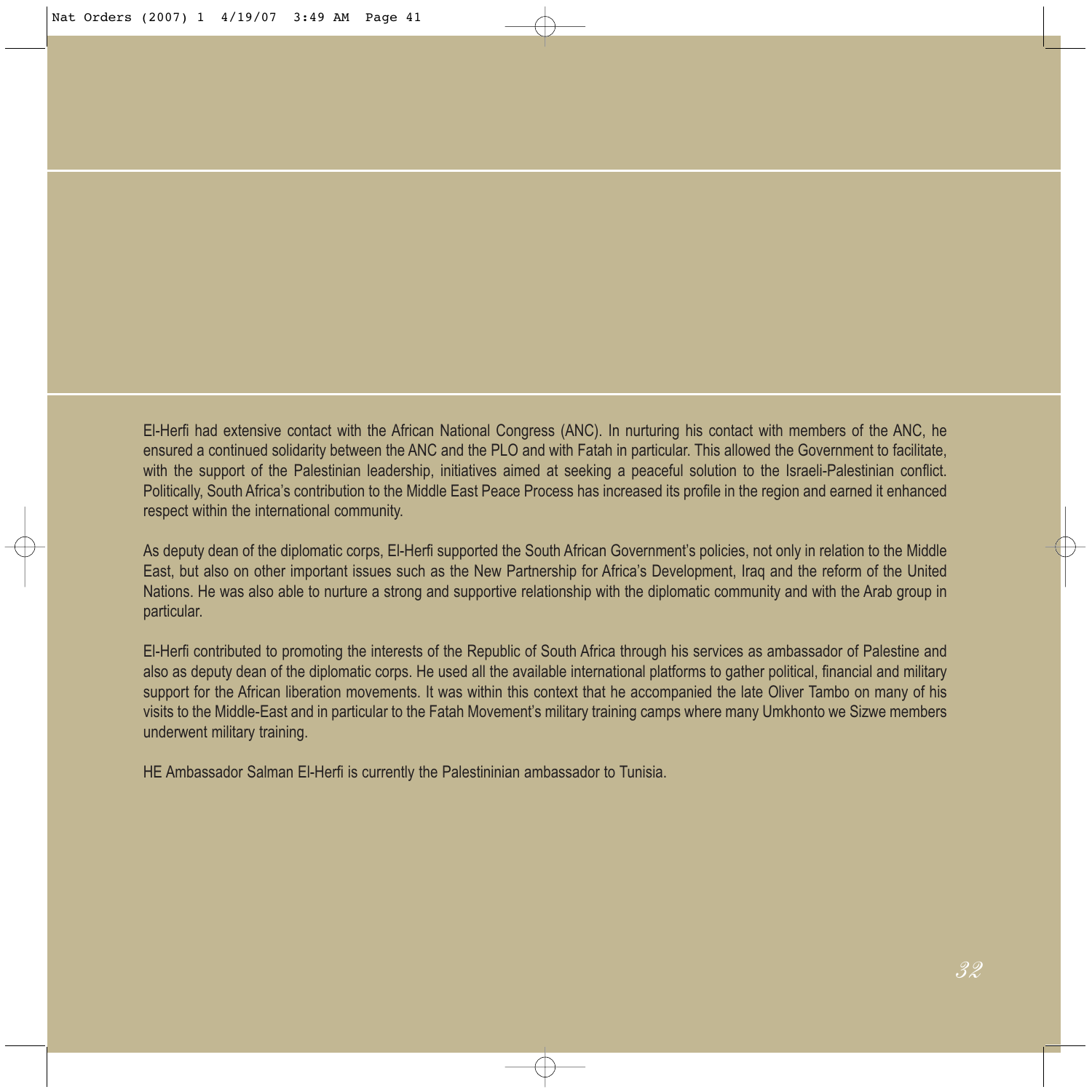El-Herfi had extensive contact with the African National Congress (ANC). In nurturing his contact with members of the ANC, he ensured a continued solidarity between the ANC and the PLO and with Fatah in particular. This allowed the Government to facilitate, with the support of the Palestinian leadership, initiatives aimed at seeking a peaceful solution to the Israeli-Palestinian conflict. Politically, South Africa's contribution to the Middle East Peace Process has increased its profile in the region and earned it enhanced respect within the international community.

As deputy dean of the diplomatic corps, El-Herfi supported the South African Government's policies, not only in relation to the Middle East, but also on other important issues such as the New Partnership for Africa's Development, Iraq and the reform of the United Nations. He was also able to nurture a strong and supportive relationship with the diplomatic community and with the Arab group in particular.

El-Herfi contributed to promoting the interests of the Republic of South Africa through his services as ambassador of Palestine and also as deputy dean of the diplomatic corps. He used all the available international platforms to gather political, financial and military support for the African liberation movements. It was within this context that he accompanied the late Oliver Tambo on many of his visits to the Middle-East and in particular to the Fatah Movement's military training camps where many Umkhonto we Sizwe members underwent military training.

HE Ambassador Salman El-Herfi is currently the Palestininian ambassador to Tunisia.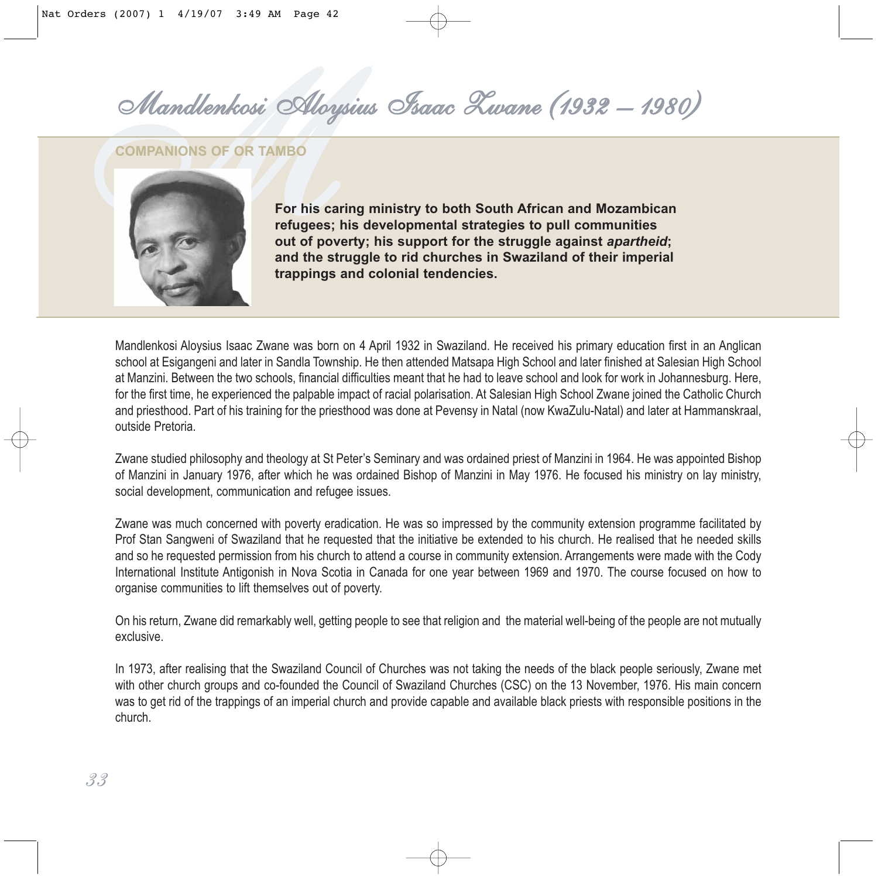# Mandlenkosi Aloysius Isaac Zwane (1932 – 1980)

COMPANIONS OF OR TAMBO

**For his caring ministry to both South African and Mozambican refugees; his developmental strategies to pull communities out of poverty; his support for the struggle against *apartheid*; and the struggle to rid churches in Swaziland of their imperial trappings and colonial tendencies.**

Mandlenkosi Aloysius Isaac Zwane was born on 4 April 1932 in Swaziland. He received his primary education first in an Anglican school at Esigangeni and later in Sandla Township. He then attended Matsapa High School and later finished at Salesian High School at Manzini. Between the two schools, financial difficulties meant that he had to leave school and look for work in Johannesburg. Here, for the first time, he experienced the palpable impact of racial polarisation. At Salesian High School Zwane joined the Catholic Church and priesthood. Part of his training for the priesthood was done at Pevensy in Natal (now KwaZulu-Natal) and later at Hammanskraal, outside Pretoria.

Zwane studied philosophy and theology at St Peter's Seminary and was ordained priest of Manzini in 1964. He was appointed Bishop of Manzini in January 1976, after which he was ordained Bishop of Manzini in May 1976. He focused his ministry on lay ministry, social development, communication and refugee issues.

Zwane was much concerned with poverty eradication. He was so impressed by the community extension programme facilitated by Prof Stan Sangweni of Swaziland that he requested that the initiative be extended to his church. He realised that he needed skills and so he requested permission from his church to attend a course in community extension. Arrangements were made with the Cody International Institute Antigonish in Nova Scotia in Canada for one year between 1969 and 1970. The course focused on how to organise communities to lift themselves out of poverty.

On his return, Zwane did remarkably well, getting people to see that religion and the material well-being of the people are not mutually exclusive.

In 1973, after realising that the Swaziland Council of Churches was not taking the needs of the black people seriously, Zwane met with other church groups and co-founded the Council of Swaziland Churches (CSC) on the 13 November, 1976. His main concern was to get rid of the trappings of an imperial church and provide capable and available black priests with responsible positions in the church.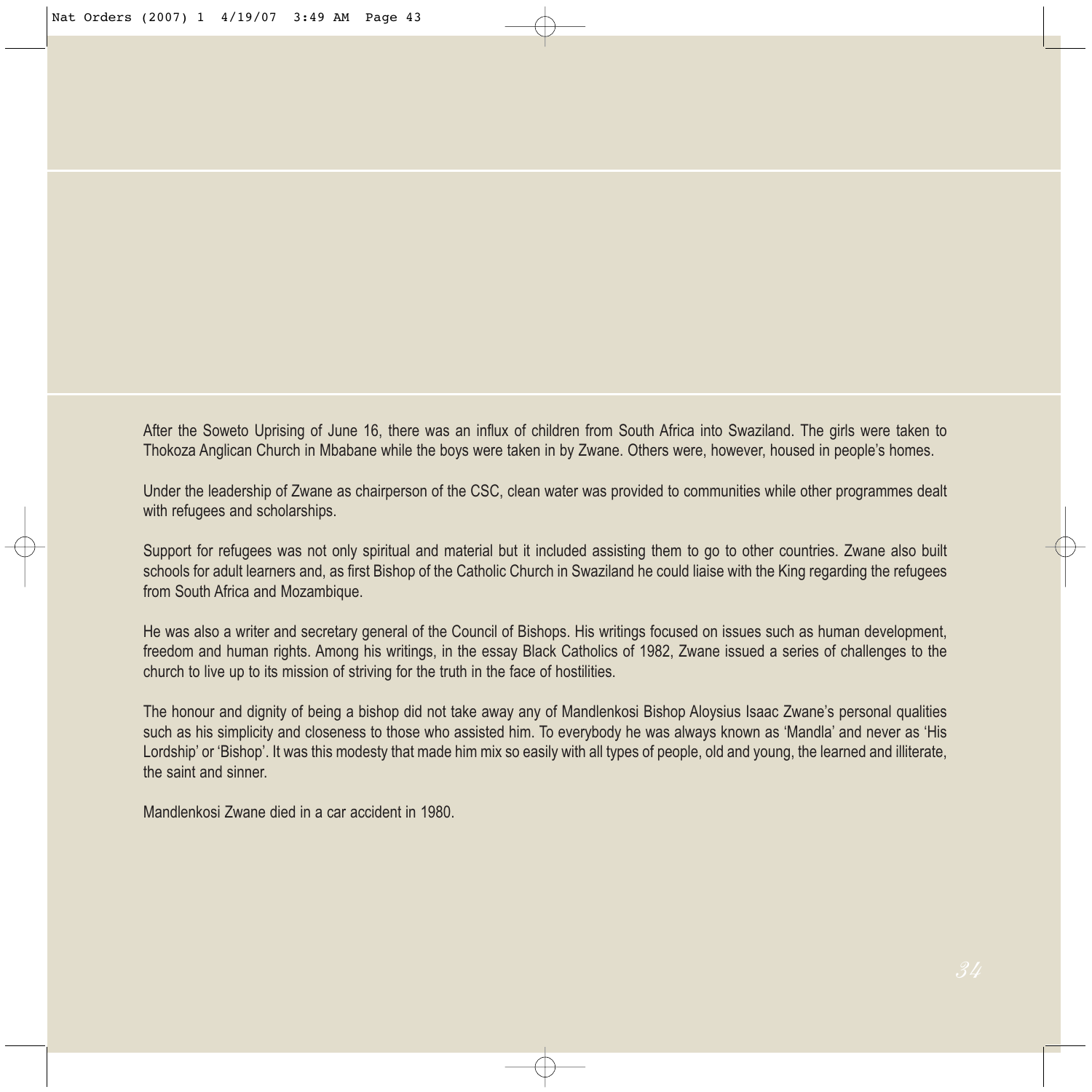After the Soweto Uprising of June 16, there was an influx of children from South Africa into Swaziland. The girls were taken to Thokoza Anglican Church in Mbabane while the boys were taken in by Zwane. Others were, however, housed in people's homes.

Under the leadership of Zwane as chairperson of the CSC, clean water was provided to communities while other programmes dealt with refugees and scholarships.

Support for refugees was not only spiritual and material but it included assisting them to go to other countries. Zwane also built schools for adult learners and, as first Bishop of the Catholic Church in Swaziland he could liaise with the King regarding the refugees from South Africa and Mozambique.

He was also a writer and secretary general of the Council of Bishops. His writings focused on issues such as human development, freedom and human rights. Among his writings, in the essay Black Catholics of 1982, Zwane issued a series of challenges to the church to live up to its mission of striving for the truth in the face of hostilities.

The honour and dignity of being a bishop did not take away any of Mandlenkosi Bishop Aloysius Isaac Zwane's personal qualities such as his simplicity and closeness to those who assisted him. To everybody he was always known as 'Mandla' and never as 'His Lordship' or 'Bishop'. It was this modesty that made him mix so easily with all types of people, old and young, the learned and illiterate, the saint and sinner.

Mandlenkosi Zwane died in a car accident in 1980.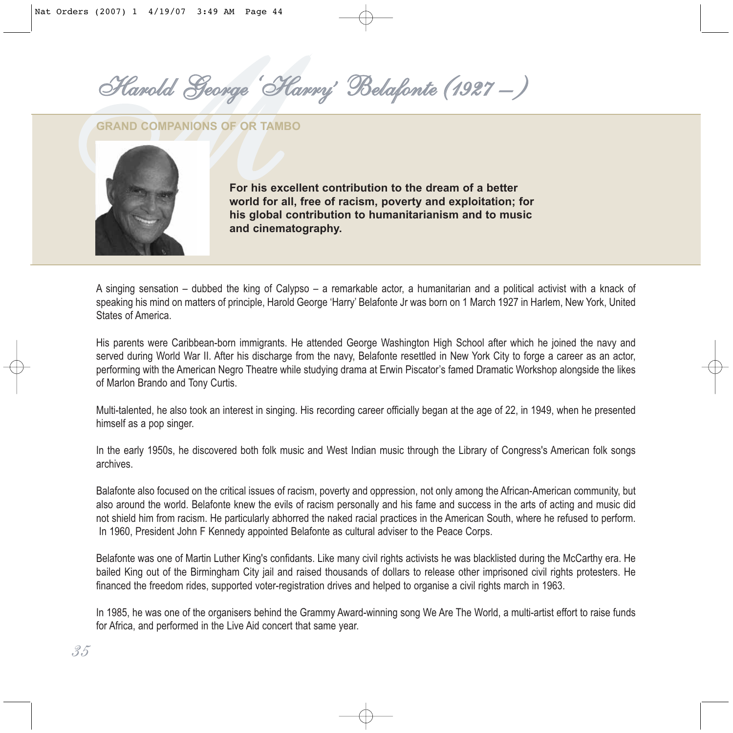# Harold George 'Harry' Belafonte (1927 – )

## GRAND COMPANIONS OF OR TAMBO

**For his excellent contribution to the dream of a better world for all, free of racism, poverty and exploitation; for his global contribution to humanitarianism and to music and cinematography.**

A singing sensation – dubbed the king of Calypso – a remarkable actor, a humanitarian and a political activist with a knack of speaking his mind on matters of principle, Harold George 'Harry' Belafonte Jr was born on 1 March 1927 in Harlem, New York, United States of America.

His parents were Caribbean-born immigrants. He attended George Washington High School after which he joined the navy and served during World War II. After his discharge from the navy, Belafonte resettled in New York City to forge a career as an actor, performing with the American Negro Theatre while studying drama at Erwin Piscator's famed Dramatic Workshop alongside the likes of Marlon Brando and Tony Curtis.

Multi-talented, he also took an interest in singing. His recording career officially began at the age of 22, in 1949, when he presented himself as a pop singer.

In the early 1950s, he discovered both folk music and West Indian music through the Library of Congress's American folk songs archives.

Balafonte also focused on the critical issues of racism, poverty and oppression, not only among the African-American community, but also around the world. Belafonte knew the evils of racism personally and his fame and success in the arts of acting and music did not shield him from racism. He particularly abhorred the naked racial practices in the American South, where he refused to perform. In 1960, President John F Kennedy appointed Belafonte as cultural adviser to the Peace Corps.

Belafonte was one of Martin Luther King's confidants. Like many civil rights activists he was blacklisted during the McCarthy era. He bailed King out of the Birmingham City jail and raised thousands of dollars to release other imprisoned civil rights protesters. He financed the freedom rides, supported voter-registration drives and helped to organise a civil rights march in 1963.

In 1985, he was one of the organisers behind the Grammy Award-winning song We Are The World, a multi-artist effort to raise funds for Africa, and performed in the Live Aid concert that same year.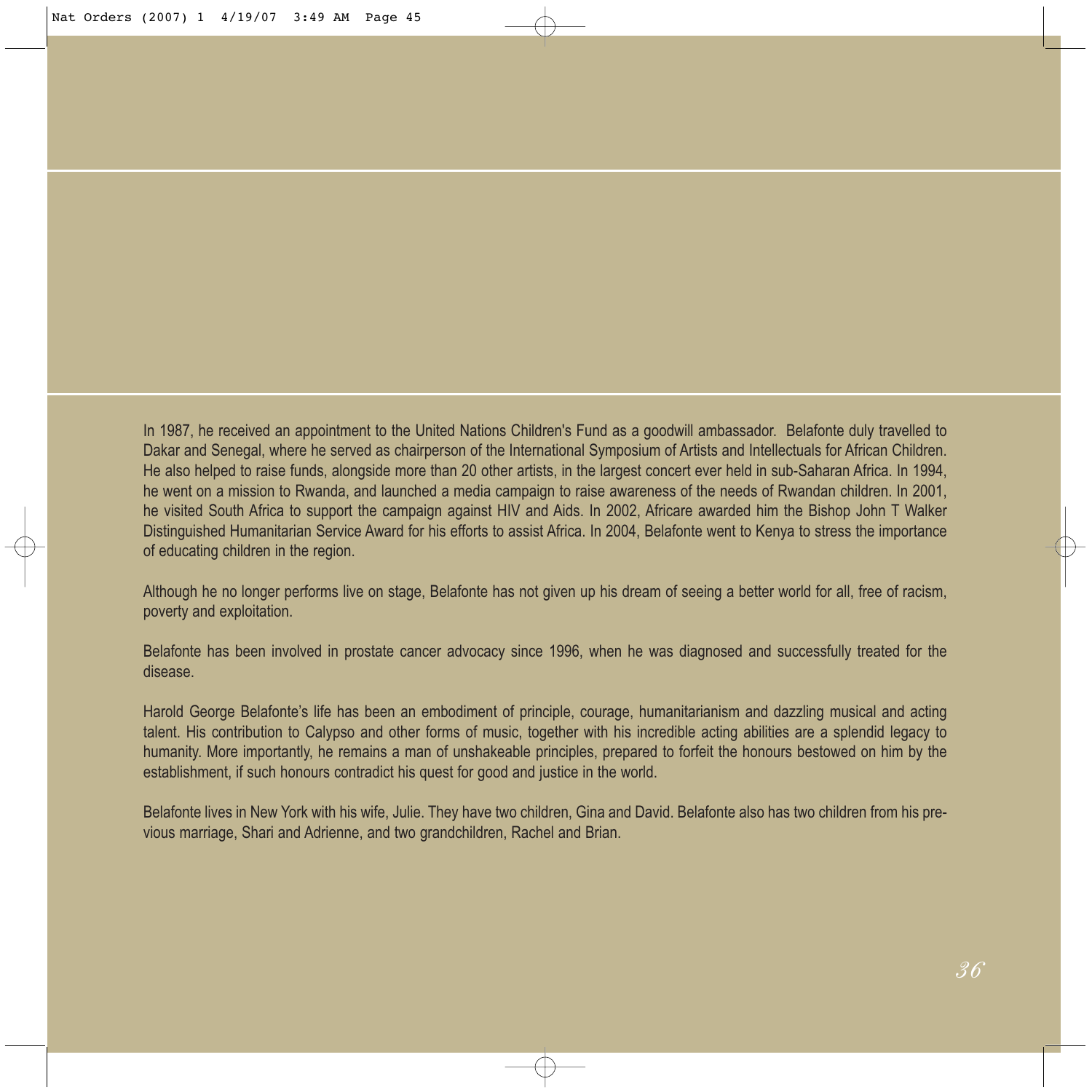In 1987, he received an appointment to the United Nations Children's Fund as a goodwill ambassador. Belafonte duly travelled to Dakar and Senegal, where he served as chairperson of the International Symposium of Artists and Intellectuals for African Children. He also helped to raise funds, alongside more than 20 other artists, in the largest concert ever held in sub-Saharan Africa. In 1994, he went on a mission to Rwanda, and launched a media campaign to raise awareness of the needs of Rwandan children. In 2001, he visited South Africa to support the campaign against HIV and Aids. In 2002, Africare awarded him the Bishop John T Walker Distinguished Humanitarian Service Award for his efforts to assist Africa. In 2004, Belafonte went to Kenya to stress the importance of educating children in the region.

Although he no longer performs live on stage, Belafonte has not given up his dream of seeing a better world for all, free of racism, poverty and exploitation.

Belafonte has been involved in prostate cancer advocacy since 1996, when he was diagnosed and successfully treated for the disease.

Harold George Belafonte's life has been an embodiment of principle, courage, humanitarianism and dazzling musical and acting talent. His contribution to Calypso and other forms of music, together with his incredible acting abilities are a splendid legacy to humanity. More importantly, he remains a man of unshakeable principles, prepared to forfeit the honours bestowed on him by the establishment, if such honours contradict his quest for good and justice in the world.

Belafonte lives in New York with his wife, Julie. They have two children, Gina and David. Belafonte also has two children from his previous marriage, Shari and Adrienne, and two grandchildren, Rachel and Brian.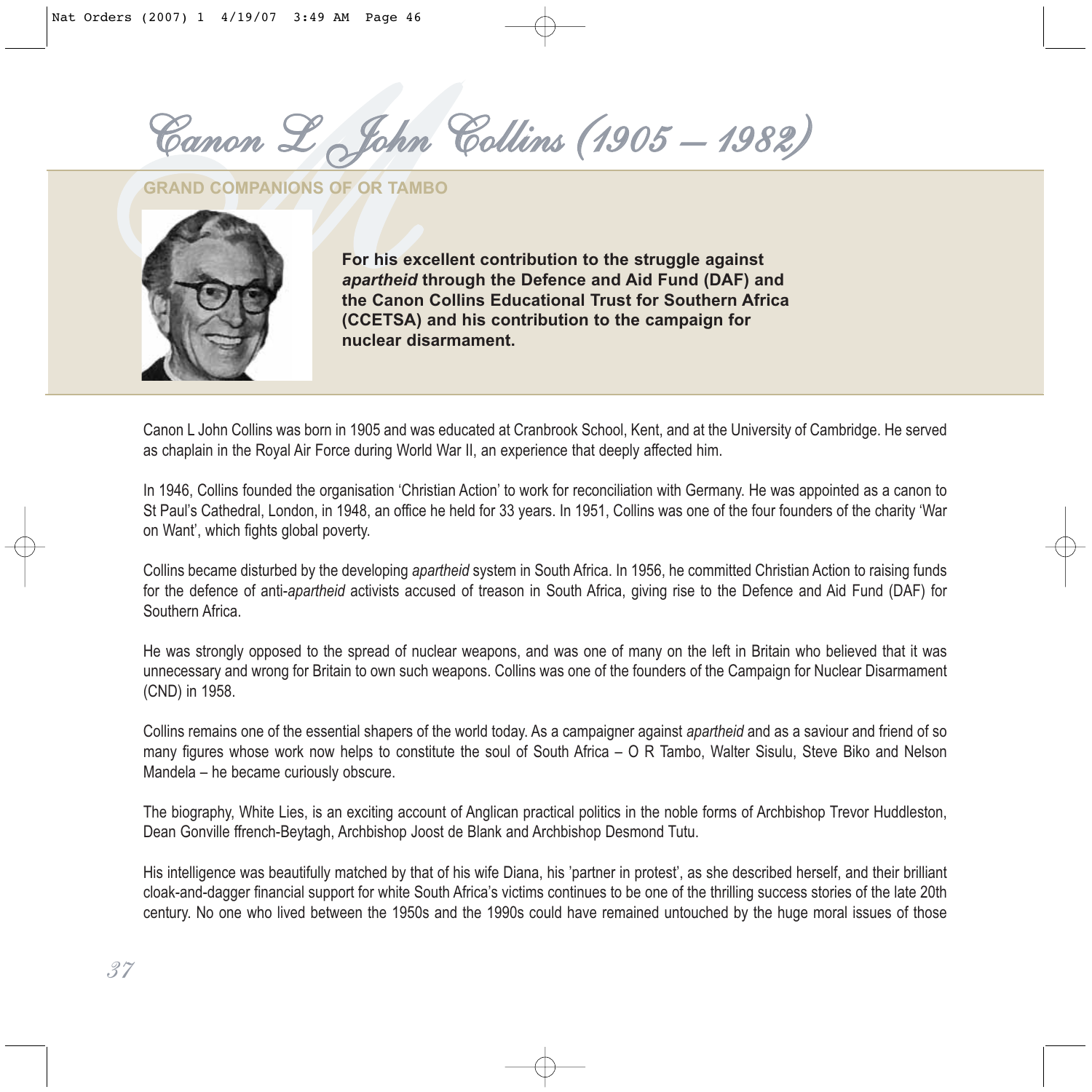# Canon L John Collins (1905 – 1982)

GRAND COMPANIONS OF OR TAMBO

**For his excellent contribution to the struggle against *apartheid* through the Defence and Aid Fund (DAF) and the Canon Collins Educational Trust for Southern Africa (CCETSA) and his contribution to the campaign for nuclear disarmament.**

Canon L John Collins was born in 1905 and was educated at Cranbrook School, Kent, and at the University of Cambridge. He served as chaplain in the Royal Air Force during World War II, an experience that deeply affected him.

In 1946, Collins founded the organisation 'Christian Action' to work for reconciliation with Germany. He was appointed as a canon to St Paul's Cathedral, London, in 1948, an office he held for 33 years. In 1951, Collins was one of the four founders of the charity 'War on Want', which fights global poverty.

Collins became disturbed by the developing *apartheid* system in South Africa. In 1956, he committed Christian Action to raising funds for the defence of anti-*apartheid* activists accused of treason in South Africa, giving rise to the Defence and Aid Fund (DAF) for Southern Africa.

He was strongly opposed to the spread of nuclear weapons, and was one of many on the left in Britain who believed that it was unnecessary and wrong for Britain to own such weapons. Collins was one of the founders of the Campaign for Nuclear Disarmament (CND) in 1958.

Collins remains one of the essential shapers of the world today. As a campaigner against *apartheid* and as a saviour and friend of so many figures whose work now helps to constitute the soul of South Africa – O R Tambo, Walter Sisulu, Steve Biko and Nelson Mandela – he became curiously obscure.

The biography, White Lies, is an exciting account of Anglican practical politics in the noble forms of Archbishop Trevor Huddleston, Dean Gonville ffrench-Beytagh, Archbishop Joost de Blank and Archbishop Desmond Tutu.

His intelligence was beautifully matched by that of his wife Diana, his 'partner in protest', as she described herself, and their brilliant cloak-and-dagger financial support for white South Africa's victims continues to be one of the thrilling success stories of the late 20th century. No one who lived between the 1950s and the 1990s could have remained untouched by the huge moral issues of those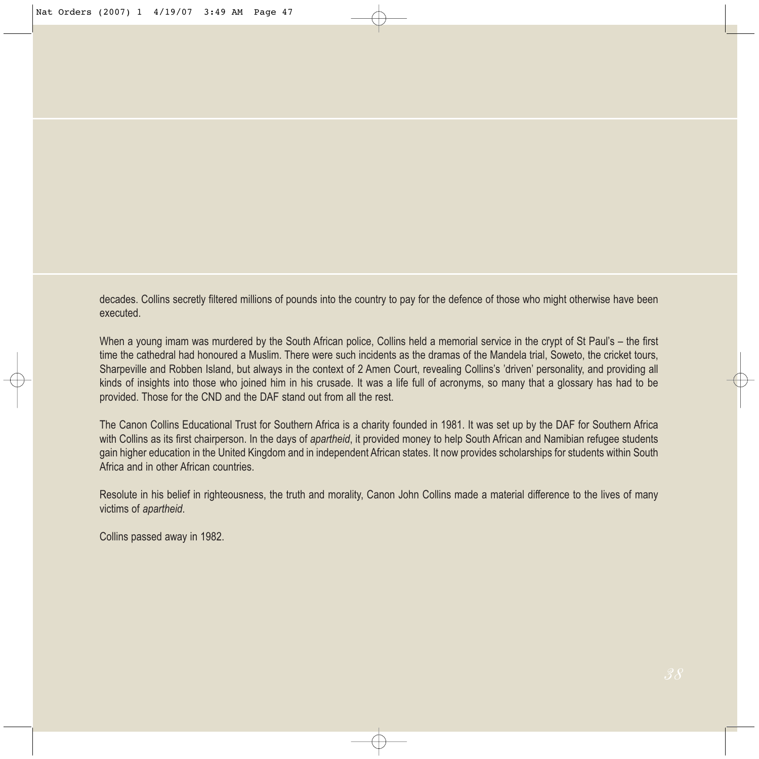decades. Collins secretly filtered millions of pounds into the country to pay for the defence of those who might otherwise have been executed.

When a young imam was murdered by the South African police, Collins held a memorial service in the crypt of St Paul's – the first time the cathedral had honoured a Muslim. There were such incidents as the dramas of the Mandela trial, Soweto, the cricket tours, Sharpeville and Robben Island, but always in the context of 2 Amen Court, revealing Collins's 'driven' personality, and providing all kinds of insights into those who joined him in his crusade. It was a life full of acronyms, so many that a glossary has had to be provided. Those for the CND and the DAF stand out from all the rest.

The Canon Collins Educational Trust for Southern Africa is a charity founded in 1981. It was set up by the DAF for Southern Africa with Collins as its first chairperson. In the days of *apartheid*, it provided money to help South African and Namibian refugee students gain higher education in the United Kingdom and in independent African states. It now provides scholarships for students within South Africa and in other African countries.

Resolute in his belief in righteousness, the truth and morality, Canon John Collins made a material difference to the lives of many victims of *apartheid*.

Collins passed away in 1982.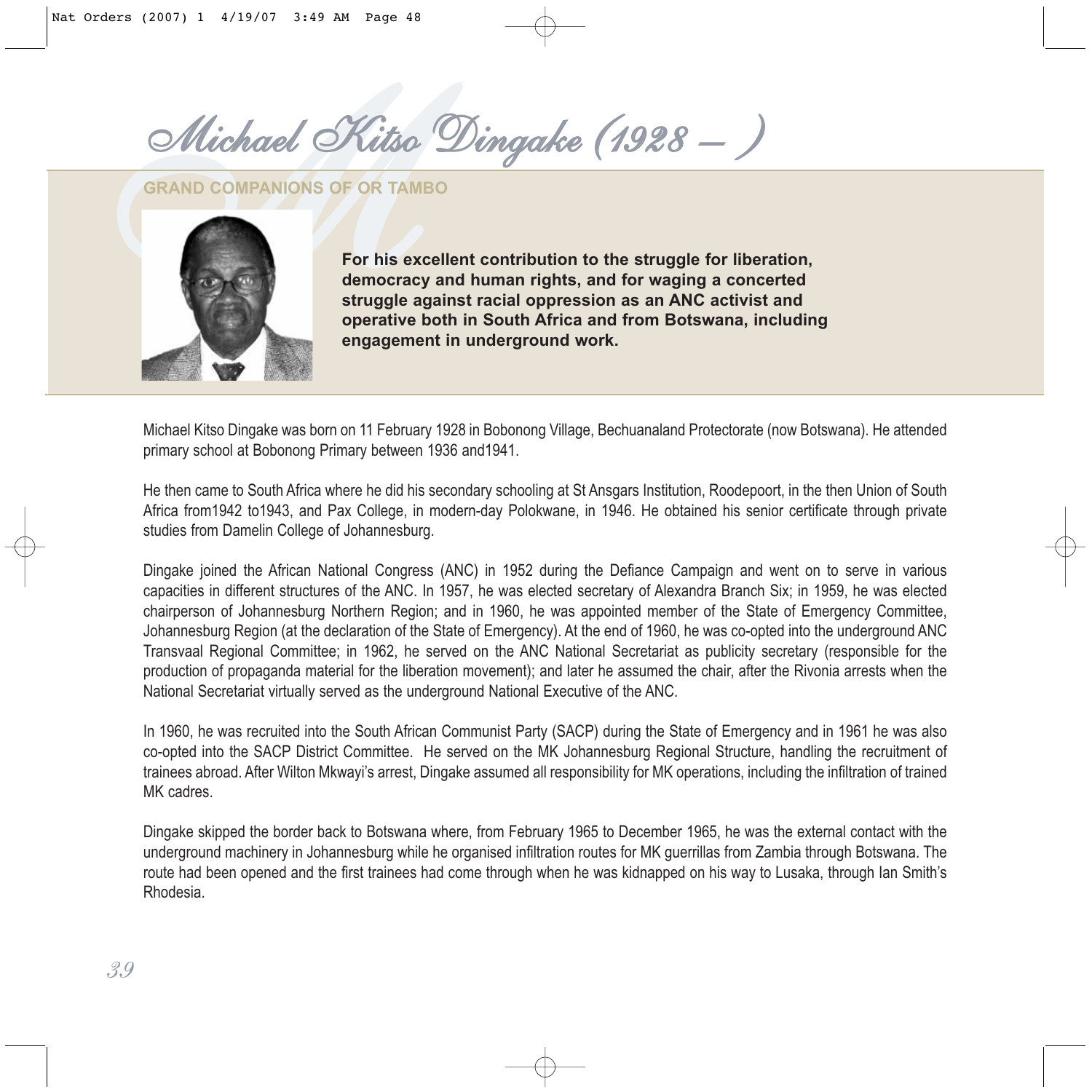# Michael Kitso Dingake (1928 – )

**GRAND COMPANIONS OF OR TAMBO**

**For his excellent contribution to the struggle for liberation, democracy and human rights, and for waging a concerted struggle against racial oppression as an ANC activist and operative both in South Africa and from Botswana, including engagement in underground work.**

Michael Kitso Dingake was born on 11 February 1928 in Bobonong Village, Bechuanaland Protectorate (now Botswana). He attended primary school at Bobonong Primary between 1936 and1941.

He then came to South Africa where he did his secondary schooling at St Ansgars Institution, Roodepoort, in the then Union of South Africa from1942 to1943, and Pax College, in modern-day Polokwane, in 1946. He obtained his senior certificate through private studies from Damelin College of Johannesburg.

Dingake joined the African National Congress (ANC) in 1952 during the Defiance Campaign and went on to serve in various capacities in different structures of the ANC. In 1957, he was elected secretary of Alexandra Branch Six; in 1959, he was elected chairperson of Johannesburg Northern Region; and in 1960, he was appointed member of the State of Emergency Committee, Johannesburg Region (at the declaration of the State of Emergency). At the end of 1960, he was co-opted into the underground ANC Transvaal Regional Committee; in 1962, he served on the ANC National Secretariat as publicity secretary (responsible for the production of propaganda material for the liberation movement); and later he assumed the chair, after the Rivonia arrests when the National Secretariat virtually served as the underground National Executive of the ANC.

In 1960, he was recruited into the South African Communist Party (SACP) during the State of Emergency and in 1961 he was also co-opted into the SACP District Committee. He served on the MK Johannesburg Regional Structure, handling the recruitment of trainees abroad. After Wilton Mkwayi's arrest, Dingake assumed all responsibility for MK operations, including the infiltration of trained MK cadres.

Dingake skipped the border back to Botswana where, from February 1965 to December 1965, he was the external contact with the underground machinery in Johannesburg while he organised infiltration routes for MK guerrillas from Zambia through Botswana. The route had been opened and the first trainees had come through when he was kidnapped on his way to Lusaka, through Ian Smith's Rhodesia.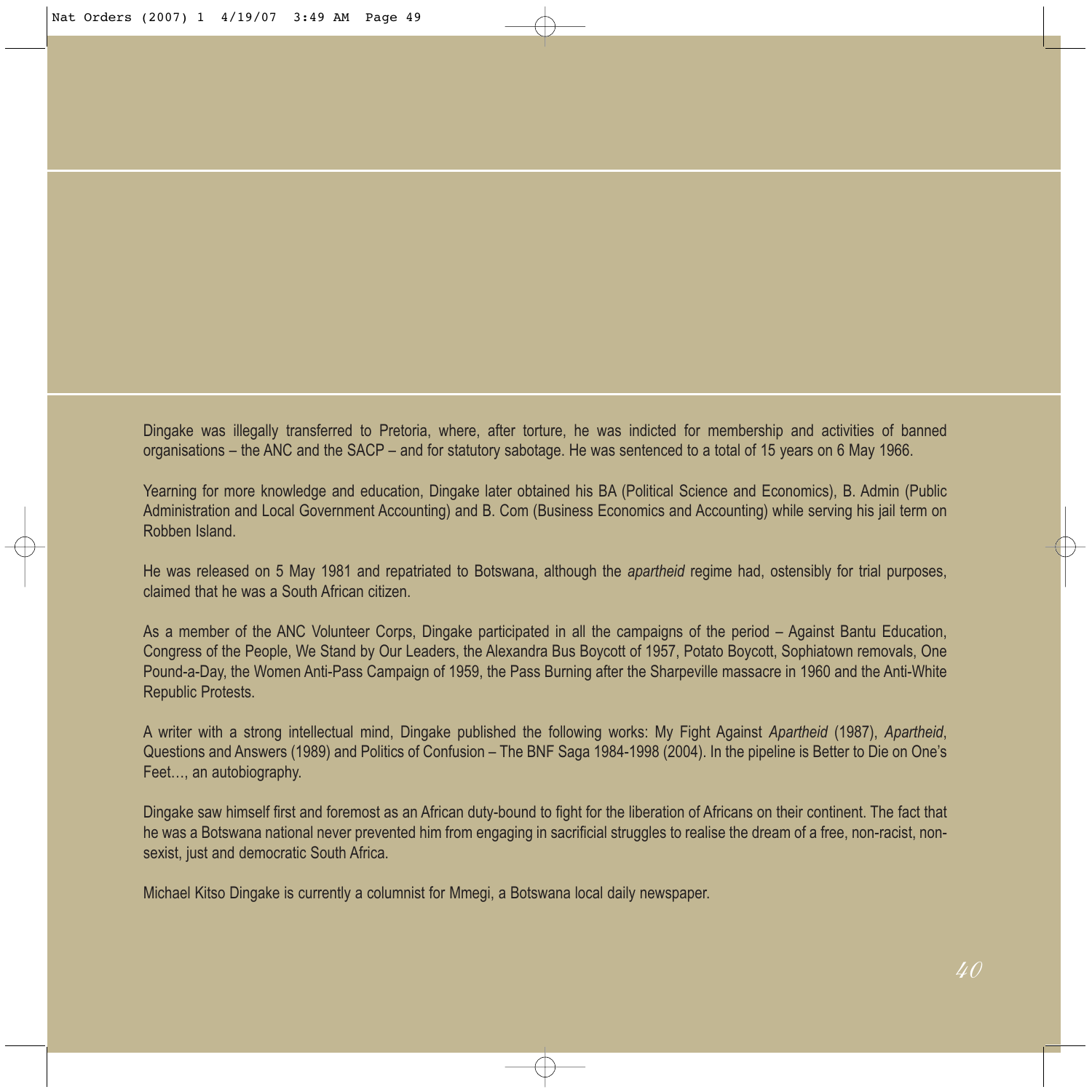Dingake was illegally transferred to Pretoria, where, after torture, he was indicted for membership and activities of banned organisations – the ANC and the SACP – and for statutory sabotage. He was sentenced to a total of 15 years on 6 May 1966.

Yearning for more knowledge and education, Dingake later obtained his BA (Political Science and Economics), B. Admin (Public Administration and Local Government Accounting) and B. Com (Business Economics and Accounting) while serving his jail term on Robben Island.

He was released on 5 May 1981 and repatriated to Botswana, although the *apartheid* regime had, ostensibly for trial purposes, claimed that he was a South African citizen.

As a member of the ANC Volunteer Corps, Dingake participated in all the campaigns of the period – Against Bantu Education, Congress of the People, We Stand by Our Leaders, the Alexandra Bus Boycott of 1957, Potato Boycott, Sophiatown removals, One Pound-a-Day, the Women Anti-Pass Campaign of 1959, the Pass Burning after the Sharpeville massacre in 1960 and the Anti-White Republic Protests.

A writer with a strong intellectual mind, Dingake published the following works: My Fight Against *Apartheid* (1987), *Apartheid*, Questions and Answers (1989) and Politics of Confusion – The BNF Saga 1984-1998 (2004). In the pipeline is Better to Die on One's Feet…, an autobiography.

Dingake saw himself first and foremost as an African duty-bound to fight for the liberation of Africans on their continent. The fact that he was a Botswana national never prevented him from engaging in sacrificial struggles to realise the dream of a free, non-racist, non-sexist, just and democratic South Africa.

Michael Kitso Dingake is currently a columnist for Mmegi, a Botswana local daily newspaper.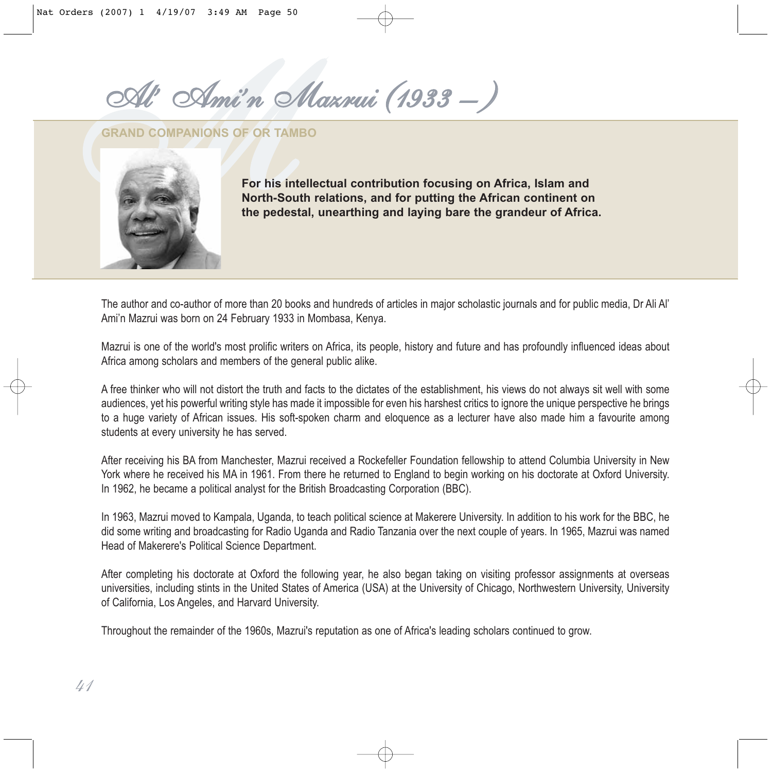# Al' Ami'n Mazrui (1933 – )

## GRAND COMPANIONS OF OR TAMBO

**For his intellectual contribution focusing on Africa, Islam and North-South relations, and for putting the African continent on the pedestal, unearthing and laying bare the grandeur of Africa.**

The author and co-author of more than 20 books and hundreds of articles in major scholastic journals and for public media, Dr Ali Al' Ami'n Mazrui was born on 24 February 1933 in Mombasa, Kenya.

Mazrui is one of the world's most prolific writers on Africa, its people, history and future and has profoundly influenced ideas about Africa among scholars and members of the general public alike.

A free thinker who will not distort the truth and facts to the dictates of the establishment, his views do not always sit well with some audiences, yet his powerful writing style has made it impossible for even his harshest critics to ignore the unique perspective he brings to a huge variety of African issues. His soft-spoken charm and eloquence as a lecturer have also made him a favourite among students at every university he has served.

After receiving his BA from Manchester, Mazrui received a Rockefeller Foundation fellowship to attend Columbia University in New York where he received his MA in 1961. From there he returned to England to begin working on his doctorate at Oxford University. In 1962, he became a political analyst for the British Broadcasting Corporation (BBC).

In 1963, Mazrui moved to Kampala, Uganda, to teach political science at Makerere University. In addition to his work for the BBC, he did some writing and broadcasting for Radio Uganda and Radio Tanzania over the next couple of years. In 1965, Mazrui was named Head of Makerere's Political Science Department.

After completing his doctorate at Oxford the following year, he also began taking on visiting professor assignments at overseas universities, including stints in the United States of America (USA) at the University of Chicago, Northwestern University, University of California, Los Angeles, and Harvard University.

Throughout the remainder of the 1960s, Mazrui's reputation as one of Africa's leading scholars continued to grow.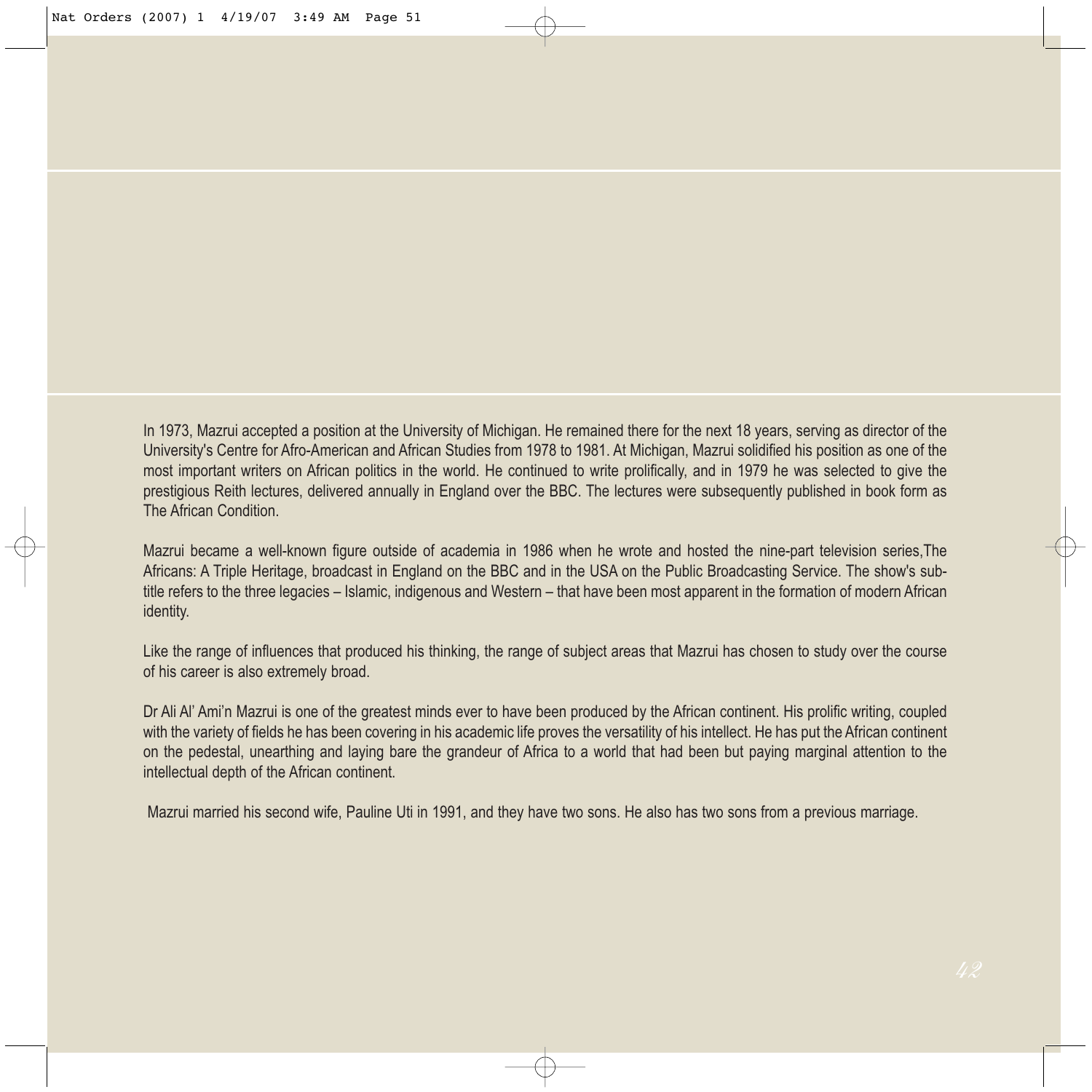In 1973, Mazrui accepted a position at the University of Michigan. He remained there for the next 18 years, serving as director of the University's Centre for Afro-American and African Studies from 1978 to 1981. At Michigan, Mazrui solidified his position as one of the most important writers on African politics in the world. He continued to write prolifically, and in 1979 he was selected to give the prestigious Reith lectures, delivered annually in England over the BBC. The lectures were subsequently published in book form as The African Condition.

Mazrui became a well-known figure outside of academia in 1986 when he wrote and hosted the nine-part television series,The Africans: A Triple Heritage, broadcast in England on the BBC and in the USA on the Public Broadcasting Service. The show's sub-title refers to the three legacies – Islamic, indigenous and Western – that have been most apparent in the formation of modern African identity.

Like the range of influences that produced his thinking, the range of subject areas that Mazrui has chosen to study over the course of his career is also extremely broad.

Dr Ali Al' Ami'n Mazrui is one of the greatest minds ever to have been produced by the African continent. His prolific writing, coupled with the variety of fields he has been covering in his academic life proves the versatility of his intellect. He has put the African continent on the pedestal, unearthing and laying bare the grandeur of Africa to a world that had been but paying marginal attention to the intellectual depth of the African continent.

Mazrui married his second wife, Pauline Uti in 1991, and they have two sons. He also has two sons from a previous marriage.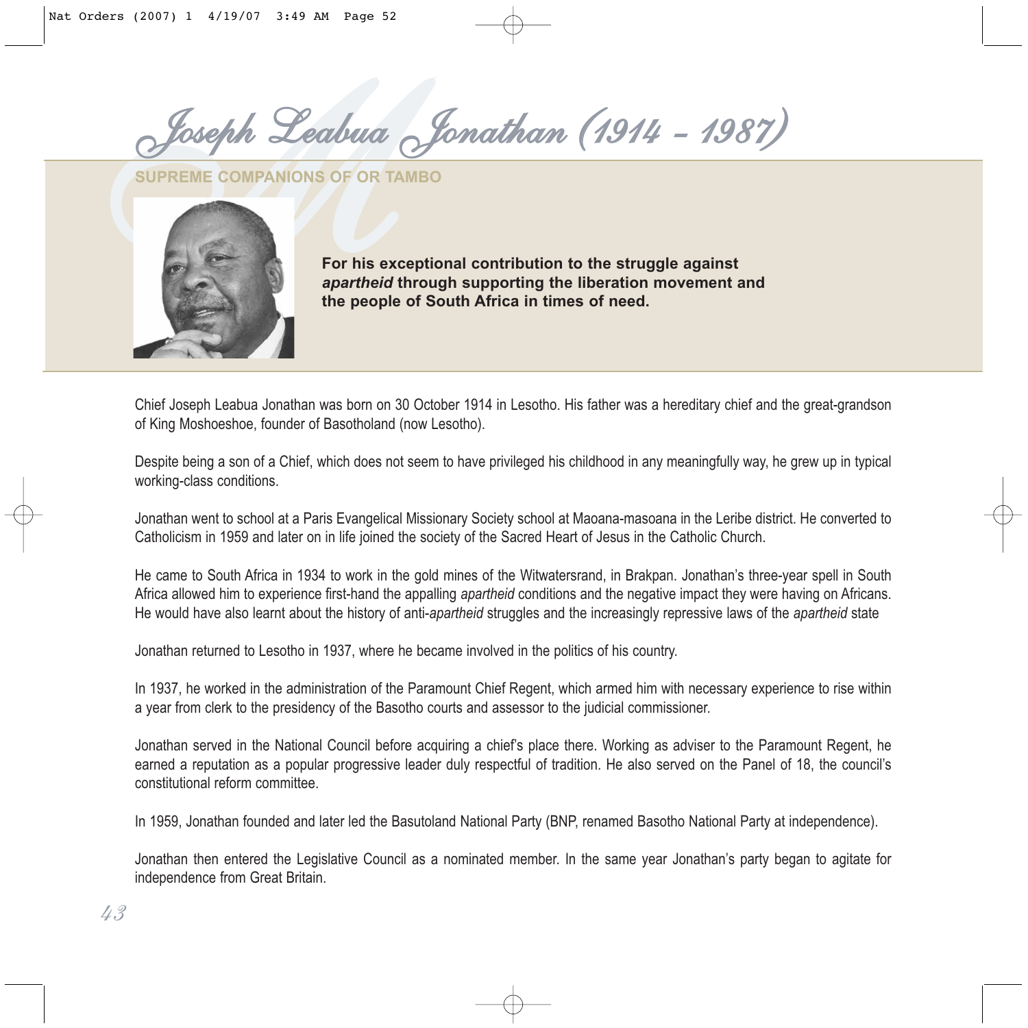# Joseph Leabua Jonathan (1914 – 1987)

**SUPREME COMPANIONS OF OR TAMBO**

**For his exceptional contribution to the struggle against *apartheid* through supporting the liberation movement and the people of South Africa in times of need.**

Chief Joseph Leabua Jonathan was born on 30 October 1914 in Lesotho. His father was a hereditary chief and the great-grandson of King Moshoeshoe, founder of Basotholand (now Lesotho).

Despite being a son of a Chief, which does not seem to have privileged his childhood in any meaningfully way, he grew up in typical working-class conditions.

Jonathan went to school at a Paris Evangelical Missionary Society school at Maoana-masoana in the Leribe district. He converted to Catholicism in 1959 and later on in life joined the society of the Sacred Heart of Jesus in the Catholic Church.

He came to South Africa in 1934 to work in the gold mines of the Witwatersrand, in Brakpan. Jonathan's three-year spell in South Africa allowed him to experience first-hand the appalling *apartheid* conditions and the negative impact they were having on Africans. He would have also learnt about the history of anti-*apartheid* struggles and the increasingly repressive laws of the *apartheid* state

Jonathan returned to Lesotho in 1937, where he became involved in the politics of his country.

In 1937, he worked in the administration of the Paramount Chief Regent, which armed him with necessary experience to rise within a year from clerk to the presidency of the Basotho courts and assessor to the judicial commissioner.

Jonathan served in the National Council before acquiring a chief's place there. Working as adviser to the Paramount Regent, he earned a reputation as a popular progressive leader duly respectful of tradition. He also served on the Panel of 18, the council's constitutional reform committee.

In 1959, Jonathan founded and later led the Basutoland National Party (BNP, renamed Basotho National Party at independence).

Jonathan then entered the Legislative Council as a nominated member. In the same year Jonathan's party began to agitate for independence from Great Britain.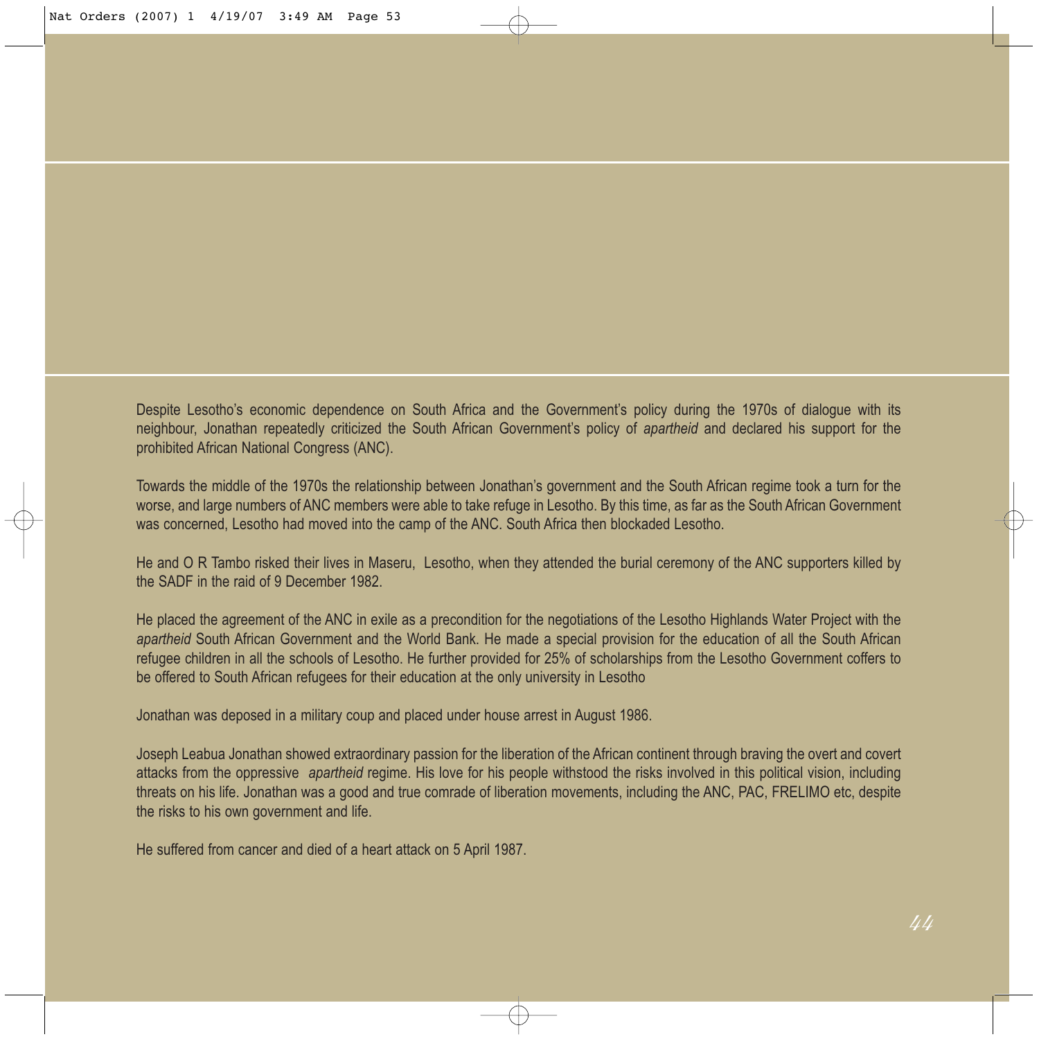Despite Lesotho's economic dependence on South Africa and the Government's policy during the 1970s of dialogue with its neighbour, Jonathan repeatedly criticized the South African Government's policy of *apartheid* and declared his support for the prohibited African National Congress (ANC).

Towards the middle of the 1970s the relationship between Jonathan's government and the South African regime took a turn for the worse, and large numbers of ANC members were able to take refuge in Lesotho. By this time, as far as the South African Government was concerned, Lesotho had moved into the camp of the ANC. South Africa then blockaded Lesotho.

He and O R Tambo risked their lives in Maseru, Lesotho, when they attended the burial ceremony of the ANC supporters killed by the SADF in the raid of 9 December 1982.

He placed the agreement of the ANC in exile as a precondition for the negotiations of the Lesotho Highlands Water Project with the *apartheid* South African Government and the World Bank. He made a special provision for the education of all the South African refugee children in all the schools of Lesotho. He further provided for 25% of scholarships from the Lesotho Government coffers to be offered to South African refugees for their education at the only university in Lesotho

Jonathan was deposed in a military coup and placed under house arrest in August 1986.

Joseph Leabua Jonathan showed extraordinary passion for the liberation of the African continent through braving the overt and covert attacks from the oppressive *apartheid* regime. His love for his people withstood the risks involved in this political vision, including threats on his life. Jonathan was a good and true comrade of liberation movements, including the ANC, PAC, FRELIMO etc, despite the risks to his own government and life.

He suffered from cancer and died of a heart attack on 5 April 1987.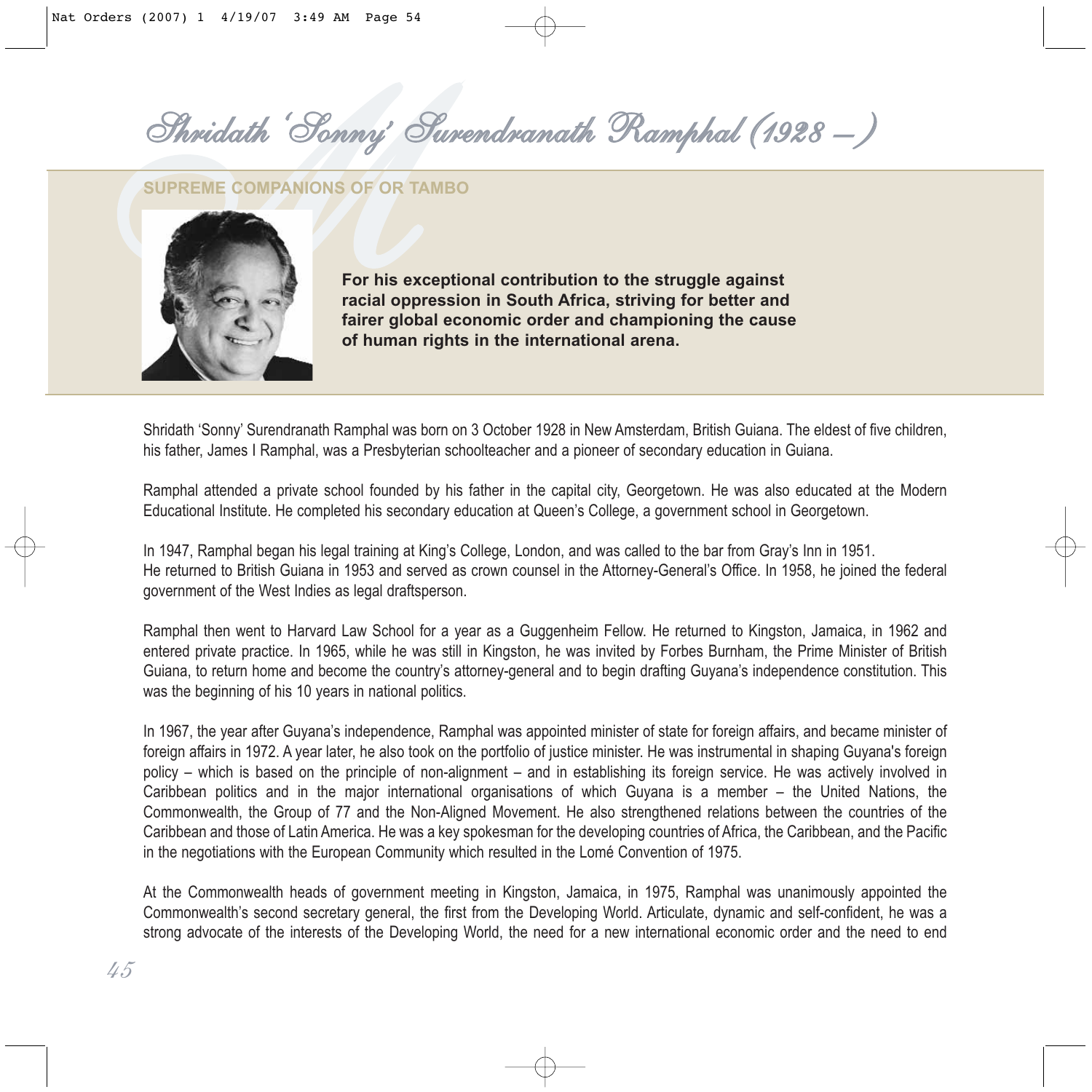# Shridath 'Sonny' Surendranath Ramphal (1928 – )

## SUPREME COMPANIONS OF OR TAMBO

**For his exceptional contribution to the struggle against racial oppression in South Africa, striving for better and fairer global economic order and championing the cause of human rights in the international arena.**

Shridath 'Sonny' Surendranath Ramphal was born on 3 October 1928 in New Amsterdam, British Guiana. The eldest of five children, his father, James I Ramphal, was a Presbyterian schoolteacher and a pioneer of secondary education in Guiana.

Ramphal attended a private school founded by his father in the capital city, Georgetown. He was also educated at the Modern Educational Institute. He completed his secondary education at Queen's College, a government school in Georgetown.

In 1947, Ramphal began his legal training at King's College, London, and was called to the bar from Gray's Inn in 1951.
He returned to British Guiana in 1953 and served as crown counsel in the Attorney-General's Office. In 1958, he joined the federal government of the West Indies as legal draftsperson.

Ramphal then went to Harvard Law School for a year as a Guggenheim Fellow. He returned to Kingston, Jamaica, in 1962 and entered private practice. In 1965, while he was still in Kingston, he was invited by Forbes Burnham, the Prime Minister of British Guiana, to return home and become the country's attorney-general and to begin drafting Guyana's independence constitution. This was the beginning of his 10 years in national politics.

In 1967, the year after Guyana's independence, Ramphal was appointed minister of state for foreign affairs, and became minister of foreign affairs in 1972. A year later, he also took on the portfolio of justice minister. He was instrumental in shaping Guyana's foreign policy – which is based on the principle of non-alignment – and in establishing its foreign service. He was actively involved in Caribbean politics and in the major international organisations of which Guyana is a member – the United Nations, the Commonwealth, the Group of 77 and the Non-Aligned Movement. He also strengthened relations between the countries of the Caribbean and those of Latin America. He was a key spokesman for the developing countries of Africa, the Caribbean, and the Pacific in the negotiations with the European Community which resulted in the Lomé Convention of 1975.

At the Commonwealth heads of government meeting in Kingston, Jamaica, in 1975, Ramphal was unanimously appointed the Commonwealth's second secretary general, the first from the Developing World. Articulate, dynamic and self-confident, he was a strong advocate of the interests of the Developing World, the need for a new international economic order and the need to end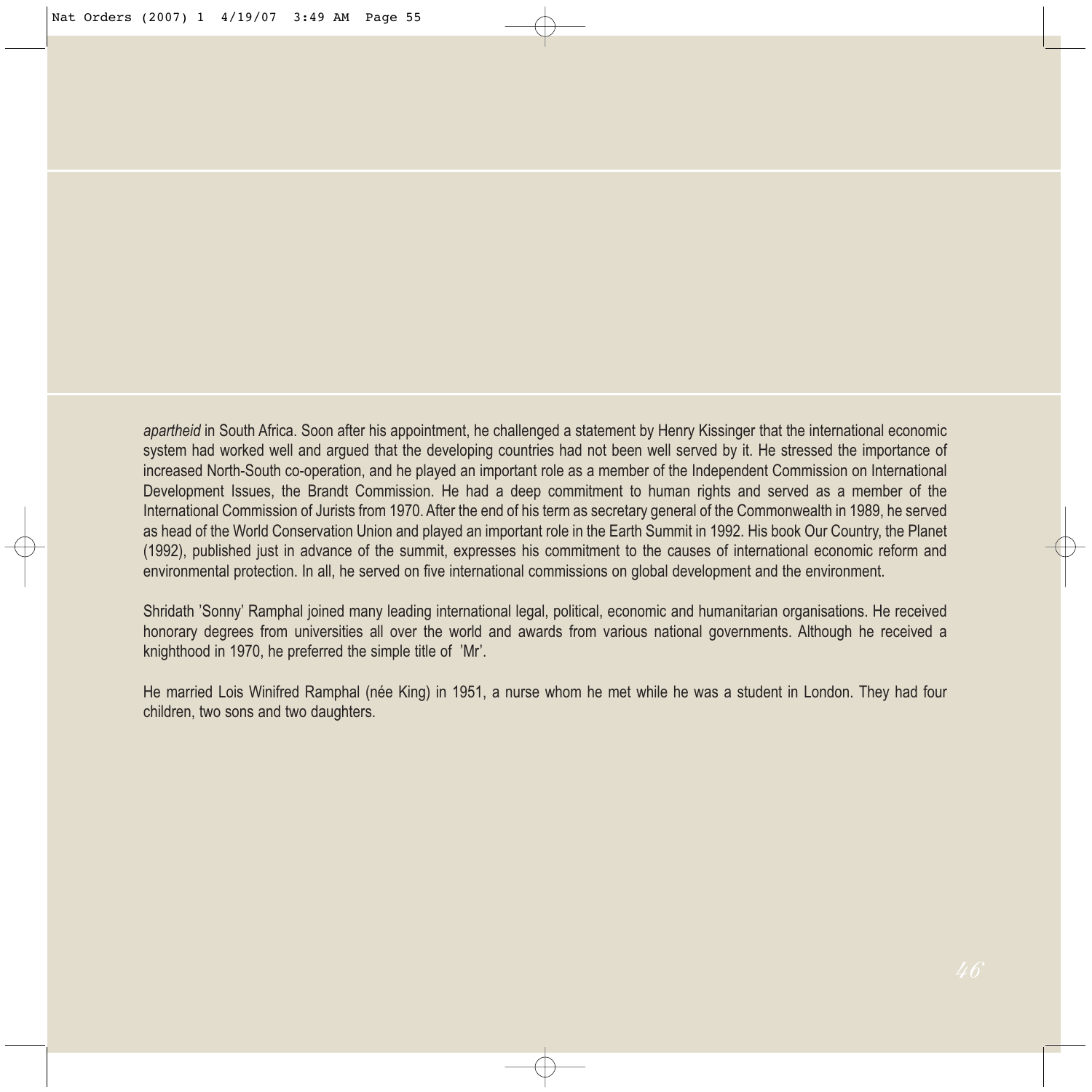*apartheid* in South Africa. Soon after his appointment, he challenged a statement by Henry Kissinger that the international economic system had worked well and argued that the developing countries had not been well served by it. He stressed the importance of increased North-South co-operation, and he played an important role as a member of the Independent Commission on International Development Issues, the Brandt Commission. He had a deep commitment to human rights and served as a member of the International Commission of Jurists from 1970. After the end of his term as secretary general of the Commonwealth in 1989, he served as head of the World Conservation Union and played an important role in the Earth Summit in 1992. His book Our Country, the Planet (1992), published just in advance of the summit, expresses his commitment to the causes of international economic reform and environmental protection. In all, he served on five international commissions on global development and the environment.

Shridath 'Sonny' Ramphal joined many leading international legal, political, economic and humanitarian organisations. He received honorary degrees from universities all over the world and awards from various national governments. Although he received a knighthood in 1970, he preferred the simple title of 'Mr'.

He married Lois Winifred Ramphal (née King) in 1951, a nurse whom he met while he was a student in London. They had four children, two sons and two daughters.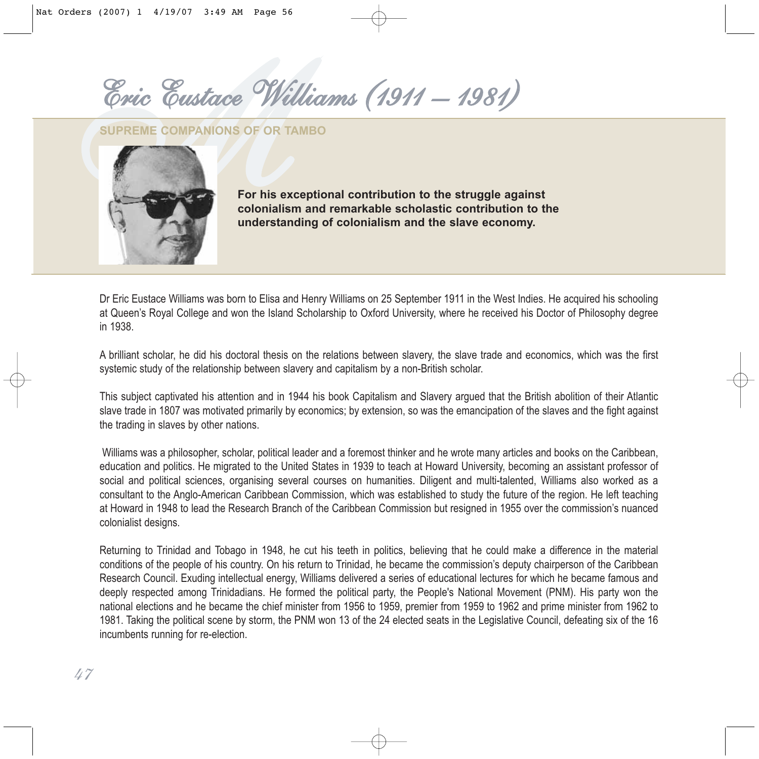# Eric Eustace Williams (1911 – 1981)

## SUPREME COMPANIONS OF OR TAMBO

**For his exceptional contribution to the struggle against colonialism and remarkable scholastic contribution to the understanding of colonialism and the slave economy.**

Dr Eric Eustace Williams was born to Elisa and Henry Williams on 25 September 1911 in the West Indies. He acquired his schooling at Queen's Royal College and won the Island Scholarship to Oxford University, where he received his Doctor of Philosophy degree in 1938.

A brilliant scholar, he did his doctoral thesis on the relations between slavery, the slave trade and economics, which was the first systemic study of the relationship between slavery and capitalism by a non-British scholar.

This subject captivated his attention and in 1944 his book Capitalism and Slavery argued that the British abolition of their Atlantic slave trade in 1807 was motivated primarily by economics; by extension, so was the emancipation of the slaves and the fight against the trading in slaves by other nations.

Williams was a philosopher, scholar, political leader and a foremost thinker and he wrote many articles and books on the Caribbean, education and politics. He migrated to the United States in 1939 to teach at Howard University, becoming an assistant professor of social and political sciences, organising several courses on humanities. Diligent and multi-talented, Williams also worked as a consultant to the Anglo-American Caribbean Commission, which was established to study the future of the region. He left teaching at Howard in 1948 to lead the Research Branch of the Caribbean Commission but resigned in 1955 over the commission's nuanced colonialist designs.

Returning to Trinidad and Tobago in 1948, he cut his teeth in politics, believing that he could make a difference in the material conditions of the people of his country. On his return to Trinidad, he became the commission's deputy chairperson of the Caribbean Research Council. Exuding intellectual energy, Williams delivered a series of educational lectures for which he became famous and deeply respected among Trinidadians. He formed the political party, the People's National Movement (PNM). His party won the national elections and he became the chief minister from 1956 to 1959, premier from 1959 to 1962 and prime minister from 1962 to 1981. Taking the political scene by storm, the PNM won 13 of the 24 elected seats in the Legislative Council, defeating six of the 16 incumbents running for re-election.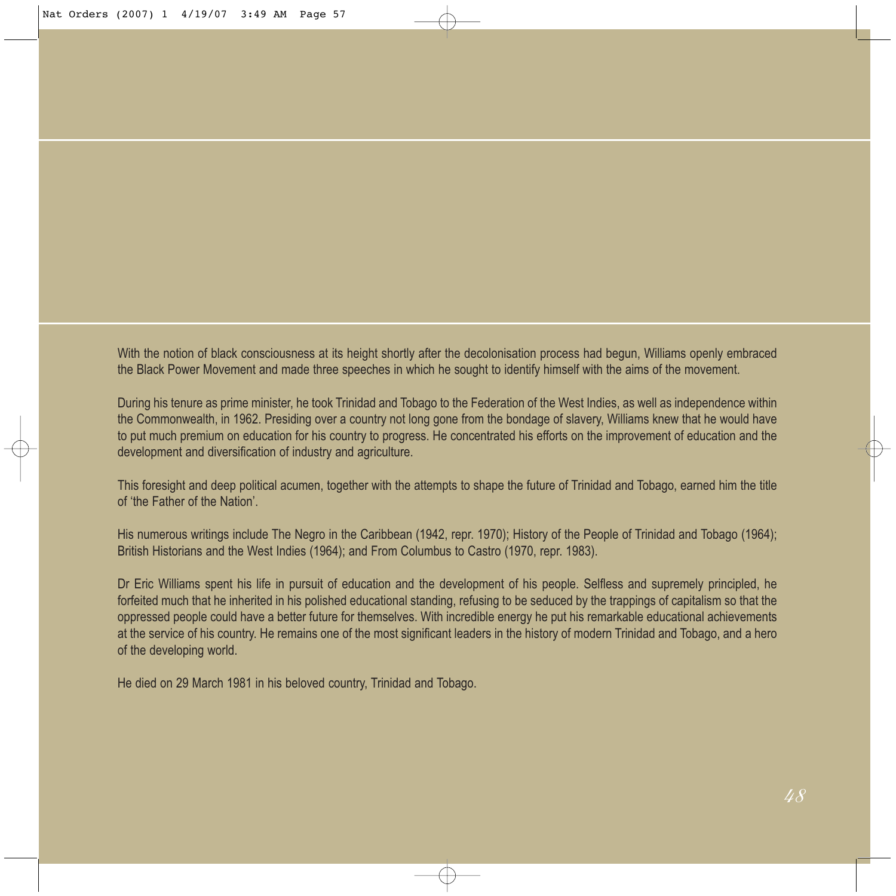With the notion of black consciousness at its height shortly after the decolonisation process had begun, Williams openly embraced the Black Power Movement and made three speeches in which he sought to identify himself with the aims of the movement.

During his tenure as prime minister, he took Trinidad and Tobago to the Federation of the West Indies, as well as independence within the Commonwealth, in 1962. Presiding over a country not long gone from the bondage of slavery, Williams knew that he would have to put much premium on education for his country to progress. He concentrated his efforts on the improvement of education and the development and diversification of industry and agriculture.

This foresight and deep political acumen, together with the attempts to shape the future of Trinidad and Tobago, earned him the title of 'the Father of the Nation'.

His numerous writings include The Negro in the Caribbean (1942, repr. 1970); History of the People of Trinidad and Tobago (1964); British Historians and the West Indies (1964); and From Columbus to Castro (1970, repr. 1983).

Dr Eric Williams spent his life in pursuit of education and the development of his people. Selfless and supremely principled, he forfeited much that he inherited in his polished educational standing, refusing to be seduced by the trappings of capitalism so that the oppressed people could have a better future for themselves. With incredible energy he put his remarkable educational achievements at the service of his country. He remains one of the most significant leaders in the history of modern Trinidad and Tobago, and a hero of the developing world.

He died on 29 March 1981 in his beloved country, Trinidad and Tobago.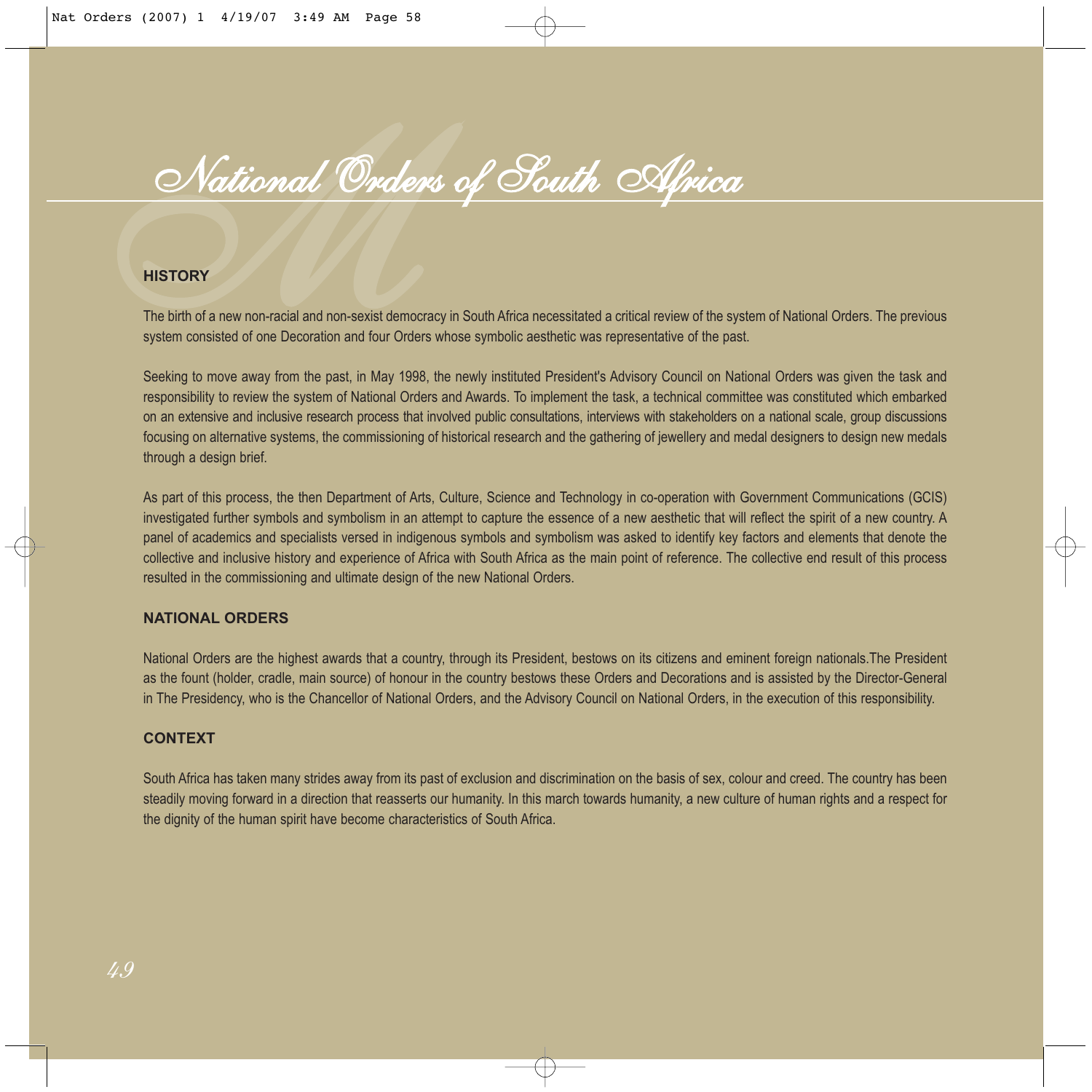# National Orders of South Africa

## HISTORY

The birth of a new non-racial and non-sexist democracy in South Africa necessitated a critical review of the system of National Orders. The previous system consisted of one Decoration and four Orders whose symbolic aesthetic was representative of the past.

Seeking to move away from the past, in May 1998, the newly instituted President's Advisory Council on National Orders was given the task and responsibility to review the system of National Orders and Awards. To implement the task, a technical committee was constituted which embarked on an extensive and inclusive research process that involved public consultations, interviews with stakeholders on a national scale, group discussions focusing on alternative systems, the commissioning of historical research and the gathering of jewellery and medal designers to design new medals through a design brief.

As part of this process, the then Department of Arts, Culture, Science and Technology in co-operation with Government Communications (GCIS) investigated further symbols and symbolism in an attempt to capture the essence of a new aesthetic that will reflect the spirit of a new country. A panel of academics and specialists versed in indigenous symbols and symbolism was asked to identify key factors and elements that denote the collective and inclusive history and experience of Africa with South Africa as the main point of reference. The collective end result of this process resulted in the commissioning and ultimate design of the new National Orders.

## NATIONAL ORDERS

National Orders are the highest awards that a country, through its President, bestows on its citizens and eminent foreign nationals.The President as the fount (holder, cradle, main source) of honour in the country bestows these Orders and Decorations and is assisted by the Director-General in The Presidency, who is the Chancellor of National Orders, and the Advisory Council on National Orders, in the execution of this responsibility.

## CONTEXT

South Africa has taken many strides away from its past of exclusion and discrimination on the basis of sex, colour and creed. The country has been steadily moving forward in a direction that reasserts our humanity. In this march towards humanity, a new culture of human rights and a respect for the dignity of the human spirit have become characteristics of South Africa.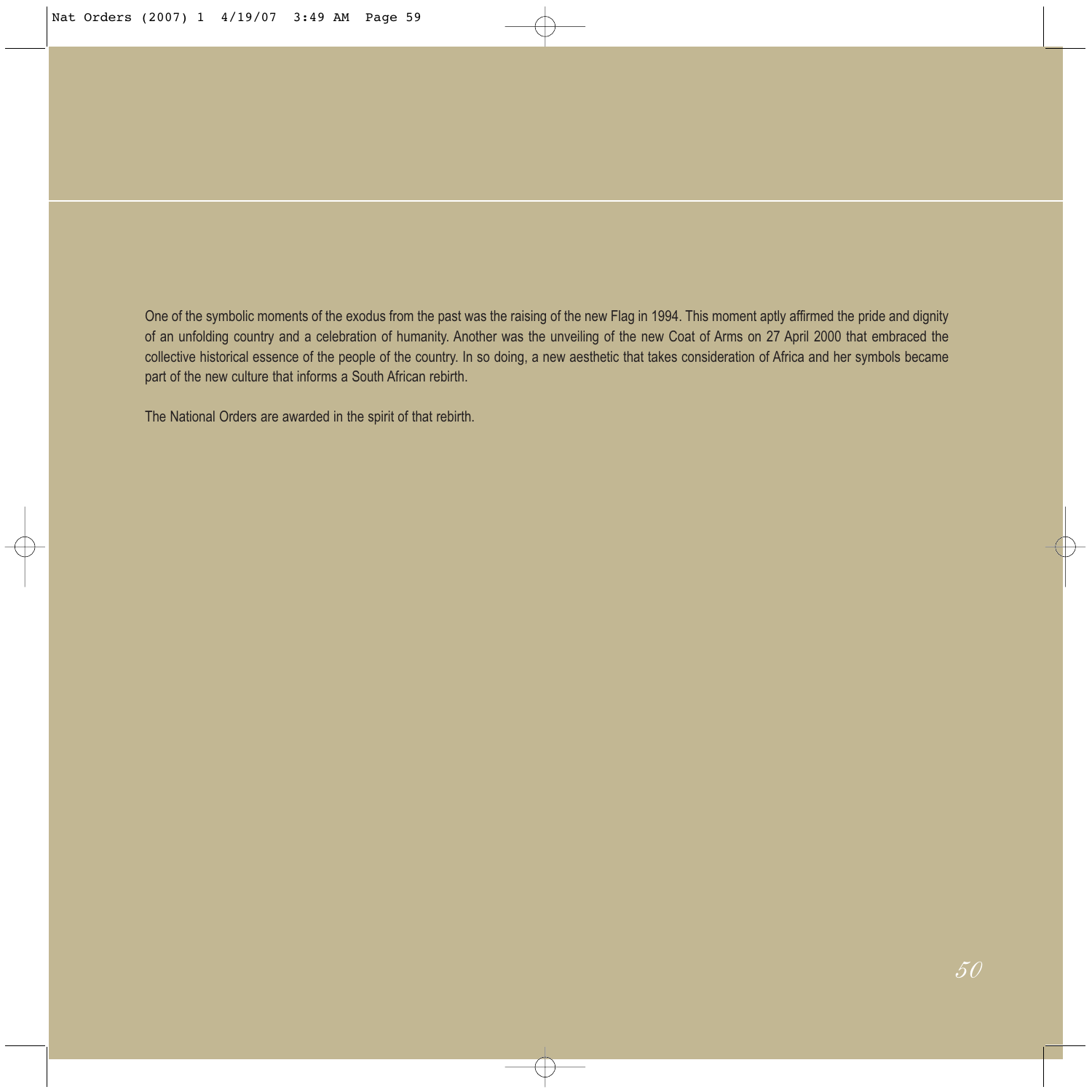One of the symbolic moments of the exodus from the past was the raising of the new Flag in 1994. This moment aptly affirmed the pride and dignity of an unfolding country and a celebration of humanity. Another was the unveiling of the new Coat of Arms on 27 April 2000 that embraced the collective historical essence of the people of the country. In so doing, a new aesthetic that takes consideration of Africa and her symbols became part of the new culture that informs a South African rebirth.

The National Orders are awarded in the spirit of that rebirth.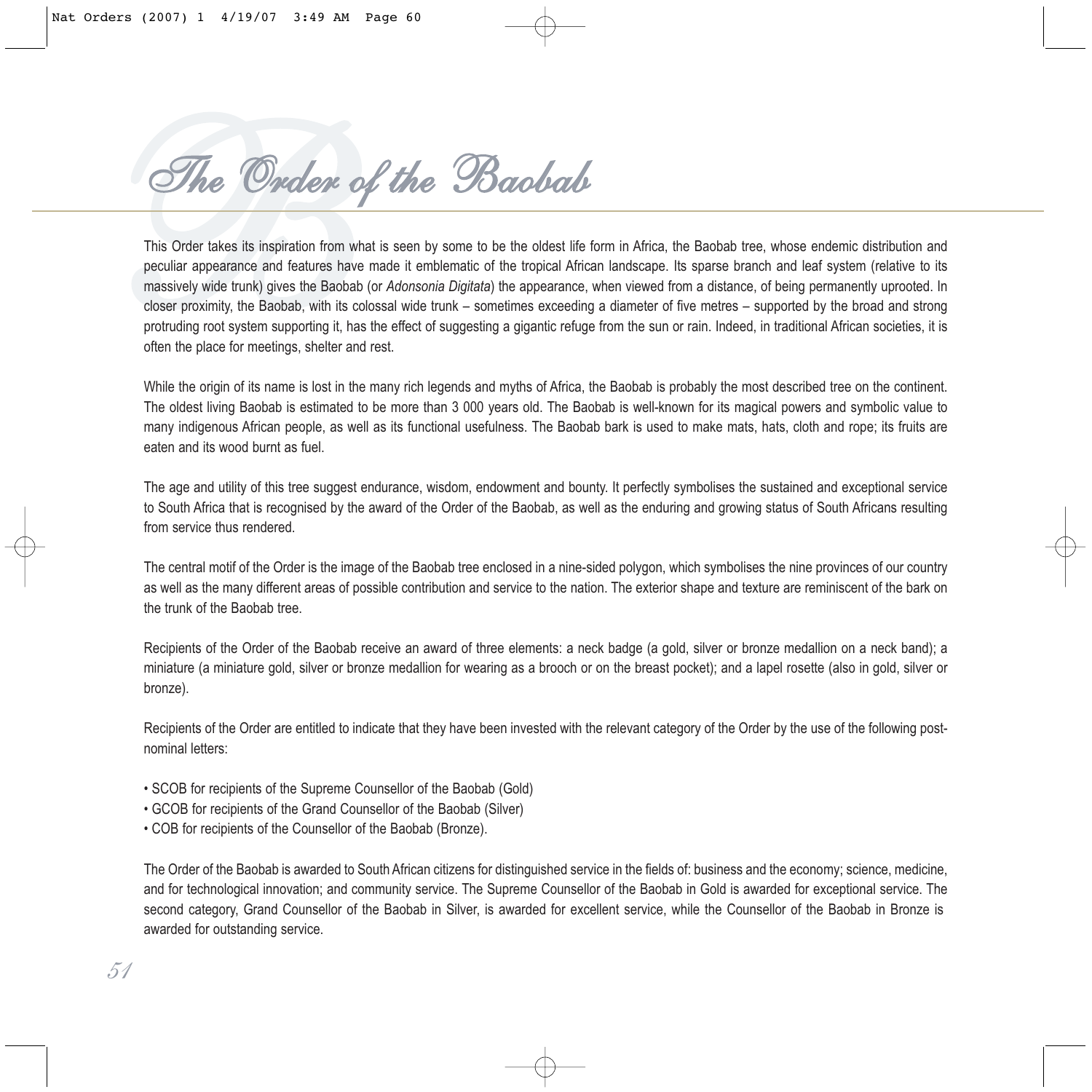# The Order of the Baobab

This Order takes its inspiration from what is seen by some to be the oldest life form in Africa, the Baobab tree, whose endemic distribution and peculiar appearance and features have made it emblematic of the tropical African landscape. Its sparse branch and leaf system (relative to its massively wide trunk) gives the Baobab (or *Adonsonia Digitata*) the appearance, when viewed from a distance, of being permanently uprooted. In closer proximity, the Baobab, with its colossal wide trunk – sometimes exceeding a diameter of five metres – supported by the broad and strong protruding root system supporting it, has the effect of suggesting a gigantic refuge from the sun or rain. Indeed, in traditional African societies, it is often the place for meetings, shelter and rest.

While the origin of its name is lost in the many rich legends and myths of Africa, the Baobab is probably the most described tree on the continent. The oldest living Baobab is estimated to be more than 3 000 years old. The Baobab is well-known for its magical powers and symbolic value to many indigenous African people, as well as its functional usefulness. The Baobab bark is used to make mats, hats, cloth and rope; its fruits are eaten and its wood burnt as fuel.

The age and utility of this tree suggest endurance, wisdom, endowment and bounty. It perfectly symbolises the sustained and exceptional service to South Africa that is recognised by the award of the Order of the Baobab, as well as the enduring and growing status of South Africans resulting from service thus rendered.

The central motif of the Order is the image of the Baobab tree enclosed in a nine-sided polygon, which symbolises the nine provinces of our country as well as the many different areas of possible contribution and service to the nation. The exterior shape and texture are reminiscent of the bark on the trunk of the Baobab tree.

Recipients of the Order of the Baobab receive an award of three elements: a neck badge (a gold, silver or bronze medallion on a neck band); a miniature (a miniature gold, silver or bronze medallion for wearing as a brooch or on the breast pocket); and a lapel rosette (also in gold, silver or bronze).

Recipients of the Order are entitled to indicate that they have been invested with the relevant category of the Order by the use of the following post-nominal letters:

- SCOB for recipients of the Supreme Counsellor of the Baobab (Gold)
- GCOB for recipients of the Grand Counsellor of the Baobab (Silver)
- COB for recipients of the Counsellor of the Baobab (Bronze).

The Order of the Baobab is awarded to South African citizens for distinguished service in the fields of: business and the economy; science, medicine, and for technological innovation; and community service. The Supreme Counsellor of the Baobab in Gold is awarded for exceptional service. The second category, Grand Counsellor of the Baobab in Silver, is awarded for excellent service, while the Counsellor of the Baobab in Bronze is awarded for outstanding service.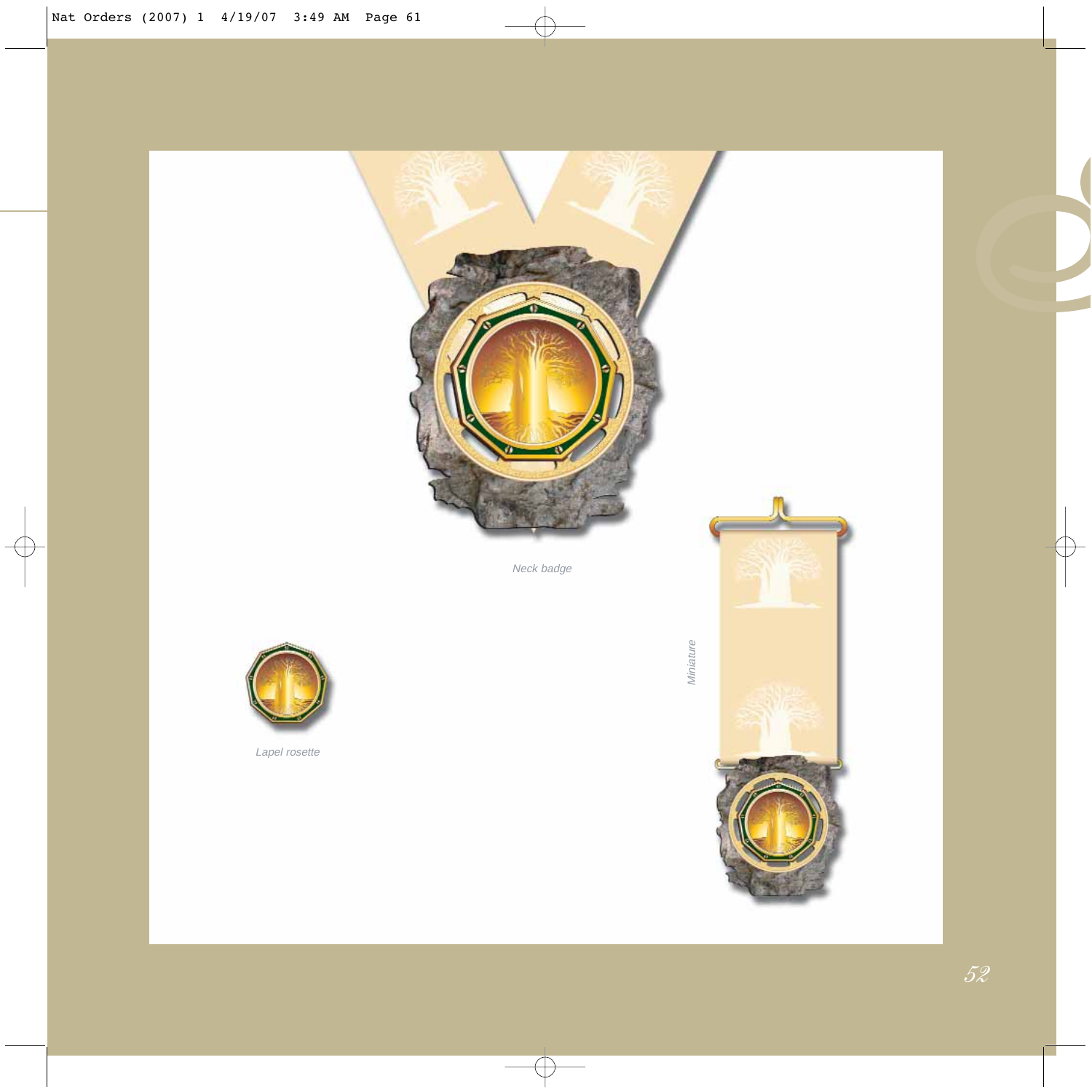Neck badge

Lapel rosette

Miniature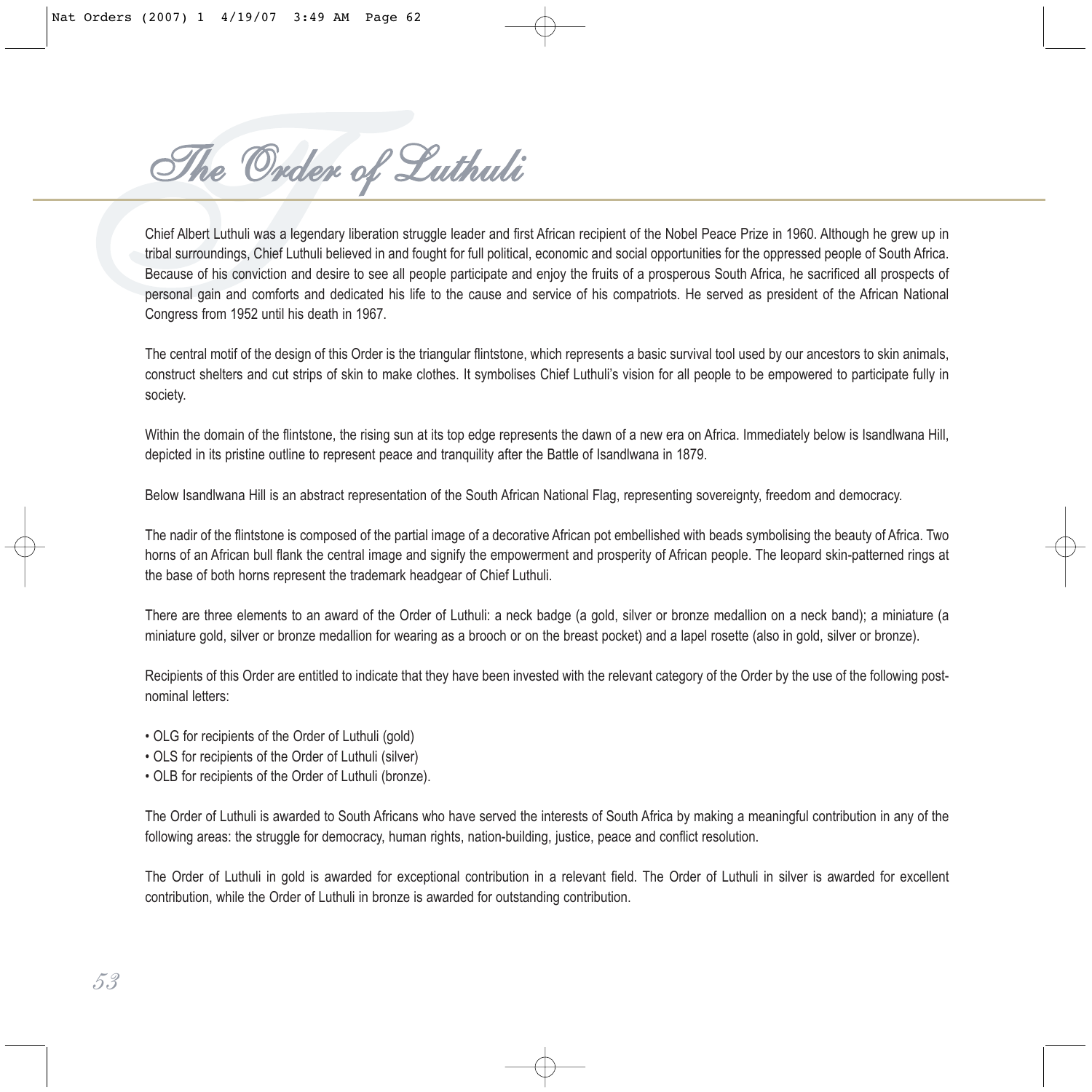# The Order of Luthuli

Chief Albert Luthuli was a legendary liberation struggle leader and first African recipient of the Nobel Peace Prize in 1960. Although he grew up in tribal surroundings, Chief Luthuli believed in and fought for full political, economic and social opportunities for the oppressed people of South Africa. Because of his conviction and desire to see all people participate and enjoy the fruits of a prosperous South Africa, he sacrificed all prospects of personal gain and comforts and dedicated his life to the cause and service of his compatriots. He served as president of the African National Congress from 1952 until his death in 1967.

The central motif of the design of this Order is the triangular flintstone, which represents a basic survival tool used by our ancestors to skin animals, construct shelters and cut strips of skin to make clothes. It symbolises Chief Luthuli's vision for all people to be empowered to participate fully in society.

Within the domain of the flintstone, the rising sun at its top edge represents the dawn of a new era on Africa. Immediately below is Isandlwana Hill, depicted in its pristine outline to represent peace and tranquility after the Battle of Isandlwana in 1879.

Below Isandlwana Hill is an abstract representation of the South African National Flag, representing sovereignty, freedom and democracy.

The nadir of the flintstone is composed of the partial image of a decorative African pot embellished with beads symbolising the beauty of Africa. Two horns of an African bull flank the central image and signify the empowerment and prosperity of African people. The leopard skin-patterned rings at the base of both horns represent the trademark headgear of Chief Luthuli.

There are three elements to an award of the Order of Luthuli: a neck badge (a gold, silver or bronze medallion on a neck band); a miniature (a miniature gold, silver or bronze medallion for wearing as a brooch or on the breast pocket) and a lapel rosette (also in gold, silver or bronze).

Recipients of this Order are entitled to indicate that they have been invested with the relevant category of the Order by the use of the following post-nominal letters:

- OLG for recipients of the Order of Luthuli (gold)
- OLS for recipients of the Order of Luthuli (silver)
- OLB for recipients of the Order of Luthuli (bronze).

The Order of Luthuli is awarded to South Africans who have served the interests of South Africa by making a meaningful contribution in any of the following areas: the struggle for democracy, human rights, nation-building, justice, peace and conflict resolution.

The Order of Luthuli in gold is awarded for exceptional contribution in a relevant field. The Order of Luthuli in silver is awarded for excellent contribution, while the Order of Luthuli in bronze is awarded for outstanding contribution.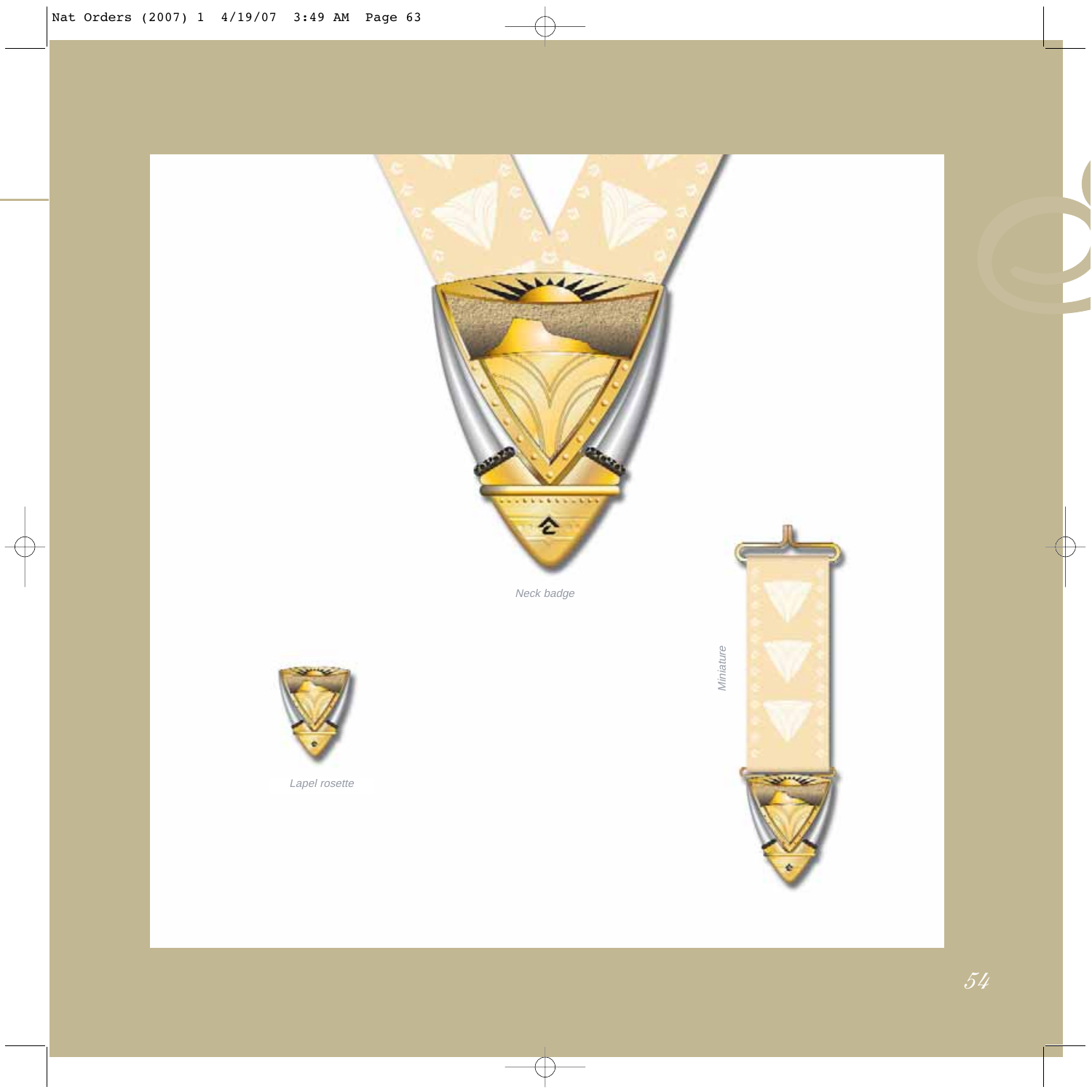Neck badge

Lapel rosette

Miniature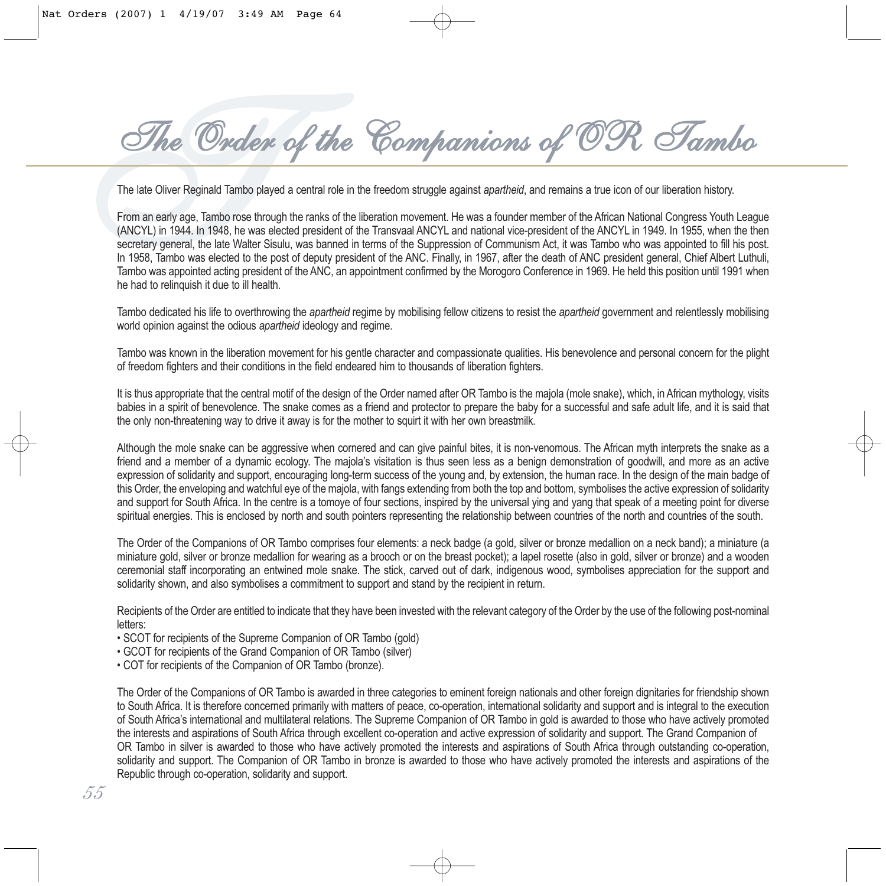# The Order of the Companions of OR Tambo

The late Oliver Reginald Tambo played a central role in the freedom struggle against *apartheid*, and remains a true icon of our liberation history.

From an early age, Tambo rose through the ranks of the liberation movement. He was a founder member of the African National Congress Youth League (ANCYL) in 1944. In 1948, he was elected president of the Transvaal ANCYL and national vice-president of the ANCYL in 1949. In 1955, when the then secretary general, the late Walter Sisulu, was banned in terms of the Suppression of Communism Act, it was Tambo who was appointed to fill his post. In 1958, Tambo was elected to the post of deputy president of the ANC. Finally, in 1967, after the death of ANC president general, Chief Albert Luthuli, Tambo was appointed acting president of the ANC, an appointment confirmed by the Morogoro Conference in 1969. He held this position until 1991 when he had to relinquish it due to ill health.

Tambo dedicated his life to overthrowing the *apartheid* regime by mobilising fellow citizens to resist the *apartheid* government and relentlessly mobilising world opinion against the odious *apartheid* ideology and regime.

Tambo was known in the liberation movement for his gentle character and compassionate qualities. His benevolence and personal concern for the plight of freedom fighters and their conditions in the field endeared him to thousands of liberation fighters.

It is thus appropriate that the central motif of the design of the Order named after OR Tambo is the majola (mole snake), which, in African mythology, visits babies in a spirit of benevolence. The snake comes as a friend and protector to prepare the baby for a successful and safe adult life, and it is said that the only non-threatening way to drive it away is for the mother to squirt it with her own breastmilk.

Although the mole snake can be aggressive when cornered and can give painful bites, it is non-venomous. The African myth interprets the snake as a friend and a member of a dynamic ecology. The majola's visitation is thus seen less as a benign demonstration of goodwill, and more as an active expression of solidarity and support, encouraging long-term success of the young and, by extension, the human race. In the design of the main badge of this Order, the enveloping and watchful eye of the majola, with fangs extending from both the top and bottom, symbolises the active expression of solidarity and support for South Africa. In the centre is a tomoye of four sections, inspired by the universal ying and yang that speak of a meeting point for diverse spiritual energies. This is enclosed by north and south pointers representing the relationship between countries of the north and countries of the south.

The Order of the Companions of OR Tambo comprises four elements: a neck badge (a gold, silver or bronze medallion on a neck band); a miniature (a miniature gold, silver or bronze medallion for wearing as a brooch or on the breast pocket); a lapel rosette (also in gold, silver or bronze) and a wooden ceremonial staff incorporating an entwined mole snake. The stick, carved out of dark, indigenous wood, symbolises appreciation for the support and solidarity shown, and also symbolises a commitment to support and stand by the recipient in return.

Recipients of the Order are entitled to indicate that they have been invested with the relevant category of the Order by the use of the following post-nominal letters:

- SCOT for recipients of the Supreme Companion of OR Tambo (gold)
- GCOT for recipients of the Grand Companion of OR Tambo (silver)
- COT for recipients of the Companion of OR Tambo (bronze).

The Order of the Companions of OR Tambo is awarded in three categories to eminent foreign nationals and other foreign dignitaries for friendship shown to South Africa. It is therefore concerned primarily with matters of peace, co-operation, international solidarity and support and is integral to the execution of South Africa's international and multilateral relations. The Supreme Companion of OR Tambo in gold is awarded to those who have actively promoted the interests and aspirations of South Africa through excellent co-operation and active expression of solidarity and support. The Grand Companion of OR Tambo in silver is awarded to those who have actively promoted the interests and aspirations of South Africa through outstanding co-operation, solidarity and support. The Companion of OR Tambo in bronze is awarded to those who have actively promoted the interests and aspirations of the Republic through co-operation, solidarity and support.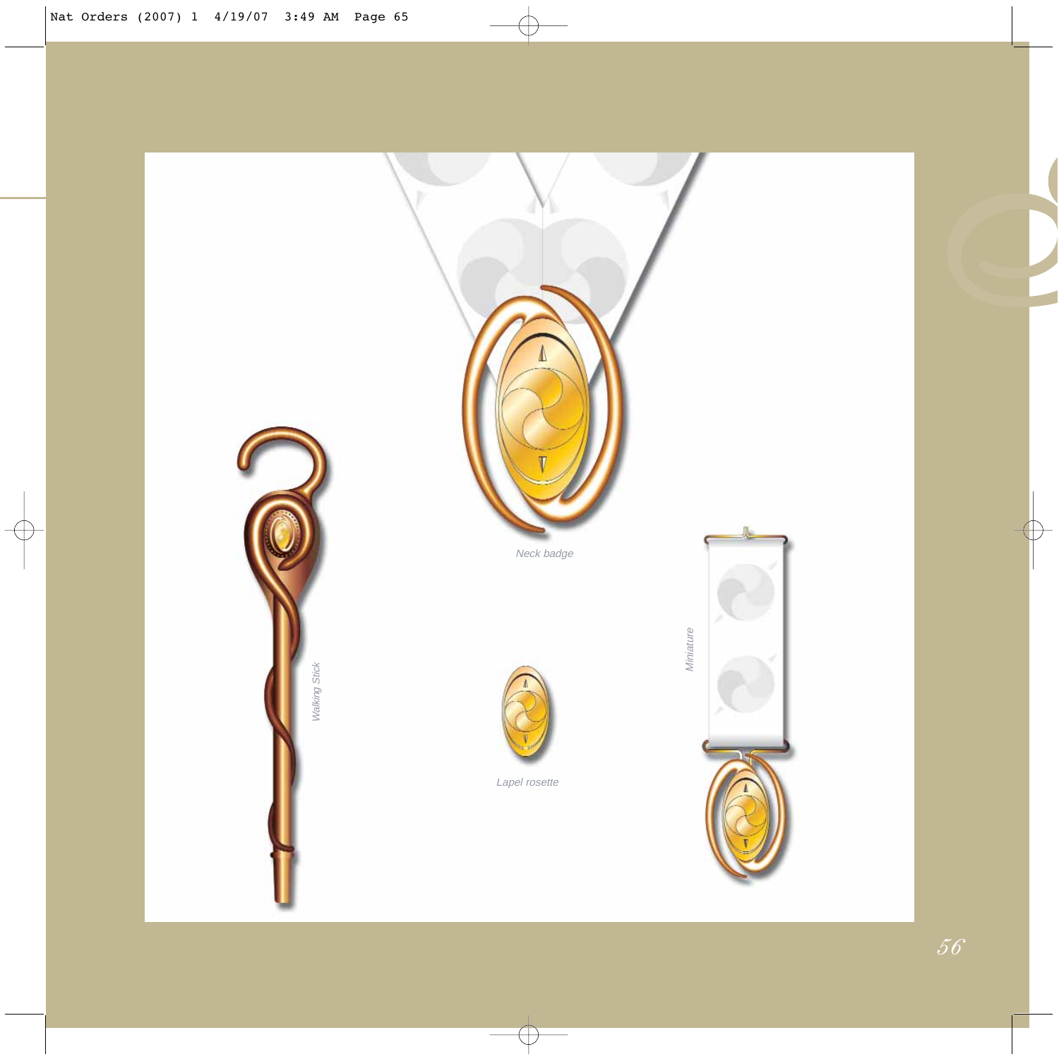Neck badge

Walking Stick

Lapel rosette

Miniature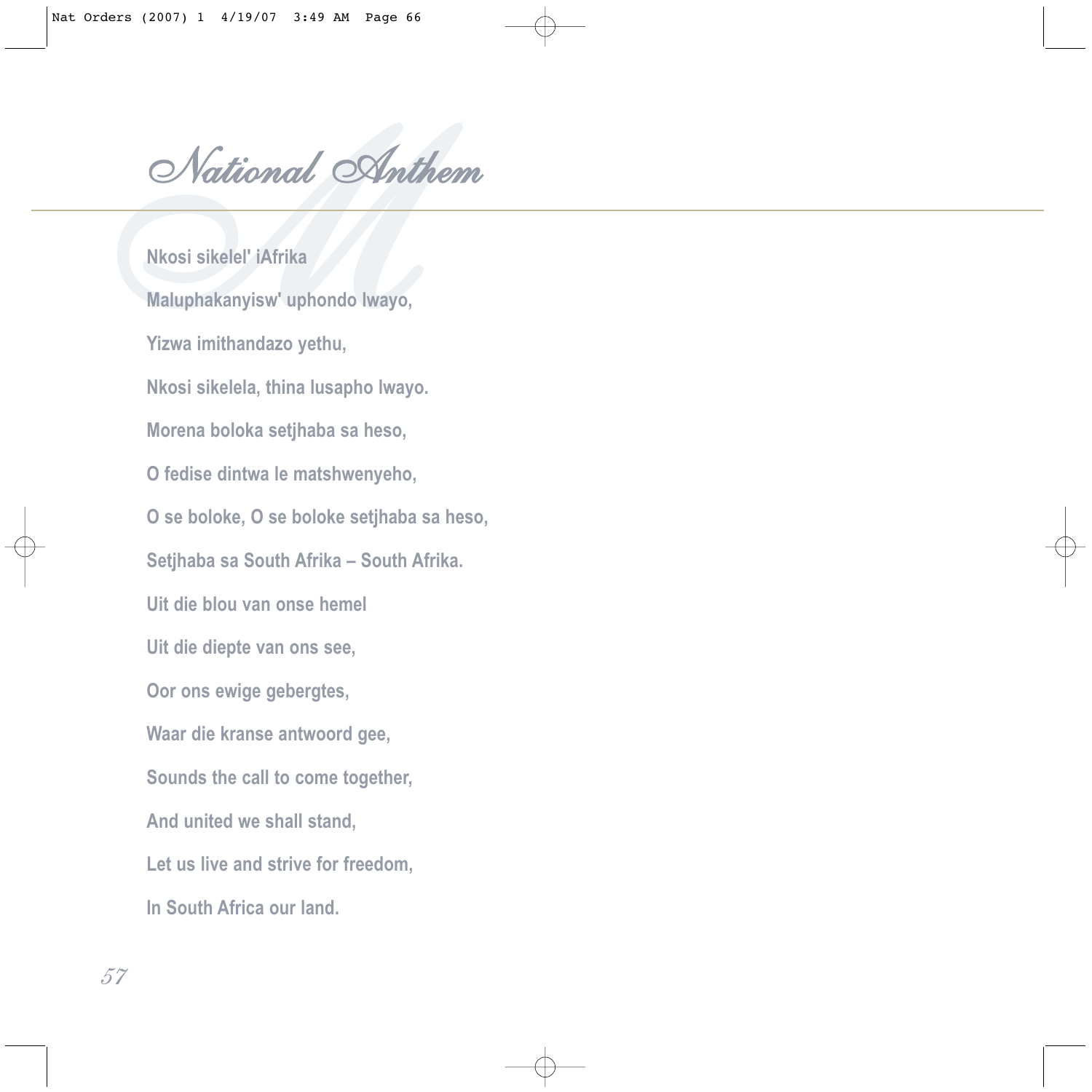# National Anthem

Nkosi sikelel' iAfrika

Maluphakanyisw' uphondo lwayo,

Yizwa imithandazo yethu,

Nkosi sikelela, thina lusapho lwayo.

Morena boloka setjhaba sa heso,

O fedise dintwa le matshwenyeho,

O se boloke, O se boloke setjhaba sa heso,

Setjhaba sa South Afrika – South Afrika.

Uit die blou van onse hemel

Uit die diepte van ons see,

Oor ons ewige gebergtes,

Waar die kranse antwoord gee,

Sounds the call to come together,

And united we shall stand,

Let us live and strive for freedom,

In South Africa our land.